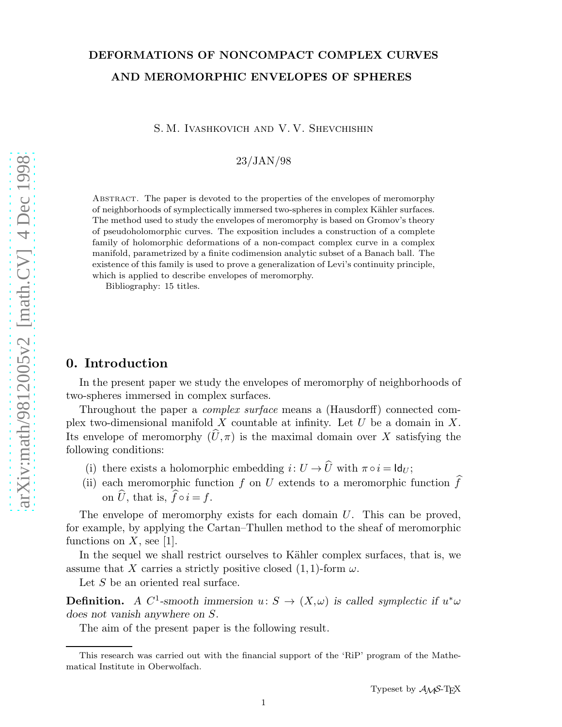# DEFORMATIONS OF NONCOMPACT COMPLEX CURVES AND MEROMORPHIC ENVELOPES OF SPHERES

S. M. Ivashkovich and V. V. Shevchishin

23/JAN/98

Abstract. The paper is devoted to the properties of the envelopes of meromorphy of neighborhoods of symplectically immersed two-spheres in complex Kähler surfaces. The method used to study the envelopes of meromorphy is based on Gromov's theory of pseudoholomorphic curves. The exposition includes a construction of a complete family of holomorphic deformations of a non-compact complex curve in a complex manifold, parametrized by a finite codimension analytic subset of a Banach ball. The existence of this family is used to prove a generalization of Levi's continuity principle, which is applied to describe envelopes of meromorphy.

Bibliography: 15 titles.

## 0. Introduction

In the present paper we study the envelopes of meromorphy of neighborhoods of two-spheres immersed in complex surfaces.

Throughout the paper a *complex surface* means a (Hausdorff) connected complex two-dimensional manifold $X$ countable at infinity. Let $U$ be a domain in $X$. Its envelope of meromorphy $(\widehat{U}, \pi)$ is the maximal domain over $X$ satisfying the following conditions:

(i) there exists a holomorphic embedding $i\colon U \to \widehat{U}$ with $\pi \circ i = \mathsf{Id}_U$;

(ii) each meromorphic function $f$ on $U$ extends to a meromorphic function $\widehat{f}$ on $\widehat{U}$, that is, $\widehat{f} \circ i = f$.

The envelope of meromorphy exists for each domain $U$. This can be proved, for example, by applying the Cartan–Thullen method to the sheaf of meromorphic functions on $X$, see [1].

In the sequel we shall restrict ourselves to Kähler complex surfaces, that is, we assume that $X$ carries a strictly positive closed $(1,1)$-form $\omega$.

Let $S$ be an oriented real surface.

**Definition.** *A $C^1$-smooth immersion $u\colon S \to (X, \omega)$ is called symplectic if $u^*\omega$ does not vanish anywhere on $S$.*

The aim of the present paper is the following result.

This research was carried out with the financial support of the 'RiP' program of the Mathematical Institute in Oberwolfach.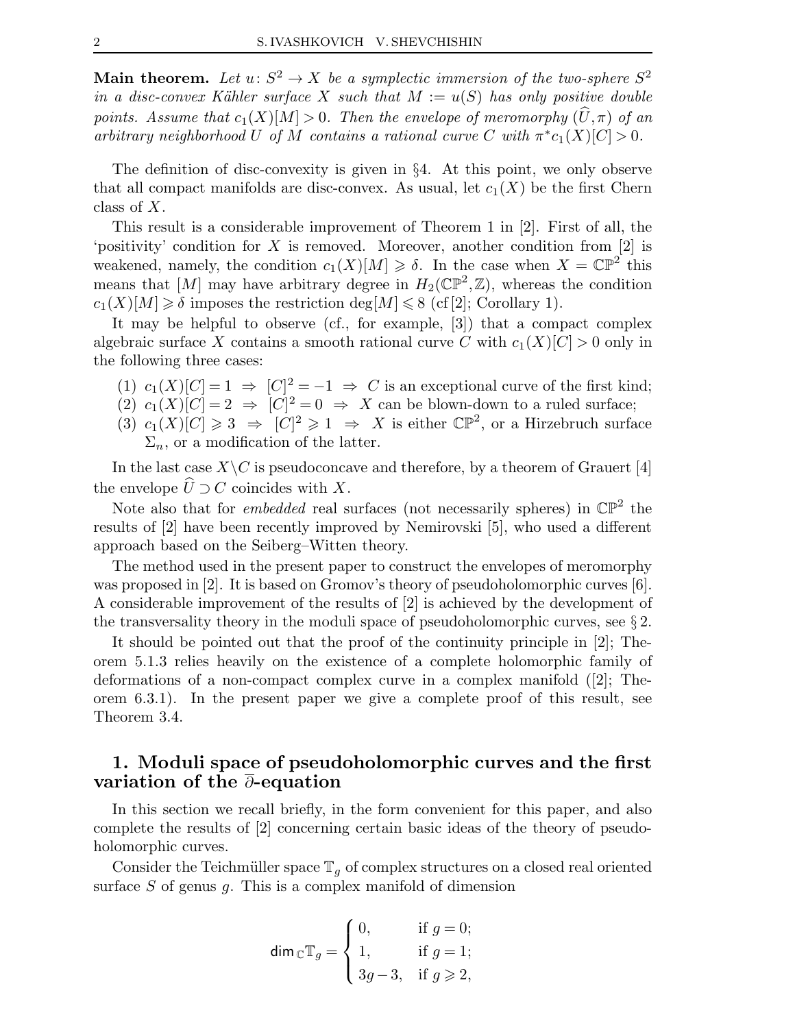**Main theorem.** *Let $u\colon S^2 \to X$ be a symplectic immersion of the two-sphere $S^2$ in a disc-convex Kähler surface $X$ such that $M := u(S)$ has only positive double points. Assume that $c_1(X)[M] > 0$. Then the envelope of meromorphy $(\widehat{U}, \pi)$ of an arbitrary neighborhood $U$ of $M$ contains a rational curve $C$ with $\pi^* c_1(X)[C] > 0$.*

The definition of disc-convexity is given in §4. At this point, we only observe that all compact manifolds are disc-convex. As usual, let $c_1(X)$ be the first Chern class of $X$.

This result is a considerable improvement of Theorem 1 in [2]. First of all, the 'positivity' condition for $X$ is removed. Moreover, another condition from [2] is weakened, namely, the condition $c_1(X)[M] \geqslant \delta$. In the case when $X = \mathbb{CP}^2$ this means that $[M]$ may have arbitrary degree in $H_2(\mathbb{CP}^2, \mathbb{Z})$, whereas the condition $c_1(X)[M] \geqslant \delta$ imposes the restriction $\deg[M] \leqslant 8$ (cf [2]; Corollary 1).

It may be helpful to observe (cf., for example, [3]) that a compact complex algebraic surface $X$ contains a smooth rational curve $C$ with $c_1(X)[C] > 0$ only in the following three cases:

1. $c_1(X)[C] = 1 \Rightarrow [C]^2 = -1 \Rightarrow C$ is an exceptional curve of the first kind;
2. $c_1(X)[C] = 2 \Rightarrow [C]^2 = 0 \Rightarrow X$ can be blown-down to a ruled surface;
3. $c_1(X)[C] \geqslant 3 \Rightarrow [C]^2 \geqslant 1 \Rightarrow X$ is either $\mathbb{CP}^2$, or a Hirzebruch surface $\Sigma_n$, or a modification of the latter.

In the last case $X \backslash C$ is pseudoconcave and therefore, by a theorem of Grauert [4] the envelope $\widehat{U} \supset C$ coincides with $X$.

Note also that for *embedded* real surfaces (not necessarily spheres) in $\mathbb{CP}^2$ the results of [2] have been recently improved by Nemirovski [5], who used a different approach based on the Seiberg–Witten theory.

The method used in the present paper to construct the envelopes of meromorphy was proposed in [2]. It is based on Gromov's theory of pseudoholomorphic curves [6]. A considerable improvement of the results of [2] is achieved by the development of the transversality theory in the moduli space of pseudoholomorphic curves, see § 2.

It should be pointed out that the proof of the continuity principle in [2]; Theorem 5.1.3 relies heavily on the existence of a complete holomorphic family of deformations of a non-compact complex curve in a complex manifold ([2]; Theorem 6.3.1). In the present paper we give a complete proof of this result, see Theorem 3.4.

## 1. Moduli space of pseudoholomorphic curves and the first variation of the $\overline{\partial}$-equation

In this section we recall briefly, in the form convenient for this paper, and also complete the results of [2] concerning certain basic ideas of the theory of pseudoholomorphic curves.

Consider the Teichmüller space $\mathbb{T}_g$ of complex structures on a closed real oriented surface $S$ of genus $g$. This is a complex manifold of dimension

$$\dim_{\mathbb{C}} \mathbb{T}_g = \begin{cases} 0, & \text{if } g = 0; \\ 1, & \text{if } g = 1; \\ 3g - 3, & \text{if } g \geqslant 2, \end{cases}$$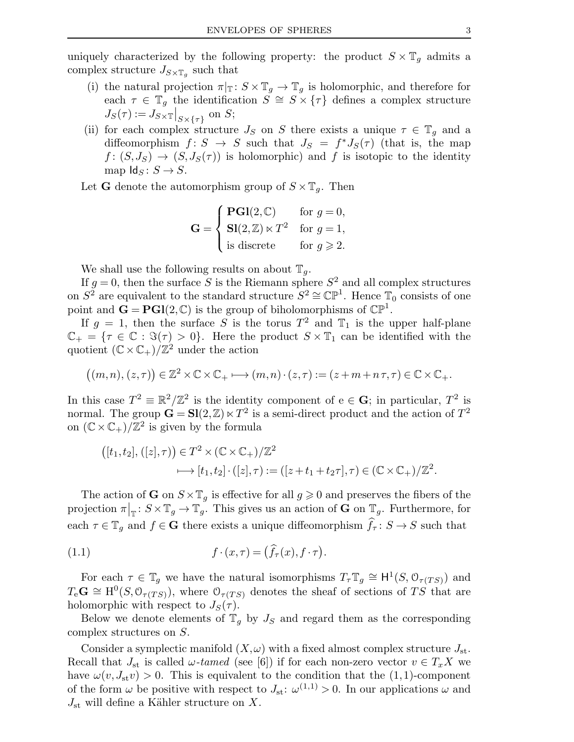uniquely characterized by the following property: the product $S \times \mathbb{T}_g$ admits a complex structure $J_{S\times\mathbb{T}_g}$ such that

(i) the natural projection $\pi|_{\mathbb{T}}: S \times \mathbb{T}_g \to \mathbb{T}_g$ is holomorphic, and therefore for each $\tau \in \mathbb{T}_g$ the identification $S \cong S \times \{\tau\}$ defines a complex structure $J_S(\tau) := J_{S\times\mathbb{T}}\big|_{S\times\{\tau\}}$ on $S$;

(ii) for each complex structure $J_S$ on $S$ there exists a unique $\tau \in \mathbb{T}_g$ and a diffeomorphism $f: S \to S$ such that $J_S = f^* J_S(\tau)$ (that is, the map $f: (S, J_S) \to (S, J_S(\tau))$ is holomorphic) and $f$ is isotopic to the identity map $\mathsf{Id}_S: S \to S$.

Let $\mathbf{G}$ denote the automorphism group of $S \times \mathbb{T}_g$. Then

$$\mathbf{G} = \begin{cases} \mathbf{PGl}(2,\mathbb{C}) & \text{for } g = 0, \\ \mathbf{Sl}(2,\mathbb{Z}) \ltimes T^2 & \text{for } g = 1, \\ \text{is discrete} & \text{for } g \geqslant 2. \end{cases}$$

We shall use the following results on about $\mathbb{T}_g$.

If $g = 0$, then the surface $S$ is the Riemann sphere $S^2$ and all complex structures on $S^2$ are equivalent to the standard structure $S^2 \cong \mathbb{CP}^1$. Hence $\mathbb{T}_0$ consists of one point and $\mathbf{G} = \mathbf{PGl}(2,\mathbb{C})$ is the group of biholomorphisms of $\mathbb{CP}^1$.

If $g = 1$, then the surface $S$ is the torus $T^2$ and $\mathbb{T}_1$ is the upper half-plane $\mathbb{C}_+ = \{\tau \in \mathbb{C} : \Im(\tau) > 0\}$. Here the product $S \times \mathbb{T}_1$ can be identified with the quotient $(\mathbb{C} \times \mathbb{C}_+)/\mathbb{Z}^2$ under the action

$$\big((m,n),(z,\tau)\big) \in \mathbb{Z}^2 \times \mathbb{C} \times \mathbb{C}_+ \longmapsto (m,n)\cdot(z,\tau) := (z + m + n\tau, \tau) \in \mathbb{C} \times \mathbb{C}_+.$$

In this case $T^2 \equiv \mathbb{R}^2/\mathbb{Z}^2$ is the identity component of $\mathrm{e} \in \mathbf{G}$; in particular, $T^2$ is normal. The group $\mathbf{G} = \mathbf{Sl}(2,\mathbb{Z}) \ltimes T^2$ is a semi-direct product and the action of $T^2$ on $(\mathbb{C} \times \mathbb{C}_+)/\mathbb{Z}^2$ is given by the formula

$$\begin{aligned} \big([t_1,t_2],([z],\tau)\big) &\in T^2 \times (\mathbb{C} \times \mathbb{C}_+)/\mathbb{Z}^2 \\ &\longmapsto [t_1,t_2]\cdot([z],\tau) := ([z + t_1 + t_2\tau],\tau) \in (\mathbb{C} \times \mathbb{C}_+)/\mathbb{Z}^2. \end{aligned}$$

The action of $\mathbf{G}$ on $S \times \mathbb{T}_g$ is effective for all $g \geqslant 0$ and preserves the fibers of the projection $\pi\big|_{\mathbb{T}}: S \times \mathbb{T}_g \to \mathbb{T}_g$. This gives us an action of $\mathbf{G}$ on $\mathbb{T}_g$. Furthermore, for each $\tau \in \mathbb{T}_g$ and $f \in \mathbf{G}$ there exists a unique diffeomorphism $\widehat{f}_\tau: S \to S$ such that

$$f \cdot (x,\tau) = \big(\widehat{f}_\tau(x), f \cdot \tau\big). \tag{1.1}$$

For each $\tau \in \mathbb{T}_g$ we have the natural isomorphisms $T_\tau \mathbb{T}_g \cong \mathsf{H}^1(S, \mathcal{O}_{\tau(TS)})$ and $T_{\mathrm{e}}\mathbf{G} \cong \mathrm{H}^0(S, \mathcal{O}_{\tau(TS)})$, where $\mathcal{O}_{\tau(TS)}$ denotes the sheaf of sections of $TS$ that are holomorphic with respect to $J_S(\tau)$.

Below we denote elements of $\mathbb{T}_g$ by $J_S$ and regard them as the corresponding complex structures on $S$.

Consider a symplectic manifold $(X,\omega)$ with a fixed almost complex structure $J_{\mathrm{st}}$. Recall that $J_{\mathrm{st}}$ is called *$\omega$-tamed* (see [6]) if for each non-zero vector $v \in T_x X$ we have $\omega(v, J_{\mathrm{st}} v) > 0$. This is equivalent to the condition that the $(1,1)$-component of the form $\omega$ be positive with respect to $J_{\mathrm{st}}$: $\omega^{(1,1)} > 0$. In our applications $\omega$ and $J_{\mathrm{st}}$ will define a Kähler structure on $X$.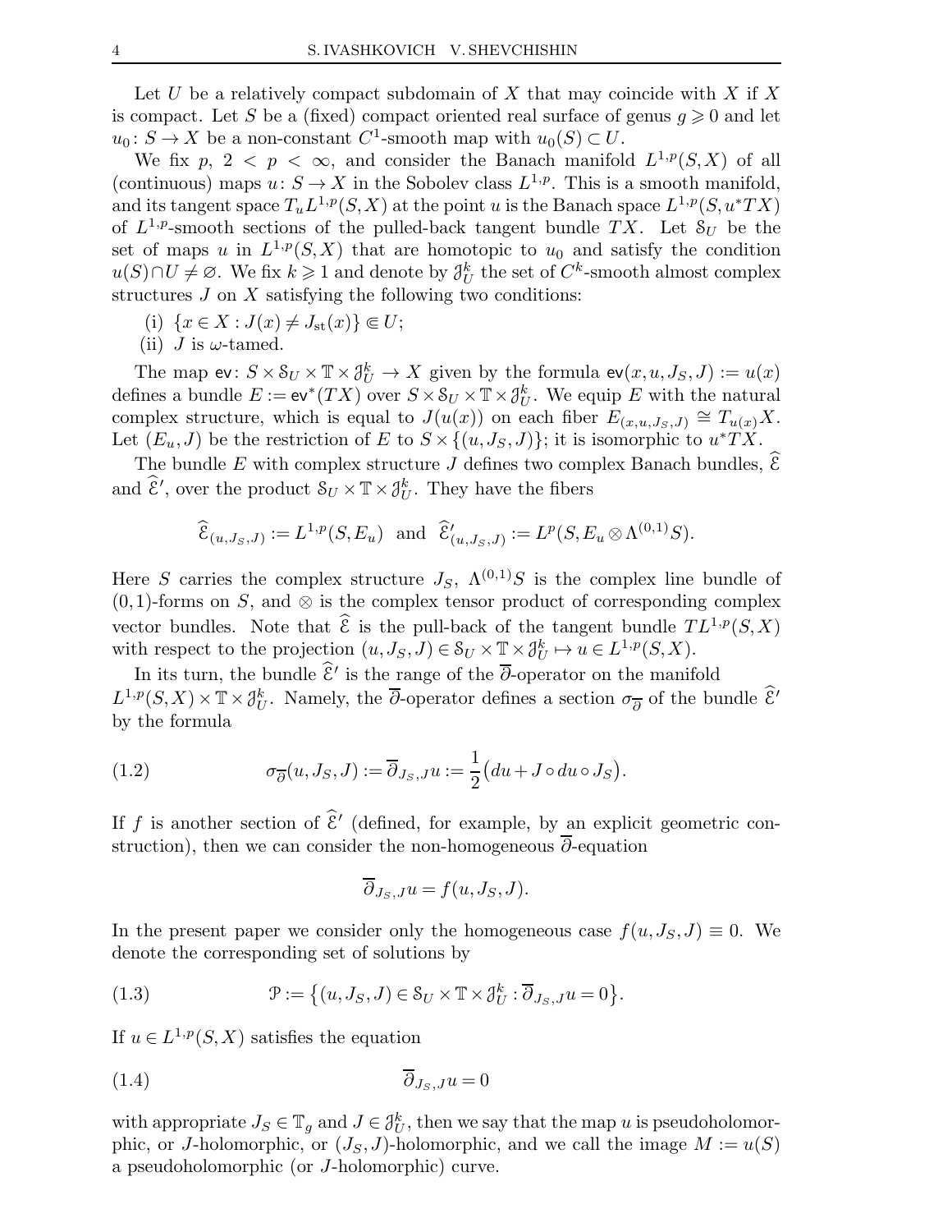Let $U$ be a relatively compact subdomain of $X$ that may coincide with $X$ if $X$ is compact. Let $S$ be a (fixed) compact oriented real surface of genus $g \geqslant 0$ and let $u_0 \colon S \to X$ be a non-constant $C^1$-smooth map with $u_0(S) \subset U$.

We fix $p$, $2 < p < \infty$, and consider the Banach manifold $L^{1,p}(S,X)$ of all (continuous) maps $u \colon S \to X$ in the Sobolev class $L^{1,p}$. This is a smooth manifold, and its tangent space $T_u L^{1,p}(S,X)$ at the point $u$ is the Banach space $L^{1,p}(S, u^*TX)$ of $L^{1,p}$-smooth sections of the pulled-back tangent bundle $TX$. Let $\mathcal{S}_U$ be the set of maps $u$ in $L^{1,p}(S,X)$ that are homotopic to $u_0$ and satisfy the condition $u(S) \cap U \neq \varnothing$. We fix $k \geqslant 1$ and denote by $\mathcal{J}^k_U$ the set of $C^k$-smooth almost complex structures $J$ on $X$ satisfying the following two conditions:

(i) $\{x \in X : J(x) \neq J_{\mathrm{st}}(x)\} \Subset U$;

(ii) $J$ is $\omega$-tamed.

The map $\mathsf{ev} \colon S \times \mathcal{S}_U \times \mathbb{T} \times \mathcal{J}^k_U \to X$ given by the formula $\mathsf{ev}(x, u, J_S, J) := u(x)$ defines a bundle $E := \mathsf{ev}^*(TX)$ over $S \times \mathcal{S}_U \times \mathbb{T} \times \mathcal{J}^k_U$. We equip $E$ with the natural complex structure, which is equal to $J(u(x))$ on each fiber $E_{(x,u,J_S,J)} \cong T_{u(x)}X$. Let $(E_u, J)$ be the restriction of $E$ to $S \times \{(u, J_S, J)\}$; it is isomorphic to $u^*TX$.

The bundle $E$ with complex structure $J$ defines two complex Banach bundles, $\widehat{\mathcal{E}}$ and $\widehat{\mathcal{E}}'$, over the product $\mathcal{S}_U \times \mathbb{T} \times \mathcal{J}^k_U$. They have the fibers

$$\widehat{\mathcal{E}}_{(u,J_S,J)} := L^{1,p}(S, E_u) \quad \text{and} \quad \widehat{\mathcal{E}}'_{(u,J_S,J)} := L^p(S, E_u \otimes \Lambda^{(0,1)}S).$$

Here $S$ carries the complex structure $J_S$, $\Lambda^{(0,1)}S$ is the complex line bundle of $(0,1)$-forms on $S$, and $\otimes$ is the complex tensor product of corresponding complex vector bundles. Note that $\widehat{\mathcal{E}}$ is the pull-back of the tangent bundle $TL^{1,p}(S,X)$ with respect to the projection $(u, J_S, J) \in \mathcal{S}_U \times \mathbb{T} \times \mathcal{J}^k_U \mapsto u \in L^{1,p}(S,X)$.

In its turn, the bundle $\widehat{\mathcal{E}}'$ is the range of the $\overline{\partial}$-operator on the manifold $L^{1,p}(S,X) \times \mathbb{T} \times \mathcal{J}^k_U$. Namely, the $\overline{\partial}$-operator defines a section $\sigma_{\overline{\partial}}$ of the bundle $\widehat{\mathcal{E}}'$ by the formula

$$\sigma_{\overline{\partial}}(u, J_S, J) := \overline{\partial}_{J_S,J} u := \frac{1}{2}\big(du + J \circ du \circ J_S\big). \tag{1.2}$$

If $f$ is another section of $\widehat{\mathcal{E}}'$ (defined, for example, by an explicit geometric construction), then we can consider the non-homogeneous $\overline{\partial}$-equation

$$\overline{\partial}_{J_S,J} u = f(u, J_S, J).$$

In the present paper we consider only the homogeneous case $f(u, J_S, J) \equiv 0$. We denote the corresponding set of solutions by

$$\mathcal{P} := \big\{(u, J_S, J) \in \mathcal{S}_U \times \mathbb{T} \times \mathcal{J}^k_U : \overline{\partial}_{J_S,J} u = 0\big\}. \tag{1.3}$$

If $u \in L^{1,p}(S,X)$ satisfies the equation

$$\overline{\partial}_{J_S,J} u = 0 \tag{1.4}$$

with appropriate $J_S \in \mathbb{T}_g$ and $J \in \mathcal{J}^k_U$, then we say that the map $u$ is pseudoholomorphic, or $J$-holomorphic, or $(J_S, J)$-holomorphic, and we call the image $M := u(S)$ a pseudoholomorphic (or $J$-holomorphic) curve.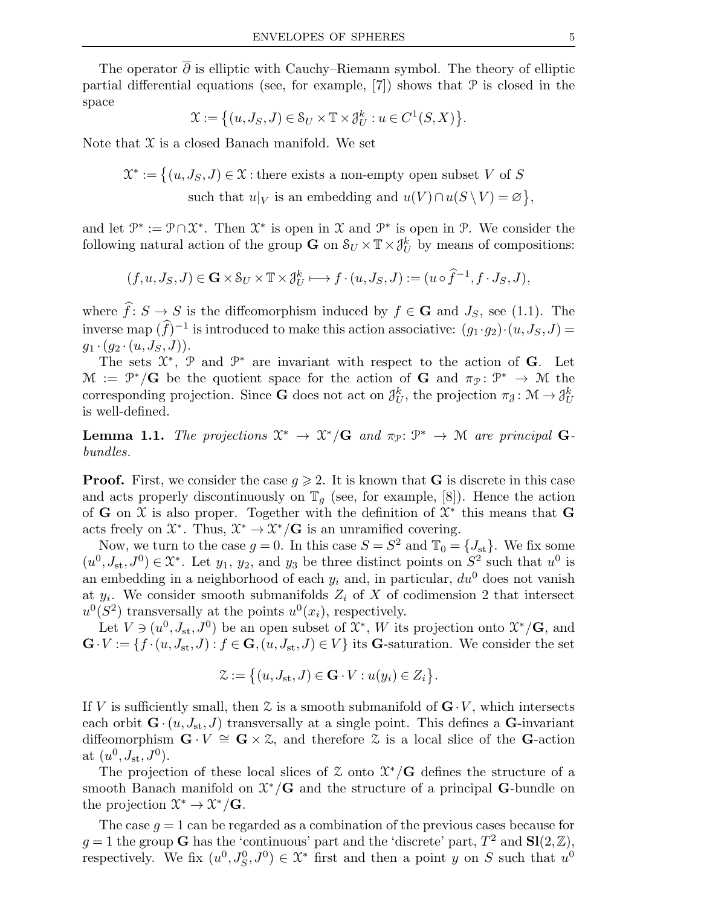The operator $\overline{\partial}$ is elliptic with Cauchy–Riemann symbol. The theory of elliptic partial differential equations (see, for example, [7]) shows that $\mathcal{P}$ is closed in the space

$$\mathcal{X} := \big\{(u, J_S, J) \in \mathcal{S}_U \times \mathbb{T} \times \mathcal{J}^k_U : u \in C^1(S, X)\big\}.$$

Note that $\mathcal{X}$ is a closed Banach manifold. We set

$$\mathcal{X}^* := \big\{(u, J_S, J) \in \mathcal{X} : \text{there exists a non-empty open subset } V \text{ of } S \\ \text{such that } u|_V \text{ is an embedding and } u(V) \cap u(S \setminus V) = \varnothing\big\},$$

and let $\mathcal{P}^* := \mathcal{P} \cap \mathcal{X}^*$. Then $\mathcal{X}^*$ is open in $\mathcal{X}$ and $\mathcal{P}^*$ is open in $\mathcal{P}$. We consider the following natural action of the group $\mathbf{G}$ on $\mathcal{S}_U \times \mathbb{T} \times \mathcal{J}^k_U$ by means of compositions:

$$(f, u, J_S, J) \in \mathbf{G} \times \mathcal{S}_U \times \mathbb{T} \times \mathcal{J}^k_U \longmapsto f \cdot (u, J_S, J) := (u \circ \widehat{f}^{-1}, f \cdot J_S, J),$$

where $\widehat{f}\colon S \to S$ is the diffeomorphism induced by $f \in \mathbf{G}$ and $J_S$, see (1.1). The inverse map $(\widehat{f})^{-1}$ is introduced to make this action associative: $(g_1 \cdot g_2) \cdot (u, J_S, J) = g_1 \cdot (g_2 \cdot (u, J_S, J))$.

The sets $\mathcal{X}^*$, $\mathcal{P}$ and $\mathcal{P}^*$ are invariant with respect to the action of $\mathbf{G}$. Let $\mathcal{M} := \mathcal{P}^*/\mathbf{G}$ be the quotient space for the action of $\mathbf{G}$ and $\pi_{\mathcal{P}}\colon \mathcal{P}^* \to \mathcal{M}$ the corresponding projection. Since $\mathbf{G}$ does not act on $\mathcal{J}^k_U$, the projection $\pi_{\mathcal{J}}\colon \mathcal{M} \to \mathcal{J}^k_U$ is well-defined.

**Lemma 1.1.** *The projections $\mathcal{X}^* \to \mathcal{X}^*/\mathbf{G}$ and $\pi_{\mathcal{P}}\colon \mathcal{P}^* \to \mathcal{M}$ are principal $\mathbf{G}$-bundles.*

**Proof.** First, we consider the case $g \geqslant 2$. It is known that $\mathbf{G}$ is discrete in this case and acts properly discontinuously on $\mathbb{T}_g$ (see, for example, [8]). Hence the action of $\mathbf{G}$ on $\mathcal{X}$ is also proper. Together with the definition of $\mathcal{X}^*$ this means that $\mathbf{G}$ acts freely on $\mathcal{X}^*$. Thus, $\mathcal{X}^* \to \mathcal{X}^*/\mathbf{G}$ is an unramified covering.

Now, we turn to the case $g = 0$. In this case $S = S^2$ and $\mathbb{T}_0 = \{J_{\mathrm{st}}\}$. We fix some $(u^0, J_{\mathrm{st}}, J^0) \in \mathcal{X}^*$. Let $y_1$, $y_2$, and $y_3$ be three distinct points on $S^2$ such that $u^0$ is an embedding in a neighborhood of each $y_i$ and, in particular, $du^0$ does not vanish at $y_i$. We consider smooth submanifolds $Z_i$ of $X$ of codimension 2 that intersect $u^0(S^2)$ transversally at the points $u^0(x_i)$, respectively.

Let $V \ni (u^0, J_{\mathrm{st}}, J^0)$ be an open subset of $\mathcal{X}^*$, $W$ its projection onto $\mathcal{X}^*/\mathbf{G}$, and $\mathbf{G} \cdot V := \{f \cdot (u, J_{\mathrm{st}}, J) : f \in \mathbf{G}, (u, J_{\mathrm{st}}, J) \in V\}$ its $\mathbf{G}$-saturation. We consider the set

$$\mathcal{Z} := \big\{(u, J_{\mathrm{st}}, J) \in \mathbf{G} \cdot V : u(y_i) \in Z_i\big\}.$$

If $V$ is sufficiently small, then $\mathcal{Z}$ is a smooth submanifold of $\mathbf{G} \cdot V$, which intersects each orbit $\mathbf{G} \cdot (u, J_{\mathrm{st}}, J)$ transversally at a single point. This defines a $\mathbf{G}$-invariant diffeomorphism $\mathbf{G} \cdot V \cong \mathbf{G} \times \mathcal{Z}$, and therefore $\mathcal{Z}$ is a local slice of the $\mathbf{G}$-action at $(u^0, J_{\mathrm{st}}, J^0)$.

The projection of these local slices of $\mathcal{Z}$ onto $\mathcal{X}^*/\mathbf{G}$ defines the structure of a smooth Banach manifold on $\mathcal{X}^*/\mathbf{G}$ and the structure of a principal $\mathbf{G}$-bundle on the projection $\mathcal{X}^* \to \mathcal{X}^*/\mathbf{G}$.

The case $g = 1$ can be regarded as a combination of the previous cases because for $g = 1$ the group $\mathbf{G}$ has the 'continuous' part and the 'discrete' part, $T^2$ and $\mathbf{Sl}(2, \mathbb{Z})$, respectively. We fix $(u^0, J^0_S, J^0) \in \mathcal{X}^*$ first and then a point $y$ on $S$ such that $u^0$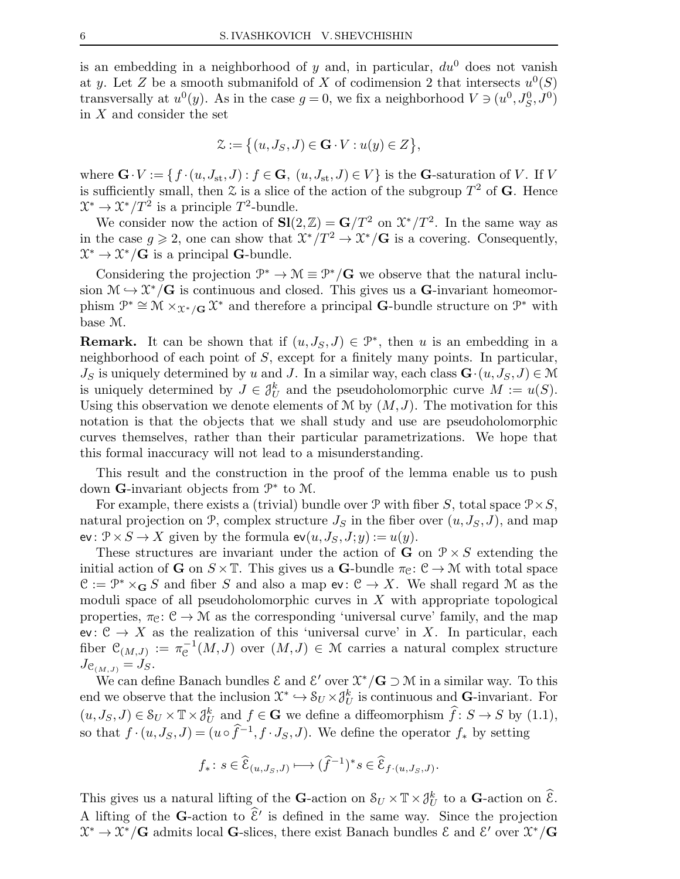is an embedding in a neighborhood of $y$ and, in particular, $du^0$ does not vanish at $y$. Let $Z$ be a smooth submanifold of $X$ of codimension 2 that intersects $u^0(S)$ transversally at $u^0(y)$. As in the case $g = 0$, we fix a neighborhood $V \ni (u^0, J^0_S, J^0)$ in $X$ and consider the set

$$\mathcal{Z} := \big\{ (u, J_S, J) \in \mathbf{G} \cdot V : u(y) \in Z \big\},$$

where $\mathbf{G} \cdot V := \{ f \cdot (u, J_{\mathrm{st}}, J) : f \in \mathbf{G},\ (u, J_{\mathrm{st}}, J) \in V \}$ is the $\mathbf{G}$-saturation of $V$. If $V$ is sufficiently small, then $\mathcal{Z}$ is a slice of the action of the subgroup $T^2$ of $\mathbf{G}$. Hence $\mathcal{X}^* \to \mathcal{X}^*/T^2$ is a principle $T^2$-bundle.

We consider now the action of $\mathbf{Sl}(2, \mathbb{Z}) = \mathbf{G}/T^2$ on $\mathcal{X}^*/T^2$. In the same way as in the case $g \geqslant 2$, one can show that $\mathcal{X}^*/T^2 \to \mathcal{X}^*/\mathbf{G}$ is a covering. Consequently, $\mathcal{X}^* \to \mathcal{X}^*/\mathbf{G}$ is a principal $\mathbf{G}$-bundle.

Considering the projection $\mathcal{P}^* \to \mathcal{M} \equiv \mathcal{P}^*/\mathbf{G}$ we observe that the natural inclusion $\mathcal{M} \hookrightarrow \mathcal{X}^*/\mathbf{G}$ is continuous and closed. This gives us a $\mathbf{G}$-invariant homeomorphism $\mathcal{P}^* \cong \mathcal{M} \times_{\mathcal{X}^*/\mathbf{G}} \mathcal{X}^*$ and therefore a principal $\mathbf{G}$-bundle structure on $\mathcal{P}^*$ with base $\mathcal{M}$.

**Remark.** It can be shown that if $(u, J_S, J) \in \mathcal{P}^*$, then $u$ is an embedding in a neighborhood of each point of $S$, except for a finitely many points. In particular, $J_S$ is uniquely determined by $u$ and $J$. In a similar way, each class $\mathbf{G} \cdot (u, J_S, J) \in \mathcal{M}$ is uniquely determined by $J \in \mathcal{J}^k_U$ and the pseudoholomorphic curve $M := u(S)$. Using this observation we denote elements of $\mathcal{M}$ by $(M, J)$. The motivation for this notation is that the objects that we shall study and use are pseudoholomorphic curves themselves, rather than their particular parametrizations. We hope that this formal inaccuracy will not lead to a misunderstanding.

This result and the construction in the proof of the lemma enable us to push down $\mathbf{G}$-invariant objects from $\mathcal{P}^*$ to $\mathcal{M}$.

For example, there exists a (trivial) bundle over $\mathcal{P}$ with fiber $S$, total space $\mathcal{P} \times S$, natural projection on $\mathcal{P}$, complex structure $J_S$ in the fiber over $(u, J_S, J)$, and map $\mathsf{ev} \colon \mathcal{P} \times S \to X$ given by the formula $\mathsf{ev}(u, J_S, J; y) := u(y)$.

These structures are invariant under the action of $\mathbf{G}$ on $\mathcal{P} \times S$ extending the initial action of $\mathbf{G}$ on $S \times \mathbb{T}$. This gives us a $\mathbf{G}$-bundle $\pi_{\mathcal{C}} \colon \mathcal{C} \to \mathcal{M}$ with total space $\mathcal{C} := \mathcal{P}^* \times_{\mathbf{G}} S$ and fiber $S$ and also a map $\mathsf{ev} \colon \mathcal{C} \to X$. We shall regard $\mathcal{M}$ as the moduli space of all pseudoholomorphic curves in $X$ with appropriate topological properties, $\pi_{\mathcal{C}} \colon \mathcal{C} \to \mathcal{M}$ as the corresponding 'universal curve' family, and the map $\mathsf{ev} \colon \mathcal{C} \to X$ as the realization of this 'universal curve' in $X$. In particular, each fiber $\mathcal{C}_{(M,J)} := \pi_{\mathcal{C}}^{-1}(M, J)$ over $(M, J) \in \mathcal{M}$ carries a natural complex structure $J_{\mathcal{C}_{(M,J)}} = J_S$.

We can define Banach bundles $\mathcal{E}$ and $\mathcal{E}'$ over $\mathcal{X}^*/\mathbf{G} \supset \mathcal{M}$ in a similar way. To this end we observe that the inclusion $\mathcal{X}^* \hookrightarrow \mathcal{S}_U \times \mathcal{J}^k_U$ is continuous and $\mathbf{G}$-invariant. For $(u, J_S, J) \in \mathcal{S}_U \times \mathbb{T} \times \mathcal{J}^k_U$ and $f \in \mathbf{G}$ we define a diffeomorphism $\widehat{f} \colon S \to S$ by (1.1), so that $f \cdot (u, J_S, J) = (u \circ \widehat{f}^{-1}, f \cdot J_S, J)$. We define the operator $f_*$ by setting

$$f_* \colon s \in \widehat{\mathcal{E}}_{(u,J_S,J)} \longmapsto (\widehat{f}^{-1})^* s \in \widehat{\mathcal{E}}_{f \cdot (u,J_S,J)}.$$

This gives us a natural lifting of the $\mathbf{G}$-action on $\mathcal{S}_U \times \mathbb{T} \times \mathcal{J}^k_U$ to a $\mathbf{G}$-action on $\widehat{\mathcal{E}}$. A lifting of the $\mathbf{G}$-action to $\widehat{\mathcal{E}}'$ is defined in the same way. Since the projection $\mathcal{X}^* \to \mathcal{X}^*/\mathbf{G}$ admits local $\mathbf{G}$-slices, there exist Banach bundles $\mathcal{E}$ and $\mathcal{E}'$ over $\mathcal{X}^*/\mathbf{G}$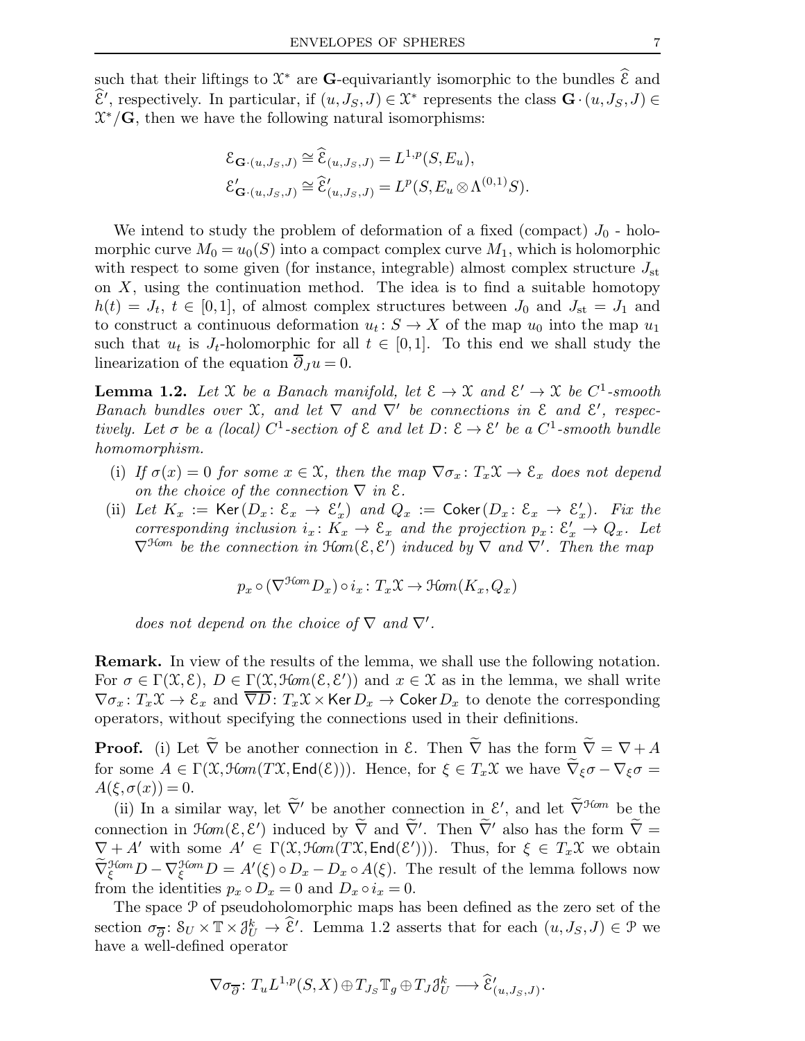such that their liftings to $\mathcal{X}^*$ are $\mathbf{G}$-equivariantly isomorphic to the bundles $\widehat{\mathcal{E}}$ and $\widehat{\mathcal{E}}'$, respectively. In particular, if $(u,J_S,J)\in\mathcal{X}^*$ represents the class $\mathbf{G}\cdot(u,J_S,J)\in\mathcal{X}^*/\mathbf{G}$, then we have the following natural isomorphisms:

$$
\begin{aligned}
\mathcal{E}_{\mathbf{G}\cdot(u,J_S,J)} &\cong \widehat{\mathcal{E}}_{(u,J_S,J)} = L^{1,p}(S,E_u),\\
\mathcal{E}'_{\mathbf{G}\cdot(u,J_S,J)} &\cong \widehat{\mathcal{E}}'_{(u,J_S,J)} = L^{p}(S,E_u\otimes\Lambda^{(0,1)}S).
\end{aligned}
$$

We intend to study the problem of deformation of a fixed (compact) $J_0$ - holomorphic curve $M_0=u_0(S)$ into a compact complex curve $M_1$, which is holomorphic with respect to some given (for instance, integrable) almost complex structure $J_{\mathrm{st}}$ on $X$, using the continuation method. The idea is to find a suitable homotopy $h(t)=J_t$, $t\in[0,1]$, of almost complex structures between $J_0$ and $J_{\mathrm{st}}=J_1$ and to construct a continuous deformation $u_t\colon S\to X$ of the map $u_0$ into the map $u_1$ such that $u_t$ is $J_t$-holomorphic for all $t\in[0,1]$. To this end we shall study the linearization of the equation $\overline{\partial}_J u=0$.

**Lemma 1.2.** *Let $\mathcal{X}$ be a Banach manifold, let $\mathcal{E}\to\mathcal{X}$ and $\mathcal{E}'\to\mathcal{X}$ be $C^1$-smooth Banach bundles over $\mathcal{X}$, and let $\nabla$ and $\nabla'$ be connections in $\mathcal{E}$ and $\mathcal{E}'$, respectively. Let $\sigma$ be a (local) $C^1$-section of $\mathcal{E}$ and let $D\colon\mathcal{E}\to\mathcal{E}'$ be a $C^1$-smooth bundle homomorphism.*

- (i) *If $\sigma(x)=0$ for some $x\in\mathcal{X}$, then the map $\nabla\sigma_x\colon T_x\mathcal{X}\to\mathcal{E}_x$ does not depend on the choice of the connection $\nabla$ in $\mathcal{E}$.*
- (ii) *Let $K_x:=\mathsf{Ker}(D_x\colon\mathcal{E}_x\to\mathcal{E}'_x)$ and $Q_x:=\mathsf{Coker}(D_x\colon\mathcal{E}_x\to\mathcal{E}'_x)$. Fix the corresponding inclusion $i_x\colon K_x\to\mathcal{E}_x$ and the projection $p_x\colon\mathcal{E}'_x\to Q_x$. Let $\nabla^{\mathcal{H}om}$ be the connection in $\mathcal{H}om(\mathcal{E},\mathcal{E}')$ induced by $\nabla$ and $\nabla'$. Then the map*

$$
p_x\circ(\nabla^{\mathcal{H}om}D_x)\circ i_x\colon T_x\mathcal{X}\to\mathcal{H}om(K_x,Q_x)
$$

*does not depend on the choice of $\nabla$ and $\nabla'$.*

**Remark.** In view of the results of the lemma, we shall use the following notation. For $\sigma\in\Gamma(\mathcal{X},\mathcal{E})$, $D\in\Gamma(\mathcal{X},\mathcal{H}om(\mathcal{E},\mathcal{E}'))$ and $x\in\mathcal{X}$ as in the lemma, we shall write $\nabla\sigma_x\colon T_x\mathcal{X}\to\mathcal{E}_x$ and $\overline{\nabla D}\colon T_x\mathcal{X}\times\mathsf{Ker}\,D_x\to\mathsf{Coker}\,D_x$ to denote the corresponding operators, without specifying the connections used in their definitions.

**Proof.** (i) Let $\widetilde{\nabla}$ be another connection in $\mathcal{E}$. Then $\widetilde{\nabla}$ has the form $\widetilde{\nabla}=\nabla+A$ for some $A\in\Gamma(\mathcal{X},\mathcal{H}om(T\mathcal{X},\mathsf{End}(\mathcal{E})))$. Hence, for $\xi\in T_x\mathcal{X}$ we have $\widetilde{\nabla}_\xi\sigma-\nabla_\xi\sigma=A(\xi,\sigma(x))=0$.

(ii) In a similar way, let $\widetilde{\nabla}'$ be another connection in $\mathcal{E}'$, and let $\widetilde{\nabla}^{\mathcal{H}om}$ be the connection in $\mathcal{H}om(\mathcal{E},\mathcal{E}')$ induced by $\widetilde{\nabla}$ and $\widetilde{\nabla}'$. Then $\widetilde{\nabla}'$ also has the form $\widetilde{\nabla}=\nabla+A'$ with some $A'\in\Gamma(\mathcal{X},\mathcal{H}om(T\mathcal{X},\mathsf{End}(\mathcal{E}')))$. Thus, for $\xi\in T_x\mathcal{X}$ we obtain $\widetilde{\nabla}^{\mathcal{H}om}_\xi D-\nabla^{\mathcal{H}om}_\xi D=A'(\xi)\circ D_x-D_x\circ A(\xi)$. The result of the lemma follows now from the identities $p_x\circ D_x=0$ and $D_x\circ i_x=0$.

The space $\mathcal{P}$ of pseudoholomorphic maps has been defined as the zero set of the section $\sigma_{\overline{\partial}}\colon\mathcal{S}_U\times\mathbb{T}\times\mathcal{J}^k_U\to\widehat{\mathcal{E}}'$. Lemma 1.2 asserts that for each $(u,J_S,J)\in\mathcal{P}$ we have a well-defined operator

$$
\nabla\sigma_{\overline{\partial}}\colon T_uL^{1,p}(S,X)\oplus T_{J_S}\mathbb{T}_g\oplus T_J\mathcal{J}^k_U\longrightarrow\widehat{\mathcal{E}}'_{(u,J_S,J)}.
$$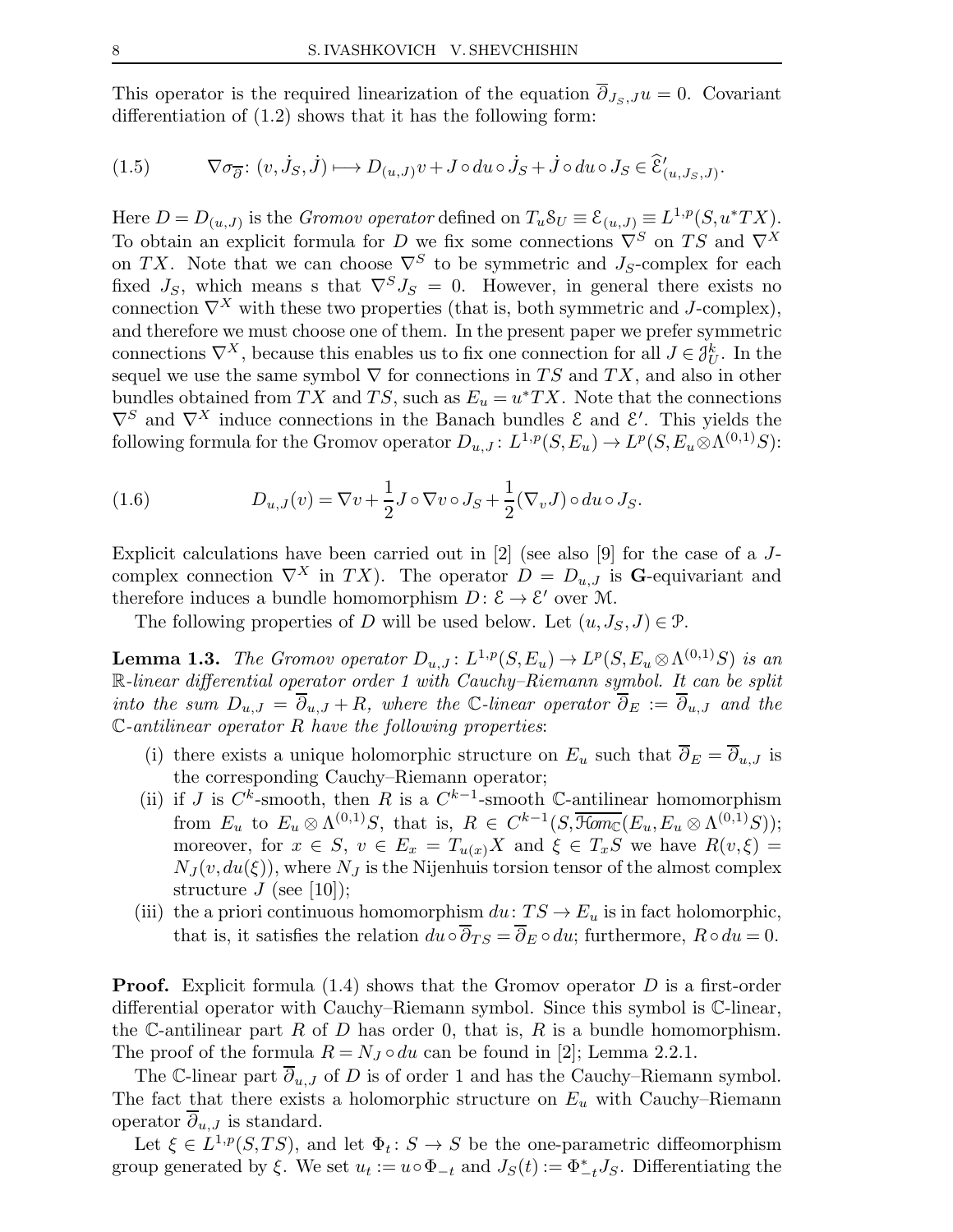This operator is the required linearization of the equation $\overline{\partial}_{J_S,J} u = 0$. Covariant differentiation of (1.2) shows that it has the following form:

$$
\nabla \sigma_{\overline{\partial}} \colon (v, \dot{J}_S, \dot{J}) \longmapsto D_{(u,J)} v + J \circ du \circ \dot{J}_S + \dot{J} \circ du \circ J_S \in \widehat{\mathcal{E}}'_{(u,J_S,J)}. \tag{1.5}
$$

Here $D = D_{(u,J)}$ is the *Gromov operator* defined on $T_u \mathcal{S}_U \equiv \mathcal{E}_{(u,J)} \equiv L^{1,p}(S, u^*TX)$. To obtain an explicit formula for $D$ we fix some connections $\nabla^S$ on $TS$ and $\nabla^X$ on $TX$. Note that we can choose $\nabla^S$ to be symmetric and $J_S$-complex for each fixed $J_S$, which means s that $\nabla^S J_S = 0$. However, in general there exists no connection $\nabla^X$ with these two properties (that is, both symmetric and $J$-complex), and therefore we must choose one of them. In the present paper we prefer symmetric connections $\nabla^X$, because this enables us to fix one connection for all $J \in \mathcal{J}^k_U$. In the sequel we use the same symbol $\nabla$ for connections in $TS$ and $TX$, and also in other bundles obtained from $TX$ and $TS$, such as $E_u = u^*TX$. Note that the connections $\nabla^S$ and $\nabla^X$ induce connections in the Banach bundles $\mathcal{E}$ and $\mathcal{E}'$. This yields the following formula for the Gromov operator $D_{u,J} \colon L^{1,p}(S, E_u) \to L^p(S, E_u \otimes \Lambda^{(0,1)} S)$:

$$
D_{u,J}(v) = \nabla v + \frac{1}{2} J \circ \nabla v \circ J_S + \frac{1}{2} (\nabla_v J) \circ du \circ J_S. \tag{1.6}
$$

Explicit calculations have been carried out in [2] (see also [9] for the case of a $J$-complex connection $\nabla^X$ in $TX$). The operator $D = D_{u,J}$ is $\mathbf{G}$-equivariant and therefore induces a bundle homomorphism $D \colon \mathcal{E} \to \mathcal{E}'$ over $\mathcal{M}$.

The following properties of $D$ will be used below. Let $(u, J_S, J) \in \mathcal{P}$.

**Lemma 1.3.** *The Gromov operator $D_{u,J} \colon L^{1,p}(S, E_u) \to L^p(S, E_u \otimes \Lambda^{(0,1)} S)$ is an $\mathbb{R}$-linear differential operator order 1 with Cauchy–Riemann symbol. It can be split into the sum $D_{u,J} = \overline{\partial}_{u,J} + R$, where the $\mathbb{C}$-linear operator $\overline{\partial}_E := \overline{\partial}_{u,J}$ and the $\mathbb{C}$-antilinear operator $R$ have the following properties*:

- (i) there exists a unique holomorphic structure on $E_u$ such that $\overline{\partial}_E = \overline{\partial}_{u,J}$ is the corresponding Cauchy–Riemann operator;
- (ii) if $J$ is $C^k$-smooth, then $R$ is a $C^{k-1}$-smooth $\mathbb{C}$-antilinear homomorphism from $E_u$ to $E_u \otimes \Lambda^{(0,1)} S$, that is, $R \in C^{k-1}(S, \overline{\mathcal{H}om}_{\mathbb{C}}(E_u, E_u \otimes \Lambda^{(0,1)} S))$; moreover, for $x \in S$, $v \in E_x = T_{u(x)} X$ and $\xi \in T_x S$ we have $R(v, \xi) = N_J(v, du(\xi))$, where $N_J$ is the Nijenhuis torsion tensor of the almost complex structure $J$ (see [10]);
- (iii) the a priori continuous homomorphism $du \colon TS \to E_u$ is in fact holomorphic, that is, it satisfies the relation $du \circ \overline{\partial}_{TS} = \overline{\partial}_E \circ du$; furthermore, $R \circ du = 0$.

**Proof.** Explicit formula (1.4) shows that the Gromov operator $D$ is a first-order differential operator with Cauchy–Riemann symbol. Since this symbol is $\mathbb{C}$-linear, the $\mathbb{C}$-antilinear part $R$ of $D$ has order 0, that is, $R$ is a bundle homomorphism. The proof of the formula $R = N_J \circ du$ can be found in [2]; Lemma 2.2.1.

The $\mathbb{C}$-linear part $\overline{\partial}_{u,J}$ of $D$ is of order 1 and has the Cauchy–Riemann symbol. The fact that there exists a holomorphic structure on $E_u$ with Cauchy–Riemann operator $\overline{\partial}_{u,J}$ is standard.

Let $\xi \in L^{1,p}(S, TS)$, and let $\Phi_t \colon S \to S$ be the one-parametric diffeomorphism group generated by $\xi$. We set $u_t := u \circ \Phi_{-t}$ and $J_S(t) := \Phi^*_{-t} J_S$. Differentiating the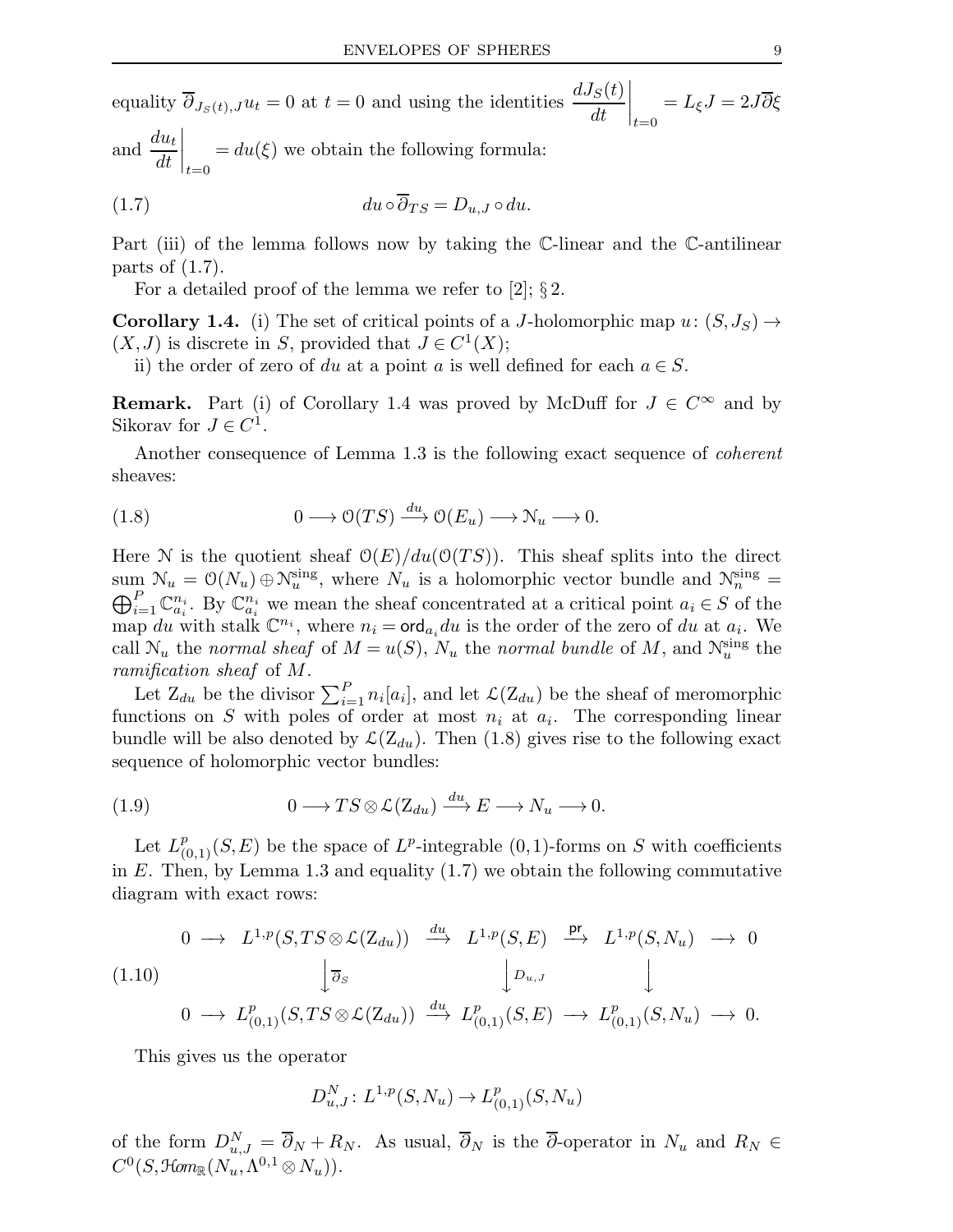equality $\overline{\partial}_{J_S(t),J} u_t = 0$ at $t = 0$ and using the identities $\left.\dfrac{dJ_S(t)}{dt}\right|_{t=0} = L_\xi J = 2J\overline{\partial}\xi$ and $\left.\dfrac{du_t}{dt}\right|_{t=0} = du(\xi)$ we obtain the following formula:

$$
du \circ \overline{\partial}_{TS} = D_{u,J} \circ du. \tag{1.7}
$$

Part (iii) of the lemma follows now by taking the $\mathbb{C}$-linear and the $\mathbb{C}$-antilinear parts of (1.7).

For a detailed proof of the lemma we refer to [2]; § 2.

**Corollary 1.4.** (i) The set of critical points of a $J$-holomorphic map $u \colon (S, J_S) \to (X, J)$ is discrete in $S$, provided that $J \in C^1(X)$;

ii) the order of zero of $du$ at a point $a$ is well defined for each $a \in S$.

**Remark.** Part (i) of Corollary 1.4 was proved by McDuff for $J \in C^\infty$ and by Sikorav for $J \in C^1$.

Another consequence of Lemma 1.3 is the following exact sequence of *coherent* sheaves:

$$
0 \longrightarrow \mathcal{O}(TS) \xrightarrow{du} \mathcal{O}(E_u) \longrightarrow \mathcal{N}_u \longrightarrow 0. \tag{1.8}
$$

Here $\mathcal{N}$ is the quotient sheaf $\mathcal{O}(E)/du(\mathcal{O}(TS))$. This sheaf splits into the direct sum $\mathcal{N}_u = \mathcal{O}(N_u) \oplus \mathcal{N}_u^{\mathrm{sing}}$, where $N_u$ is a holomorphic vector bundle and $\mathcal{N}_n^{\mathrm{sing}} = \bigoplus_{i=1}^{P} \mathbb{C}_{a_i}^{n_i}$. By $\mathbb{C}_{a_i}^{n_i}$ we mean the sheaf concentrated at a critical point $a_i \in S$ of the map $du$ with stalk $\mathbb{C}^{n_i}$, where $n_i = \mathsf{ord}_{a_i} du$ is the order of the zero of $du$ at $a_i$. We call $\mathcal{N}_u$ the *normal sheaf* of $M = u(S)$, $N_u$ the *normal bundle* of $M$, and $\mathcal{N}_u^{\mathrm{sing}}$ the *ramification sheaf* of $M$.

Let $\mathrm{Z}_{du}$ be the divisor $\sum_{i=1}^{P} n_i [a_i]$, and let $\mathcal{L}(\mathrm{Z}_{du})$ be the sheaf of meromorphic functions on $S$ with poles of order at most $n_i$ at $a_i$. The corresponding linear bundle will be also denoted by $\mathcal{L}(\mathrm{Z}_{du})$. Then (1.8) gives rise to the following exact sequence of holomorphic vector bundles:

$$
0 \longrightarrow TS \otimes \mathcal{L}(\mathrm{Z}_{du}) \xrightarrow{du} E \longrightarrow N_u \longrightarrow 0. \tag{1.9}
$$

Let $L^p_{(0,1)}(S, E)$ be the space of $L^p$-integrable $(0,1)$-forms on $S$ with coefficients in $E$. Then, by Lemma 1.3 and equality (1.7) we obtain the following commutative diagram with exact rows:

$$
\begin{array}{ccccccccc}
0 & \longrightarrow & L^{1,p}(S, TS \otimes \mathcal{L}(\mathrm{Z}_{du})) & \xrightarrow{du} & L^{1,p}(S, E) & \xrightarrow{\mathsf{pr}} & L^{1,p}(S, N_u) & \longrightarrow & 0 \\
 & & \Big\downarrow \overline{\partial}_S & & \Big\downarrow D_{u,J} & & \Big\downarrow & & \\
0 & \longrightarrow & L^p_{(0,1)}(S, TS \otimes \mathcal{L}(\mathrm{Z}_{du})) & \xrightarrow{du} & L^p_{(0,1)}(S, E) & \longrightarrow & L^p_{(0,1)}(S, N_u) & \longrightarrow & 0.
\end{array} \tag{1.10}
$$

This gives us the operator

$$
D^N_{u,J} \colon L^{1,p}(S, N_u) \to L^p_{(0,1)}(S, N_u)
$$

of the form $D^N_{u,J} = \overline{\partial}_N + R_N$. As usual, $\overline{\partial}_N$ is the $\overline{\partial}$-operator in $N_u$ and $R_N \in C^0(S, \mathcal{H}om_{\mathbb{R}}(N_u, \Lambda^{0,1} \otimes N_u))$.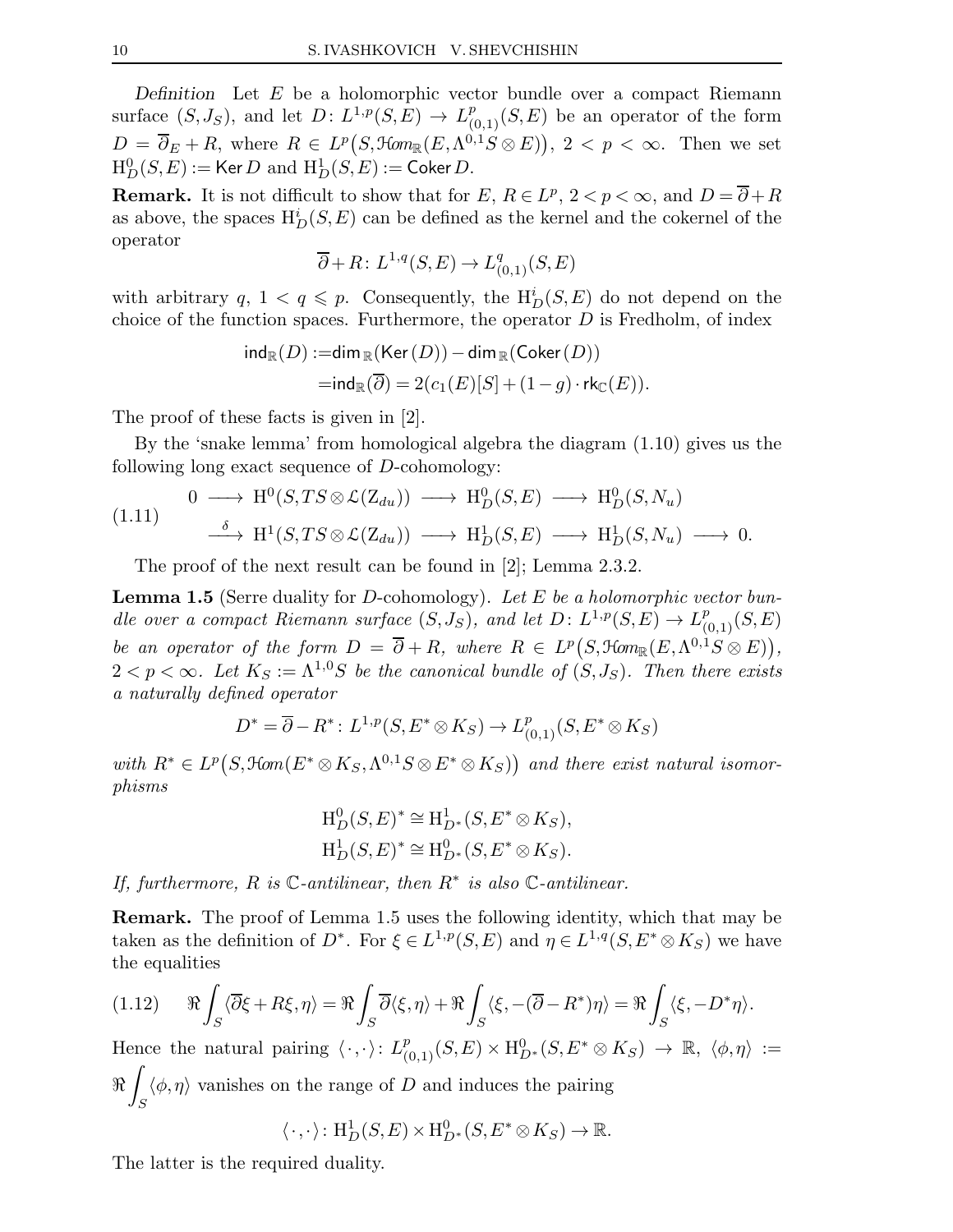*Definition* Let $E$ be a holomorphic vector bundle over a compact Riemann surface $(S, J_S)$, and let $D\colon L^{1,p}(S,E) \to L^p_{(0,1)}(S,E)$ be an operator of the form $D = \overline{\partial}_E + R$, where $R \in L^p\big(S, \mathcal{H}om_{\mathbb{R}}(E, \Lambda^{0,1}S \otimes E)\big)$, $2 < p < \infty$. Then we set $\mathrm{H}^0_D(S,E) := \mathsf{Ker}\, D$ and $\mathrm{H}^1_D(S,E) := \mathsf{Coker}\, D$.

**Remark.** It is not difficult to show that for $E$, $R \in L^p$, $2 < p < \infty$, and $D = \overline{\partial} + R$ as above, the spaces $\mathrm{H}^i_D(S,E)$ can be defined as the kernel and the cokernel of the operator

$$\overline{\partial} + R\colon L^{1,q}(S,E) \to L^q_{(0,1)}(S,E)$$

with arbitrary $q$, $1 < q \leqslant p$. Consequently, the $\mathrm{H}^i_D(S,E)$ do not depend on the choice of the function spaces. Furthermore, the operator $D$ is Fredholm, of index

$$\begin{aligned}\mathsf{ind}_{\mathbb{R}}(D) :=& \mathsf{dim}_{\mathbb{R}}(\mathsf{Ker}\,(D)) - \mathsf{dim}_{\mathbb{R}}(\mathsf{Coker}\,(D))\\ =& \mathsf{ind}_{\mathbb{R}}(\overline{\partial}) = 2(c_1(E)[S] + (1-g)\cdot \mathsf{rk}_{\mathbb{C}}(E)).\end{aligned}$$

The proof of these facts is given in [2].

By the 'snake lemma' from homological algebra the diagram (1.10) gives us the following long exact sequence of $D$-cohomology:

$$\begin{aligned}&0 \longrightarrow \mathrm{H}^0(S, TS \otimes \mathcal{L}(\mathrm{Z}_{du})) \longrightarrow \mathrm{H}^0_D(S,E) \longrightarrow \mathrm{H}^0_D(S,N_u)\\ &\xrightarrow{\ \delta\ } \mathrm{H}^1(S, TS \otimes \mathcal{L}(\mathrm{Z}_{du})) \longrightarrow \mathrm{H}^1_D(S,E) \longrightarrow \mathrm{H}^1_D(S,N_u) \longrightarrow 0.\end{aligned} \tag{1.11}$$

The proof of the next result can be found in [2]; Lemma 2.3.2.

**Lemma 1.5** (Serre duality for $D$-cohomology). *Let $E$ be a holomorphic vector bundle over a compact Riemann surface $(S, J_S)$, and let $D\colon L^{1,p}(S,E) \to L^p_{(0,1)}(S,E)$ be an operator of the form $D = \overline{\partial} + R$, where $R \in L^p\big(S, \mathcal{H}om_{\mathbb{R}}(E, \Lambda^{0,1}S \otimes E)\big)$, $2 < p < \infty$. Let $K_S := \Lambda^{1,0}S$ be the canonical bundle of $(S, J_S)$. Then there exists a naturally defined operator*

$$D^* = \overline{\partial} - R^*\colon L^{1,p}(S, E^* \otimes K_S) \to L^p_{(0,1)}(S, E^* \otimes K_S)$$

*with $R^* \in L^p\big(S, \mathcal{H}om(E^* \otimes K_S, \Lambda^{0,1}S \otimes E^* \otimes K_S)\big)$ and there exist natural isomorphisms*

$$\begin{aligned}\mathrm{H}^0_D(S,E)^* &\cong \mathrm{H}^1_{D^*}(S, E^* \otimes K_S),\\ \mathrm{H}^1_D(S,E)^* &\cong \mathrm{H}^0_{D^*}(S, E^* \otimes K_S).\end{aligned}$$

*If, furthermore, $R$ is $\mathbb{C}$-antilinear, then $R^*$ is also $\mathbb{C}$-antilinear.*

**Remark.** The proof of Lemma 1.5 uses the following identity, which that may be taken as the definition of $D^*$. For $\xi \in L^{1,p}(S,E)$ and $\eta \in L^{1,q}(S, E^* \otimes K_S)$ we have the equalities

$$\Re\int_S \langle \overline{\partial}\xi + R\xi, \eta\rangle = \Re\int_S \overline{\partial}\langle \xi, \eta\rangle + \Re\int_S \langle \xi, -(\overline{\partial} - R^*)\eta\rangle = \Re\int_S \langle \xi, -D^*\eta\rangle. \tag{1.12}$$

Hence the natural pairing $\langle\cdot,\cdot\rangle\colon L^p_{(0,1)}(S,E) \times \mathrm{H}^0_{D^*}(S, E^* \otimes K_S) \to \mathbb{R}$, $\langle \phi, \eta\rangle := \Re\displaystyle\int_S \langle \phi, \eta\rangle$ vanishes on the range of $D$ and induces the pairing

$$\langle\cdot,\cdot\rangle\colon \mathrm{H}^1_D(S,E) \times \mathrm{H}^0_{D^*}(S, E^* \otimes K_S) \to \mathbb{R}.$$

The latter is the required duality.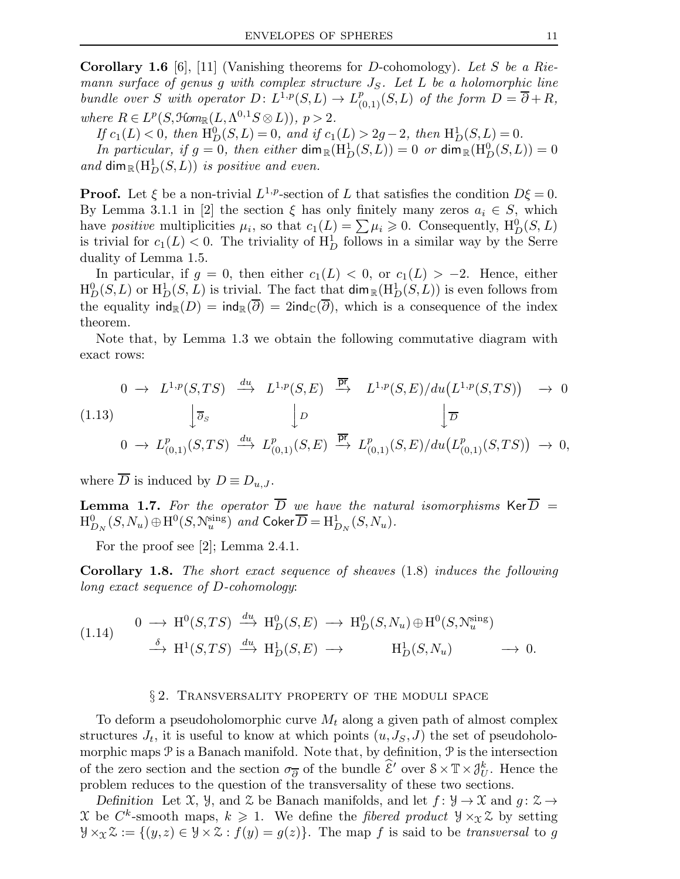**Corollary 1.6** [6], [11] (Vanishing theorems for $D$-cohomology). *Let $S$ be a Riemann surface of genus $g$ with complex structure $J_S$. Let $L$ be a holomorphic line bundle over $S$ with operator $D\colon L^{1,p}(S,L) \to L^p_{(0,1)}(S,L)$ of the form $D = \overline{\partial} + R$, where $R \in L^p(S, \mathcal{H}om_{\mathbb{R}}(L, \Lambda^{0,1}S \otimes L))$, $p > 2$.*

*If $c_1(L) < 0$, then $\mathrm{H}^0_D(S,L) = 0$, and if $c_1(L) > 2g-2$, then $\mathrm{H}^1_D(S,L) = 0$.*

*In particular, if $g = 0$, then either $\dim_{\mathbb{R}}(\mathrm{H}^1_D(S,L)) = 0$ or $\dim_{\mathbb{R}}(\mathrm{H}^0_D(S,L)) = 0$ and $\dim_{\mathbb{R}}(\mathrm{H}^1_D(S,L))$ is positive and even.*

**Proof.** Let $\xi$ be a non-trivial $L^{1,p}$-section of $L$ that satisfies the condition $D\xi = 0$. By Lemma 3.1.1 in [2] the section $\xi$ has only finitely many zeros $a_i \in S$, which have *positive* multiplicities $\mu_i$, so that $c_1(L) = \sum \mu_i \geqslant 0$. Consequently, $\mathrm{H}^0_D(S,L)$ is trivial for $c_1(L) < 0$. The triviality of $\mathrm{H}^1_D$ follows in a similar way by the Serre duality of Lemma 1.5.

In particular, if $g = 0$, then either $c_1(L) < 0$, or $c_1(L) > -2$. Hence, either $\mathrm{H}^0_D(S,L)$ or $\mathrm{H}^1_D(S,L)$ is trivial. The fact that $\dim_{\mathbb{R}}(\mathrm{H}^1_D(S,L))$ is even follows from the equality $\mathrm{ind}_{\mathbb{R}}(D) = \mathrm{ind}_{\mathbb{R}}(\overline{\partial}) = 2\mathrm{ind}_{\mathbb{C}}(\overline{\partial})$, which is a consequence of the index theorem.

Note that, by Lemma 1.3 we obtain the following commutative diagram with exact rows:

$$
\begin{array}{ccccccccc}
0 & \to & L^{1,p}(S,TS) & \xrightarrow{du} & L^{1,p}(S,E) & \xrightarrow{\overline{\mathrm{pr}}} & L^{1,p}(S,E)/du\big(L^{1,p}(S,TS)\big) & \to & 0 \\
 & & \Big\downarrow \overline{\partial}_S & & \Big\downarrow D & & \Big\downarrow \overline{D} & & \\
0 & \to & L^p_{(0,1)}(S,TS) & \xrightarrow{du} & L^p_{(0,1)}(S,E) & \xrightarrow{\overline{\mathrm{pr}}} & L^p_{(0,1)}(S,E)/du\big(L^p_{(0,1)}(S,TS)\big) & \to & 0,
\end{array}
\tag{1.13}
$$

where $\overline{D}$ is induced by $D \equiv D_{u,J}$.

**Lemma 1.7.** *For the operator $\overline{D}$ we have the natural isomorphisms $\mathsf{Ker}\,\overline{D} = \mathrm{H}^0_{D_N}(S,N_u) \oplus \mathrm{H}^0(S, \mathcal{N}^{\mathrm{sing}}_u)$ and $\mathsf{Coker}\,\overline{D} = \mathrm{H}^1_{D_N}(S,N_u)$.*

For the proof see [2]; Lemma 2.4.1.

**Corollary 1.8.** *The short exact sequence of sheaves* (1.8) *induces the following long exact sequence of $D$-cohomology*:

$$
\begin{array}{ccccccc}
0 \longrightarrow & \mathrm{H}^0(S,TS) & \xrightarrow{du} & \mathrm{H}^0_D(S,E) & \longrightarrow & \mathrm{H}^0_D(S,N_u) \oplus \mathrm{H}^0(S,\mathcal{N}^{\mathrm{sing}}_u) & \\
\xrightarrow{\delta} & \mathrm{H}^1(S,TS) & \xrightarrow{du} & \mathrm{H}^1_D(S,E) & \longrightarrow & \mathrm{H}^1_D(S,N_u) & \longrightarrow 0.
\end{array}
\tag{1.14}
$$

## § 2. Transversality property of the moduli space

To deform a pseudoholomorphic curve $M_t$ along a given path of almost complex structures $J_t$, it is useful to know at which points $(u, J_S, J)$ the set of pseudoholomorphic maps $\mathcal{P}$ is a Banach manifold. Note that, by definition, $\mathcal{P}$ is the intersection of the zero section and the section $\sigma_{\overline{\partial}}$ of the bundle $\widehat{\mathcal{E}}'$ over $\mathcal{S} \times \mathbb{T} \times \mathcal{J}^k_U$. Hence the problem reduces to the question of the transversality of these two sections.

*Definition* Let $\mathcal{X}$, $\mathcal{Y}$, and $\mathcal{Z}$ be Banach manifolds, and let $f\colon \mathcal{Y} \to \mathcal{X}$ and $g\colon \mathcal{Z} \to \mathcal{X}$ be $C^k$-smooth maps, $k \geqslant 1$. We define the *fibered product* $\mathcal{Y} \times_{\mathcal{X}} \mathcal{Z}$ by setting $\mathcal{Y} \times_{\mathcal{X}} \mathcal{Z} := \{(y,z) \in \mathcal{Y} \times \mathcal{Z} : f(y) = g(z)\}$. The map $f$ is said to be *transversal* to $g$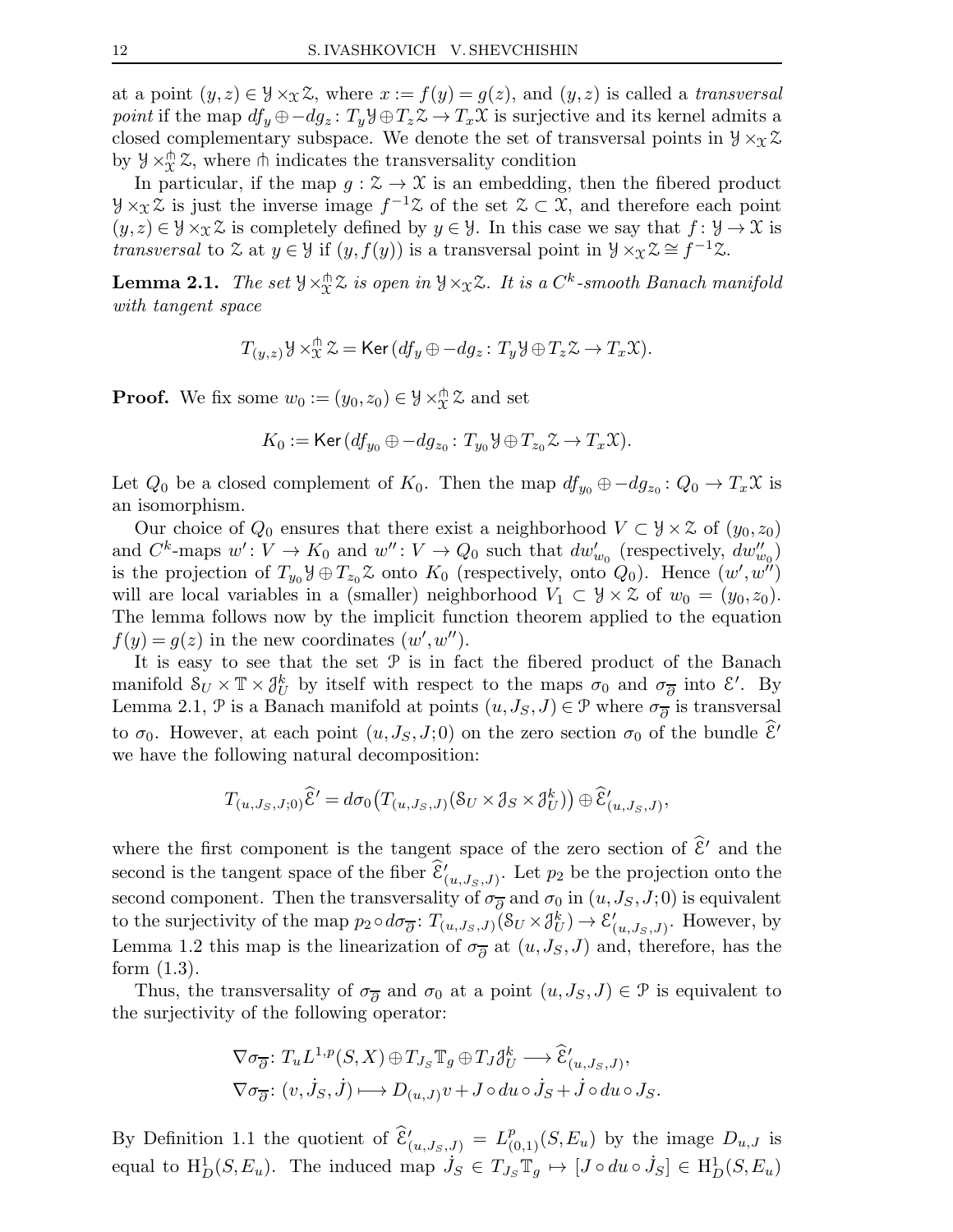at a point $(y,z) \in \mathcal{Y} \times_{\mathcal{X}} \mathcal{Z}$, where $x := f(y) = g(z)$, and $(y,z)$ is called a *transversal point* if the map $df_y \oplus -dg_z \colon T_y\mathcal{Y} \oplus T_z\mathcal{Z} \to T_x\mathcal{X}$ is surjective and its kernel admits a closed complementary subspace. We denote the set of transversal points in $\mathcal{Y} \times_{\mathcal{X}} \mathcal{Z}$ by $\mathcal{Y} \times^{\pitchfork}_{\mathcal{X}} \mathcal{Z}$, where $\pitchfork$ indicates the transversality condition

In particular, if the map $g : \mathcal{Z} \to \mathcal{X}$ is an embedding, then the fibered product $\mathcal{Y} \times_{\mathcal{X}} \mathcal{Z}$ is just the inverse image $f^{-1}\mathcal{Z}$ of the set $\mathcal{Z} \subset \mathcal{X}$, and therefore each point $(y,z) \in \mathcal{Y} \times_{\mathcal{X}} \mathcal{Z}$ is completely defined by $y \in \mathcal{Y}$. In this case we say that $f \colon \mathcal{Y} \to \mathcal{X}$ is *transversal* to $\mathcal{Z}$ at $y \in \mathcal{Y}$ if $(y, f(y))$ is a transversal point in $\mathcal{Y} \times_{\mathcal{X}} \mathcal{Z} \cong f^{-1}\mathcal{Z}$.

**Lemma 2.1.** *The set $\mathcal{Y} \times^{\pitchfork}_{\mathcal{X}} \mathcal{Z}$ is open in $\mathcal{Y} \times_{\mathcal{X}} \mathcal{Z}$. It is a $C^k$-smooth Banach manifold with tangent space*

$$T_{(y,z)} \mathcal{Y} \times^{\pitchfork}_{\mathcal{X}} \mathcal{Z} = \mathsf{Ker}\,(df_y \oplus -dg_z \colon T_y\mathcal{Y} \oplus T_z\mathcal{Z} \to T_x\mathcal{X}).$$

**Proof.** We fix some $w_0 := (y_0, z_0) \in \mathcal{Y} \times^{\pitchfork}_{\mathcal{X}} \mathcal{Z}$ and set

$$K_0 := \mathsf{Ker}\,(df_{y_0} \oplus -dg_{z_0} \colon T_{y_0}\mathcal{Y} \oplus T_{z_0}\mathcal{Z} \to T_x\mathcal{X}).$$

Let $Q_0$ be a closed complement of $K_0$. Then the map $df_{y_0} \oplus -dg_{z_0} \colon Q_0 \to T_x\mathcal{X}$ is an isomorphism.

Our choice of $Q_0$ ensures that there exist a neighborhood $V \subset \mathcal{Y} \times \mathcal{Z}$ of $(y_0, z_0)$ and $C^k$-maps $w' \colon V \to K_0$ and $w'' \colon V \to Q_0$ such that $dw'_{w_0}$ (respectively, $dw''_{w_0}$) is the projection of $T_{y_0}\mathcal{Y} \oplus T_{z_0}\mathcal{Z}$ onto $K_0$ (respectively, onto $Q_0$). Hence $(w', w'')$ will are local variables in a (smaller) neighborhood $V_1 \subset \mathcal{Y} \times \mathcal{Z}$ of $w_0 = (y_0, z_0)$. The lemma follows now by the implicit function theorem applied to the equation $f(y) = g(z)$ in the new coordinates $(w', w'')$.

It is easy to see that the set $\mathcal{P}$ is in fact the fibered product of the Banach manifold $\mathcal{S}_U \times \mathbb{T} \times \mathcal{J}^k_U$ by itself with respect to the maps $\sigma_0$ and $\sigma_{\overline{\partial}}$ into $\mathcal{E}'$. By Lemma 2.1, $\mathcal{P}$ is a Banach manifold at points $(u, J_S, J) \in \mathcal{P}$ where $\sigma_{\overline{\partial}}$ is transversal to $\sigma_0$. However, at each point $(u, J_S, J; 0)$ on the zero section $\sigma_0$ of the bundle $\widehat{\mathcal{E}}'$ we have the following natural decomposition:

$$T_{(u,J_S,J;0)}\widehat{\mathcal{E}}' = d\sigma_0\big(T_{(u,J_S,J)}(\mathcal{S}_U \times \mathcal{J}_S \times \mathcal{J}^k_U)\big) \oplus \widehat{\mathcal{E}}'_{(u,J_S,J)},$$

where the first component is the tangent space of the zero section of $\widehat{\mathcal{E}}'$ and the second is the tangent space of the fiber $\widehat{\mathcal{E}}'_{(u,J_S,J)}$. Let $p_2$ be the projection onto the second component. Then the transversality of $\sigma_{\overline{\partial}}$ and $\sigma_0$ in $(u, J_S, J; 0)$ is equivalent to the surjectivity of the map $p_2 \circ d\sigma_{\overline{\partial}} \colon T_{(u,J_S,J)}(\mathcal{S}_U \times \mathcal{J}^k_U) \to \mathcal{E}'_{(u,J_S,J)}$. However, by Lemma 1.2 this map is the linearization of $\sigma_{\overline{\partial}}$ at $(u, J_S, J)$ and, therefore, has the form (1.3).

Thus, the transversality of $\sigma_{\overline{\partial}}$ and $\sigma_0$ at a point $(u, J_S, J) \in \mathcal{P}$ is equivalent to the surjectivity of the following operator:

$$\begin{aligned}
&\nabla\sigma_{\overline{\partial}} \colon T_u L^{1,p}(S,X) \oplus T_{J_S}\mathbb{T}_g \oplus T_J\mathcal{J}^k_U \longrightarrow \widehat{\mathcal{E}}'_{(u,J_S,J)},\\
&\nabla\sigma_{\overline{\partial}} \colon (v, \dot{J}_S, \dot{J}) \longmapsto D_{(u,J)}v + J \circ du \circ \dot{J}_S + \dot{J} \circ du \circ J_S.
\end{aligned}$$

By Definition 1.1 the quotient of $\widehat{\mathcal{E}}'_{(u,J_S,J)} = L^p_{(0,1)}(S, E_u)$ by the image $D_{u,J}$ is equal to $\mathrm{H}^1_D(S, E_u)$. The induced map $\dot{J}_S \in T_{J_S}\mathbb{T}_g \mapsto [J \circ du \circ \dot{J}_S] \in \mathrm{H}^1_D(S, E_u)$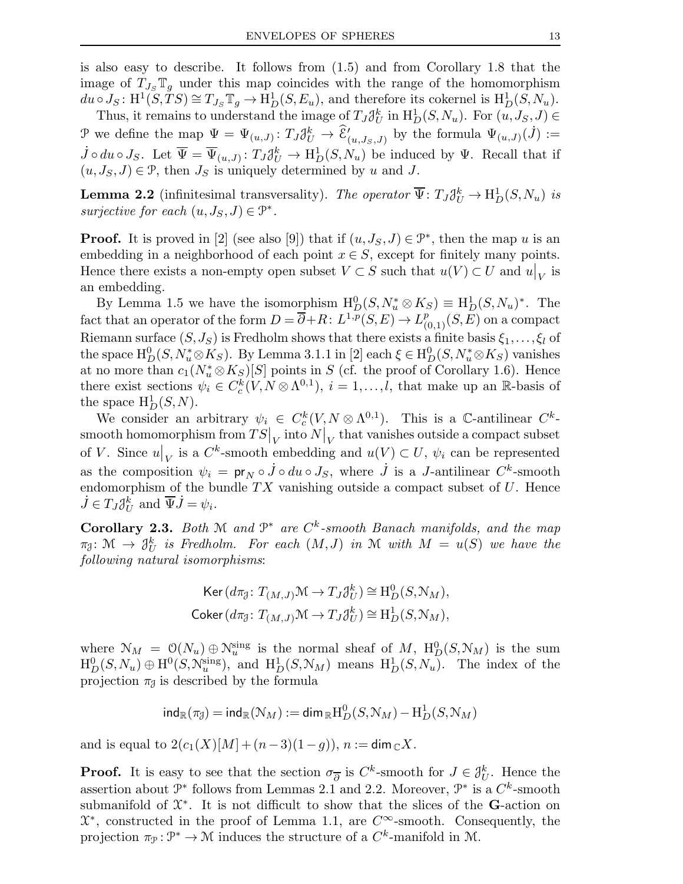is also easy to describe. It follows from (1.5) and from Corollary 1.8 that the image of $T_{J_S}\mathbb{T}_g$ under this map coincides with the range of the homomorphism $du\circ J_S\colon \mathrm{H}^1(S,TS)\cong T_{J_S}\mathbb{T}_g \to \mathrm{H}^1_D(S,E_u)$, and therefore its cokernel is $\mathrm{H}^1_D(S,N_u)$.

Thus, it remains to understand the image of $T_J\mathcal{J}^k_U$ in $\mathrm{H}^1_D(S,N_u)$. For $(u,J_S,J)\in\mathcal{P}$ we define the map $\Psi=\Psi_{(u,J)}\colon T_J\mathcal{J}^k_U\to\widehat{\mathcal{E}}'_{(u,J_S,J)}$ by the formula $\Psi_{(u,J)}(\dot J):=\dot J\circ du\circ J_S$. Let $\overline{\Psi}=\overline{\Psi}_{(u,J)}\colon T_J\mathcal{J}^k_U\to\mathrm{H}^1_D(S,N_u)$ be induced by $\Psi$. Recall that if $(u,J_S,J)\in\mathcal{P}$, then $J_S$ is uniquely determined by $u$ and $J$.

**Lemma 2.2** (infinitesimal transversality). *The operator $\overline{\Psi}\colon T_J\mathcal{J}^k_U\to\mathrm{H}^1_D(S,N_u)$ is surjective for each $(u,J_S,J)\in\mathcal{P}^*$.*

**Proof.** It is proved in [2] (see also [9]) that if $(u,J_S,J)\in\mathcal{P}^*$, then the map $u$ is an embedding in a neighborhood of each point $x\in S$, except for finitely many points. Hence there exists a non-empty open subset $V\subset S$ such that $u(V)\subset U$ and $u\big|_V$ is an embedding.

By Lemma 1.5 we have the isomorphism $\mathrm{H}^0_D(S,N_u^*\otimes K_S)\equiv\mathrm{H}^1_D(S,N_u)^*$. The fact that an operator of the form $D=\overline{\partial}+R\colon L^{1,p}(S,E)\to L^p_{(0,1)}(S,E)$ on a compact Riemann surface $(S,J_S)$ is Fredholm shows that there exists a finite basis $\xi_1,\dots,\xi_l$ of the space $\mathrm{H}^0_D(S,N_u^*\otimes K_S)$. By Lemma 3.1.1 in [2] each $\xi\in\mathrm{H}^0_D(S,N_u^*\otimes K_S)$ vanishes at no more than $c_1(N_u^*\otimes K_S)[S]$ points in $S$ (cf. the proof of Corollary 1.6). Hence there exist sections $\psi_i\in C^k_c(V,N\otimes\Lambda^{0,1})$, $i=1,\dots,l$, that make up an $\mathbb{R}$-basis of the space $\mathrm{H}^1_D(S,N)$.

We consider an arbitrary $\psi_i\in C^k_c(V,N\otimes\Lambda^{0,1})$. This is a $\mathbb{C}$-antilinear $C^k$-smooth homomorphism from $TS\big|_V$ into $N\big|_V$ that vanishes outside a compact subset of $V$. Since $u\big|_V$ is a $C^k$-smooth embedding and $u(V)\subset U$, $\psi_i$ can be represented as the composition $\psi_i=\mathsf{pr}_N\circ\dot J\circ du\circ J_S$, where $\dot J$ is a $J$-antilinear $C^k$-smooth endomorphism of the bundle $TX$ vanishing outside a compact subset of $U$. Hence $\dot J\in T_J\mathcal{J}^k_U$ and $\overline{\Psi}\dot J=\psi_i$.

**Corollary 2.3.** *Both $\mathcal{M}$ and $\mathcal{P}^*$ are $C^k$-smooth Banach manifolds, and the map $\pi_{\mathcal{J}}\colon\mathcal{M}\to\mathcal{J}^k_U$ is Fredholm. For each $(M,J)$ in $\mathcal{M}$ with $M=u(S)$ we have the following natural isomorphisms*:

$$\mathsf{Ker}\,(d\pi_{\mathcal{J}}\colon T_{(M,J)}\mathcal{M}\to T_J\mathcal{J}^k_U)\cong\mathrm{H}^0_D(S,\mathcal{N}_M),$$
$$\mathsf{Coker}\,(d\pi_{\mathcal{J}}\colon T_{(M,J)}\mathcal{M}\to T_J\mathcal{J}^k_U)\cong\mathrm{H}^1_D(S,\mathcal{N}_M),$$

where $\mathcal{N}_M=\mathcal{O}(N_u)\oplus\mathcal{N}^{\text{sing}}_u$ is the normal sheaf of $M$, $\mathrm{H}^0_D(S,\mathcal{N}_M)$ is the sum $\mathrm{H}^0_D(S,N_u)\oplus\mathrm{H}^0(S,\mathcal{N}^{\text{sing}}_u)$, and $\mathrm{H}^1_D(S,\mathcal{N}_M)$ means $\mathrm{H}^1_D(S,N_u)$. The index of the projection $\pi_{\mathcal{J}}$ is described by the formula

$$\mathsf{ind}_{\mathbb{R}}(\pi_{\mathcal{J}})=\mathsf{ind}_{\mathbb{R}}(\mathcal{N}_M):=\mathsf{dim}_{\mathbb{R}}\mathrm{H}^0_D(S,\mathcal{N}_M)-\mathrm{H}^1_D(S,\mathcal{N}_M)$$

and is equal to $2(c_1(X)[M]+(n-3)(1-g))$, $n:=\mathsf{dim}_{\mathbb{C}}X$.

**Proof.** It is easy to see that the section $\sigma_{\overline{\partial}}$ is $C^k$-smooth for $J\in\mathcal{J}^k_U$. Hence the assertion about $\mathcal{P}^*$ follows from Lemmas 2.1 and 2.2. Moreover, $\mathcal{P}^*$ is a $C^k$-smooth submanifold of $\mathcal{X}^*$. It is not difficult to show that the slices of the $\mathbf{G}$-action on $\mathcal{X}^*$, constructed in the proof of Lemma 1.1, are $C^\infty$-smooth. Consequently, the projection $\pi_{\mathcal{P}}\colon\mathcal{P}^*\to\mathcal{M}$ induces the structure of a $C^k$-manifold in $\mathcal{M}$.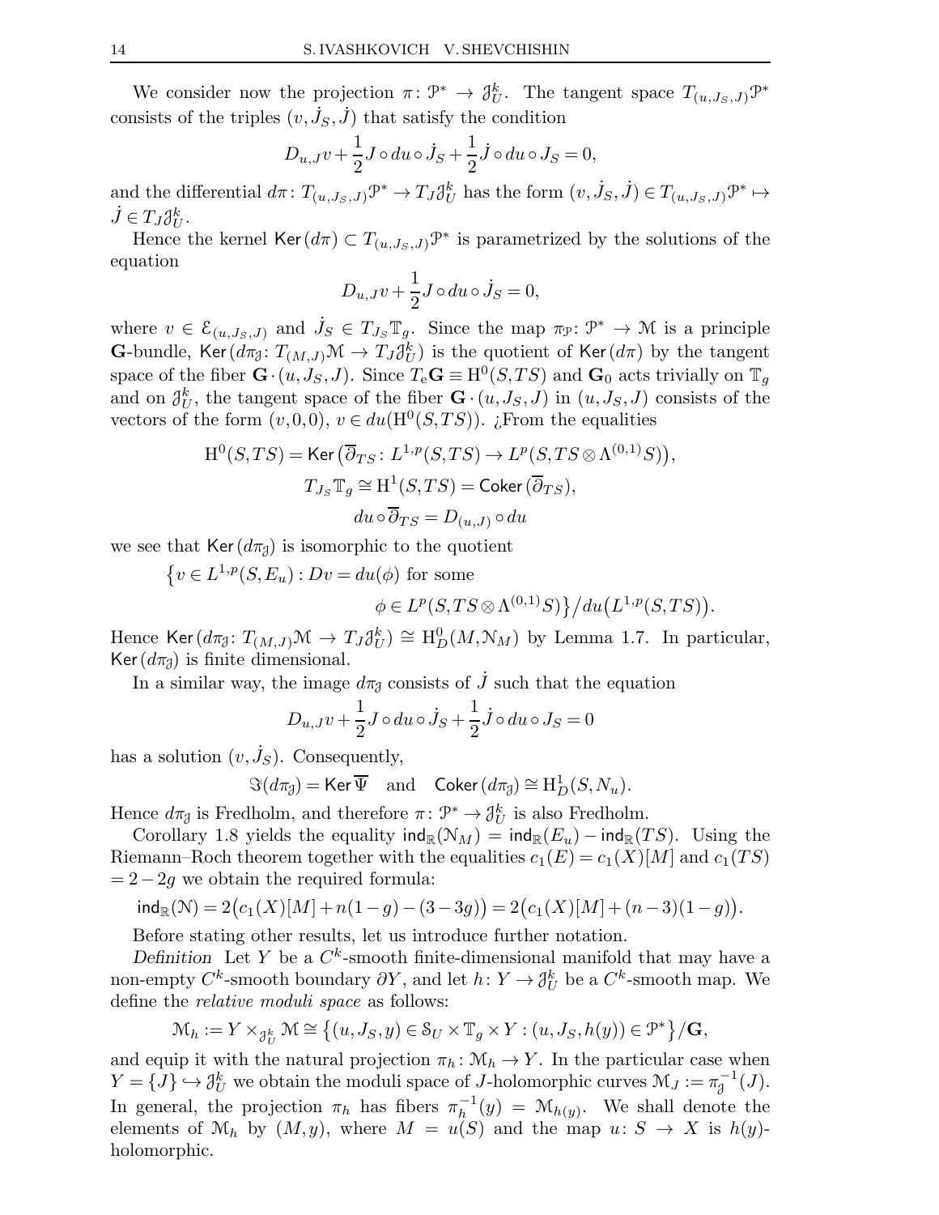We consider now the projection $\pi\colon \mathcal{P}^* \to \mathcal{J}^k_U$. The tangent space $T_{(u,J_S,J)}\mathcal{P}^*$ consists of the triples $(v, \dot J_S, \dot J)$ that satisfy the condition

$$D_{u,J} v + \frac{1}{2} J\circ du \circ \dot J_S + \frac{1}{2}\dot J \circ du \circ J_S = 0,$$

and the differential $d\pi\colon T_{(u,J_S,J)}\mathcal{P}^* \to T_J\mathcal{J}^k_U$ has the form $(v,\dot J_S,\dot J) \in T_{(u,J_S,J)}\mathcal{P}^* \mapsto \dot J \in T_J\mathcal{J}^k_U$.

Hence the kernel $\mathsf{Ker}\,(d\pi) \subset T_{(u,J_S,J)}\mathcal{P}^*$ is parametrized by the solutions of the equation

$$D_{u,J} v + \frac{1}{2} J\circ du \circ \dot J_S = 0,$$

where $v \in \mathcal{E}_{(u,J_S,J)}$ and $\dot J_S \in T_{J_S}\mathbb{T}_g$. Since the map $\pi_{\mathcal{P}}\colon \mathcal{P}^* \to \mathcal{M}$ is a principle $\mathbf{G}$-bundle, $\mathsf{Ker}\,(d\pi_{\mathcal{J}}\colon T_{(M,J)}\mathcal{M} \to T_J\mathcal{J}^k_U)$ is the quotient of $\mathsf{Ker}\,(d\pi)$ by the tangent space of the fiber $\mathbf{G}\cdot(u,J_S,J)$. Since $T_{\mathrm{e}}\mathbf{G} \equiv \mathrm{H}^0(S,TS)$ and $\mathbf{G}_0$ acts trivially on $\mathbb{T}_g$ and on $\mathcal{J}^k_U$, the tangent space of the fiber $\mathbf{G}\cdot(u,J_S,J)$ in $(u,J_S,J)$ consists of the vectors of the form $(v,0,0)$, $v\in du(\mathrm{H}^0(S,TS))$. ¿From the equalities

$$\mathrm{H}^0(S,TS) = \mathsf{Ker}\,\big(\overline\partial_{TS}\colon L^{1,p}(S,TS) \to L^p(S,TS\otimes\Lambda^{(0,1)}S)\big),$$

$$T_{J_S}\mathbb{T}_g \cong \mathrm{H}^1(S,TS) = \mathsf{Coker}\,(\overline\partial_{TS}),$$

$$du\circ\overline\partial_{TS} = D_{(u,J)}\circ du$$

we see that $\mathsf{Ker}\,(d\pi_{\mathcal{J}})$ is isomorphic to the quotient

$$\big\{v\in L^{1,p}(S,E_u) : Dv = du(\phi) \text{ for some } \phi\in L^p(S,TS\otimes\Lambda^{(0,1)}S)\big\}\big/du\big(L^{1,p}(S,TS)\big).$$

Hence $\mathsf{Ker}\,(d\pi_{\mathcal{J}}\colon T_{(M,J)}\mathcal{M} \to T_J\mathcal{J}^k_U) \cong \mathrm{H}^0_D(M,\mathcal{N}_M)$ by Lemma 1.7. In particular, $\mathsf{Ker}\,(d\pi_{\mathcal{J}})$ is finite dimensional.

In a similar way, the image $d\pi_{\mathcal{J}}$ consists of $\dot J$ such that the equation

$$D_{u,J} v + \frac{1}{2} J\circ du \circ \dot J_S + \frac{1}{2}\dot J \circ du \circ J_S = 0$$

has a solution $(v,\dot J_S)$. Consequently,

$$\Im(d\pi_{\mathcal{J}}) = \mathsf{Ker}\,\overline\Psi \quad\text{and}\quad \mathsf{Coker}\,(d\pi_{\mathcal{J}}) \cong \mathrm{H}^1_D(S,N_u).$$

Hence $d\pi_{\mathcal{J}}$ is Fredholm, and therefore $\pi\colon\mathcal{P}^*\to\mathcal{J}^k_U$ is also Fredholm.

Corollary 1.8 yields the equality $\mathsf{ind}_{\mathbb{R}}(\mathcal{N}_M) = \mathsf{ind}_{\mathbb{R}}(E_u) - \mathsf{ind}_{\mathbb{R}}(TS)$. Using the Riemann–Roch theorem together with the equalities $c_1(E) = c_1(X)[M]$ and $c_1(TS) = 2-2g$ we obtain the required formula:

$$\mathsf{ind}_{\mathbb{R}}(\mathcal{N}) = 2\big(c_1(X)[M] + n(1-g) - (3-3g)\big) = 2\big(c_1(X)[M] + (n-3)(1-g)\big).$$

Before stating other results, let us introduce further notation.

*Definition* Let $Y$ be a $C^k$-smooth finite-dimensional manifold that may have a non-empty $C^k$-smooth boundary $\partial Y$, and let $h\colon Y\to\mathcal{J}^k_U$ be a $C^k$-smooth map. We define the *relative moduli space* as follows:

$$\mathcal{M}_h := Y\times_{\mathcal{J}^k_U}\mathcal{M} \cong \big\{(u,J_S,y)\in\mathcal{S}_U\times\mathbb{T}_g\times Y : (u,J_S,h(y))\in\mathcal{P}^*\big\}/\mathbf{G},$$

and equip it with the natural projection $\pi_h\colon\mathcal{M}_h\to Y$. In the particular case when $Y=\{J\}\hookrightarrow\mathcal{J}^k_U$ we obtain the moduli space of $J$-holomorphic curves $\mathcal{M}_J := \pi_{\mathcal{J}}^{-1}(J)$. In general, the projection $\pi_h$ has fibers $\pi_h^{-1}(y) = \mathcal{M}_{h(y)}$. We shall denote the elements of $\mathcal{M}_h$ by $(M,y)$, where $M = u(S)$ and the map $u\colon S\to X$ is $h(y)$-holomorphic.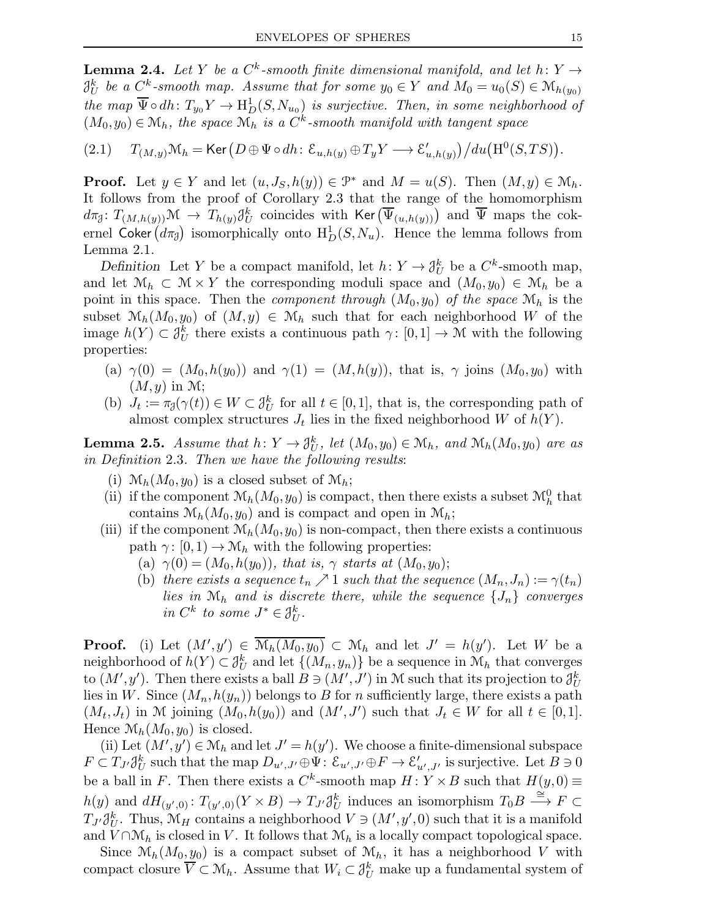**Lemma 2.4.** *Let $Y$ be a $C^k$-smooth finite dimensional manifold, and let $h\colon Y \to \mathcal{J}^k_U$ be a $C^k$-smooth map. Assume that for some $y_0 \in Y$ and $M_0 = u_0(S) \in \mathcal{M}_{h(y_0)}$ the map $\overline{\Psi} \circ dh\colon T_{y_0}Y \to \mathrm{H}^1_D(S, N_{u_0})$ is surjective. Then, in some neighborhood of $(M_0, y_0) \in \mathcal{M}_h$, the space $\mathcal{M}_h$ is a $C^k$-smooth manifold with tangent space*

$$
(2.1) \quad T_{(M,y)}\mathcal{M}_h = \mathsf{Ker}\big(D \oplus \Psi \circ dh\colon \mathcal{E}_{u,h(y)} \oplus T_yY \longrightarrow \mathcal{E}'_{u,h(y)}\big)/du\big(\mathrm{H}^0(S,TS)\big).
$$

**Proof.** Let $y \in Y$ and let $(u, J_S, h(y)) \in \mathcal{P}^*$ and $M = u(S)$. Then $(M,y) \in \mathcal{M}_h$. It follows from the proof of Corollary 2.3 that the range of the homomorphism $d\pi_{\mathcal{J}}\colon T_{(M,h(y))}\mathcal{M} \to T_{h(y)}\mathcal{J}^k_U$ coincides with $\mathsf{Ker}\big(\overline{\Psi}_{(u,h(y))}\big)$ and $\overline{\Psi}$ maps the cokernel $\mathsf{Coker}\big(d\pi_{\mathcal{J}}\big)$ isomorphically onto $\mathrm{H}^1_D(S, N_u)$. Hence the lemma follows from Lemma 2.1.

*Definition* Let $Y$ be a compact manifold, let $h\colon Y \to \mathcal{J}^k_U$ be a $C^k$-smooth map, and let $\mathcal{M}_h \subset \mathcal{M} \times Y$ the corresponding moduli space and $(M_0, y_0) \in \mathcal{M}_h$ be a point in this space. Then the *component through* $(M_0,y_0)$ *of the space* $\mathcal{M}_h$ is the subset $\mathcal{M}_h(M_0,y_0)$ of $(M,y) \in \mathcal{M}_h$ such that for each neighborhood $W$ of the image $h(Y) \subset \mathcal{J}^k_U$ there exists a continuous path $\gamma\colon [0,1] \to \mathcal{M}$ with the following properties:

- (a) $\gamma(0) = (M_0, h(y_0))$ and $\gamma(1) = (M, h(y))$, that is, $\gamma$ joins $(M_0,y_0)$ with $(M,y)$ in $\mathcal{M}$;
- (b) $J_t := \pi_{\mathcal{J}}(\gamma(t)) \in W \subset \mathcal{J}^k_U$ for all $t \in [0,1]$, that is, the corresponding path of almost complex structures $J_t$ lies in the fixed neighborhood $W$ of $h(Y)$.

**Lemma 2.5.** *Assume that $h\colon Y \to \mathcal{J}^k_U$, let $(M_0,y_0) \in \mathcal{M}_h$, and $\mathcal{M}_h(M_0,y_0)$ are as in Definition* 2.3*. Then we have the following results*:

- (i) $\mathcal{M}_h(M_0,y_0)$ is a closed subset of $\mathcal{M}_h$;
- (ii) if the component $\mathcal{M}_h(M_0,y_0)$ is compact, then there exists a subset $\mathcal{M}^0_h$ that contains $\mathcal{M}_h(M_0,y_0)$ and is compact and open in $\mathcal{M}_h$;
- (iii) if the component $\mathcal{M}_h(M_0,y_0)$ is non-compact, then there exists a continuous path $\gamma\colon [0,1) \to \mathcal{M}_h$ with the following properties:
  - (a) *$\gamma(0) = (M_0, h(y_0))$, that is, $\gamma$ starts at $(M_0,y_0)$;*
  - (b) *there exists a sequence $t_n \nearrow 1$ such that the sequence $(M_n, J_n) := \gamma(t_n)$ lies in $\mathcal{M}_h$ and is discrete there, while the sequence $\{J_n\}$ converges in $C^k$ to some $J^* \in \mathcal{J}^k_U$.*

**Proof.** (i) Let $(M',y') \in \overline{\mathcal{M}_h(M_0,y_0)} \subset \mathcal{M}_h$ and let $J' = h(y')$. Let $W$ be a neighborhood of $h(Y) \subset \mathcal{J}^k_U$ and let $\{(M_n,y_n)\}$ be a sequence in $\mathcal{M}_h$ that converges to $(M',y')$. Then there exists a ball $B \ni (M',J')$ in $\mathcal{M}$ such that its projection to $\mathcal{J}^k_U$ lies in $W$. Since $(M_n, h(y_n))$ belongs to $B$ for $n$ sufficiently large, there exists a path $(M_t, J_t)$ in $\mathcal{M}$ joining $(M_0, h(y_0))$ and $(M', J')$ such that $J_t \in W$ for all $t \in [0,1]$. Hence $\mathcal{M}_h(M_0,y_0)$ is closed.

(ii) Let $(M',y') \in \mathcal{M}_h$ and let $J' = h(y')$. We choose a finite-dimensional subspace $F \subset T_{J'}\mathcal{J}^k_U$ such that the map $D_{u',J'} \oplus \Psi\colon \mathcal{E}_{u',J'} \oplus F \to \mathcal{E}'_{u',J'}$ is surjective. Let $B \ni 0$ be a ball in $F$. Then there exists a $C^k$-smooth map $H\colon Y \times B$ such that $H(y,0) \equiv h(y)$ and $dH_{(y',0)}\colon T_{(y',0)}(Y \times B) \to T_{J'}\mathcal{J}^k_U$ induces an isomorphism $T_0B \xrightarrow{\cong} F \subset T_{J'}\mathcal{J}^k_U$. Thus, $\mathcal{M}_H$ contains a neighborhood $V \ni (M',y',0)$ such that it is a manifold and $V \cap \mathcal{M}_h$ is closed in $V$. It follows that $\mathcal{M}_h$ is a locally compact topological space.

Since $\mathcal{M}_h(M_0,y_0)$ is a compact subset of $\mathcal{M}_h$, it has a neighborhood $V$ with compact closure $\overline{V} \subset \mathcal{M}_h$. Assume that $W_i \subset \mathcal{J}^k_U$ make up a fundamental system of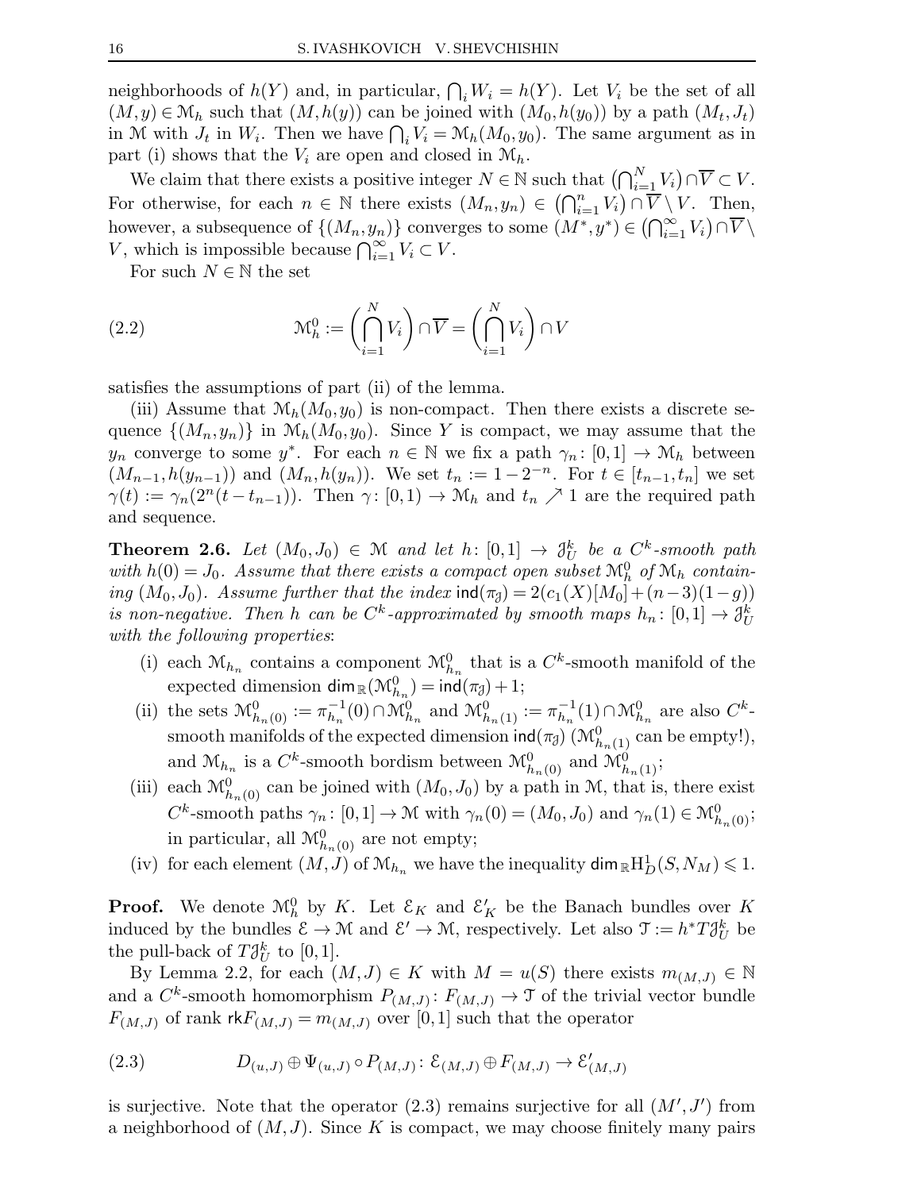neighborhoods of $h(Y)$ and, in particular, $\bigcap_i W_i = h(Y)$. Let $V_i$ be the set of all $(M,y) \in \mathcal{M}_h$ such that $(M, h(y))$ can be joined with $(M_0, h(y_0))$ by a path $(M_t, J_t)$ in $\mathcal{M}$ with $J_t$ in $W_i$. Then we have $\bigcap_i V_i = \mathcal{M}_h(M_0, y_0)$. The same argument as in part (i) shows that the $V_i$ are open and closed in $\mathcal{M}_h$.

We claim that there exists a positive integer $N \in \mathbb{N}$ such that $\left(\bigcap_{i=1}^N V_i\right) \cap \overline{V} \subset V$. For otherwise, for each $n \in \mathbb{N}$ there exists $(M_n, y_n) \in \left(\bigcap_{i=1}^n V_i\right) \cap \overline{V} \setminus V$. Then, however, a subsequence of $\{(M_n, y_n)\}$ converges to some $(M^*, y^*) \in \left(\bigcap_{i=1}^\infty V_i\right) \cap \overline{V} \setminus V$, which is impossible because $\bigcap_{i=1}^\infty V_i \subset V$.

For such $N \in \mathbb{N}$ the set

$$
\mathcal{M}_h^0 := \left(\bigcap_{i=1}^N V_i\right) \cap \overline{V} = \left(\bigcap_{i=1}^N V_i\right) \cap V \tag{2.2}
$$

satisfies the assumptions of part (ii) of the lemma.

(iii) Assume that $\mathcal{M}_h(M_0, y_0)$ is non-compact. Then there exists a discrete sequence $\{(M_n, y_n)\}$ in $\mathcal{M}_h(M_0, y_0)$. Since $Y$ is compact, we may assume that the $y_n$ converge to some $y^*$. For each $n \in \mathbb{N}$ we fix a path $\gamma_n \colon [0,1] \to \mathcal{M}_h$ between $(M_{n-1}, h(y_{n-1}))$ and $(M_n, h(y_n))$. We set $t_n := 1 - 2^{-n}$. For $t \in [t_{n-1}, t_n]$ we set $\gamma(t) := \gamma_n(2^n(t - t_{n-1}))$. Then $\gamma \colon [0,1) \to \mathcal{M}_h$ and $t_n \nearrow 1$ are the required path and sequence.

**Theorem 2.6.** *Let $(M_0, J_0) \in \mathcal{M}$ and let $h \colon [0,1] \to \mathcal{J}_U^k$ be a $C^k$-smooth path with $h(0) = J_0$. Assume that there exists a compact open subset $\mathcal{M}_h^0$ of $\mathcal{M}_h$ containing $(M_0, J_0)$. Assume further that the index $\mathsf{ind}(\pi_{\mathcal{J}}) = 2(c_1(X)[M_0] + (n-3)(1-g))$ is non-negative. Then $h$ can be $C^k$-approximated by smooth maps $h_n \colon [0,1] \to \mathcal{J}_U^k$ with the following properties*:

1. (i) each $\mathcal{M}_{h_n}$ contains a component $\mathcal{M}_{h_n}^0$ that is a $C^k$-smooth manifold of the expected dimension $\dim_{\mathbb{R}}(\mathcal{M}_{h_n}^0) = \mathsf{ind}(\pi_{\mathcal{J}}) + 1$;
2. (ii) the sets $\mathcal{M}_{h_n(0)}^0 := \pi_{h_n}^{-1}(0) \cap \mathcal{M}_{h_n}^0$ and $\mathcal{M}_{h_n(1)}^0 := \pi_{h_n}^{-1}(1) \cap \mathcal{M}_{h_n}^0$ are also $C^k$-smooth manifolds of the expected dimension $\mathsf{ind}(\pi_{\mathcal{J}})$ ($\mathcal{M}_{h_n(1)}^0$ can be empty!), and $\mathcal{M}_{h_n}$ is a $C^k$-smooth bordism between $\mathcal{M}_{h_n(0)}^0$ and $\mathcal{M}_{h_n(1)}^0$;
3. (iii) each $\mathcal{M}_{h_n(0)}^0$ can be joined with $(M_0, J_0)$ by a path in $\mathcal{M}$, that is, there exist $C^k$-smooth paths $\gamma_n \colon [0,1] \to \mathcal{M}$ with $\gamma_n(0) = (M_0, J_0)$ and $\gamma_n(1) \in \mathcal{M}_{h_n(0)}^0$; in particular, all $\mathcal{M}_{h_n(0)}^0$ are not empty;
4. (iv) for each element $(M, J)$ of $\mathcal{M}_{h_n}$ we have the inequality $\dim_{\mathbb{R}} \mathrm{H}_D^1(S, N_M) \leqslant 1$.

**Proof.** We denote $\mathcal{M}_h^0$ by $K$. Let $\mathcal{E}_K$ and $\mathcal{E}'_K$ be the Banach bundles over $K$ induced by the bundles $\mathcal{E} \to \mathcal{M}$ and $\mathcal{E}' \to \mathcal{M}$, respectively. Let also $\mathcal{T} := h^* T\mathcal{J}_U^k$ be the pull-back of $T\mathcal{J}_U^k$ to $[0,1]$.

By Lemma 2.2, for each $(M, J) \in K$ with $M = u(S)$ there exists $m_{(M,J)} \in \mathbb{N}$ and a $C^k$-smooth homomorphism $P_{(M,J)} \colon F_{(M,J)} \to \mathcal{T}$ of the trivial vector bundle $F_{(M,J)}$ of rank $\mathsf{rk} F_{(M,J)} = m_{(M,J)}$ over $[0,1]$ such that the operator

$$
D_{(u,J)} \oplus \Psi_{(u,J)} \circ P_{(M,J)} \colon \mathcal{E}_{(M,J)} \oplus F_{(M,J)} \to \mathcal{E}'_{(M,J)} \tag{2.3}
$$

is surjective. Note that the operator (2.3) remains surjective for all $(M', J')$ from a neighborhood of $(M, J)$. Since $K$ is compact, we may choose finitely many pairs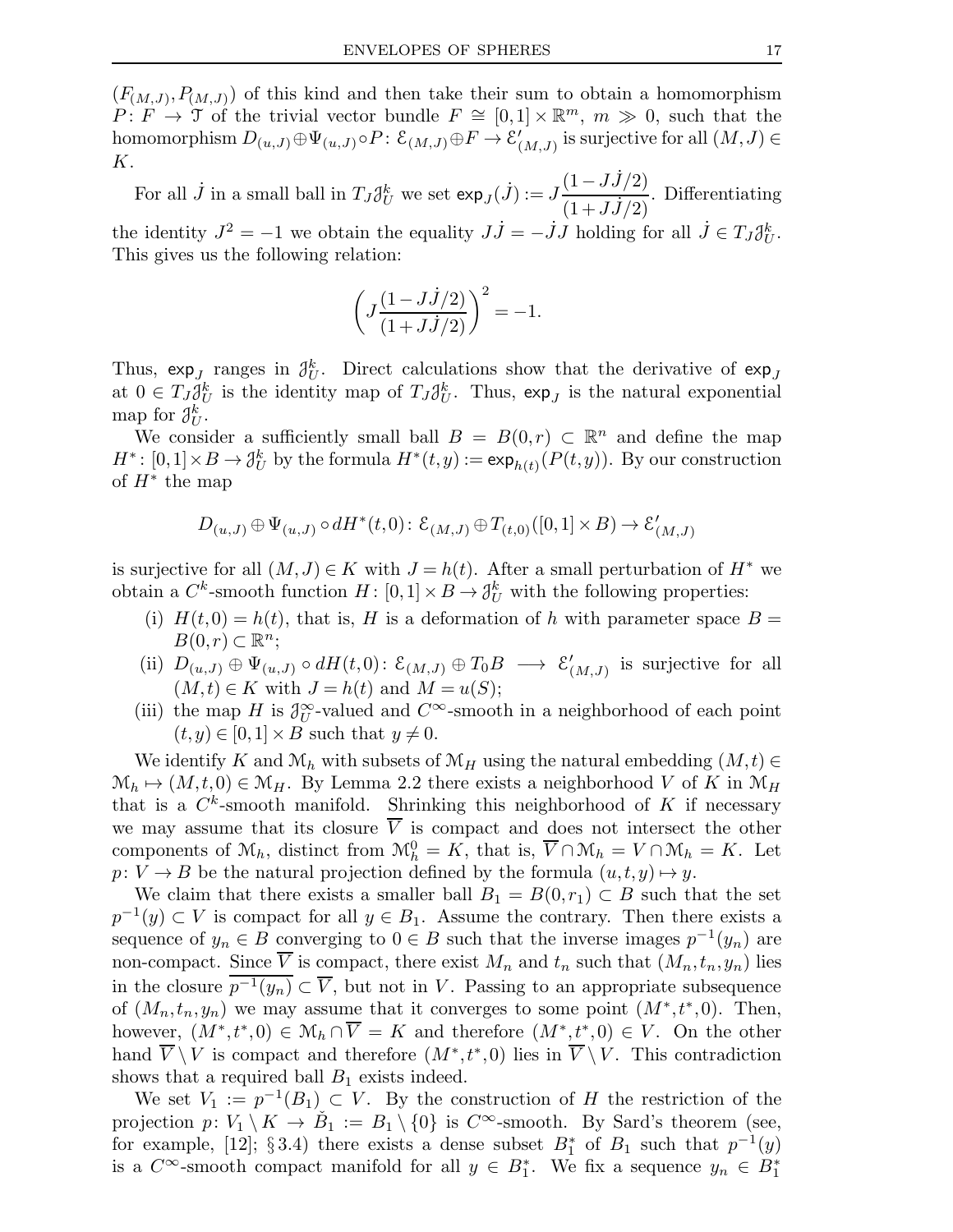$(F_{(M,J)}, P_{(M,J)})$ of this kind and then take their sum to obtain a homomorphism $P\colon F \to \mathfrak{T}$ of the trivial vector bundle $F \cong [0,1]\times\mathbb{R}^m$, $m \gg 0$, such that the homomorphism $D_{(u,J)} \oplus \Psi_{(u,J)} \circ P \colon \mathcal{E}_{(M,J)} \oplus F \to \mathcal{E}'_{(M,J)}$ is surjective for all $(M,J) \in K$.

For all $\dot J$ in a small ball in $T_J\mathfrak{J}^k_U$ we set $\mathsf{exp}_J(\dot J) := J\dfrac{(1 - J\dot J/2)}{(1 + J\dot J/2)}$. Differentiating the identity $J^2 = -1$ we obtain the equality $J\dot J = -\dot J J$ holding for all $\dot J \in T_J\mathfrak{J}^k_U$. This gives us the following relation:

$$\left(J\frac{(1 - J\dot J/2)}{(1 + J\dot J/2)}\right)^2 = -1.$$

Thus, $\mathsf{exp}_J$ ranges in $\mathfrak{J}^k_U$. Direct calculations show that the derivative of $\mathsf{exp}_J$ at $0 \in T_J\mathfrak{J}^k_U$ is the identity map of $T_J\mathfrak{J}^k_U$. Thus, $\mathsf{exp}_J$ is the natural exponential map for $\mathfrak{J}^k_U$.

We consider a sufficiently small ball $B = B(0,r) \subset \mathbb{R}^n$ and define the map $H^*\colon [0,1]\times B \to \mathfrak{J}^k_U$ by the formula $H^*(t,y) := \mathsf{exp}_{h(t)}(P(t,y))$. By our construction of $H^*$ the map

$$D_{(u,J)} \oplus \Psi_{(u,J)} \circ dH^*(t,0)\colon \mathcal{E}_{(M,J)} \oplus T_{(t,0)}([0,1]\times B) \to \mathcal{E}'_{(M,J)}$$

is surjective for all $(M,J) \in K$ with $J = h(t)$. After a small perturbation of $H^*$ we obtain a $C^k$-smooth function $H\colon [0,1]\times B \to \mathfrak{J}^k_U$ with the following properties:

(i) $H(t,0) = h(t)$, that is, $H$ is a deformation of $h$ with parameter space $B = B(0,r) \subset \mathbb{R}^n$;

(ii) $D_{(u,J)} \oplus \Psi_{(u,J)} \circ dH(t,0)\colon \mathcal{E}_{(M,J)} \oplus T_0B \longrightarrow \mathcal{E}'_{(M,J)}$ is surjective for all $(M,t) \in K$ with $J = h(t)$ and $M = u(S)$;

(iii) the map $H$ is $\mathfrak{J}^\infty_U$-valued and $C^\infty$-smooth in a neighborhood of each point $(t,y) \in [0,1]\times B$ such that $y \neq 0$.

We identify $K$ and $\mathcal{M}_h$ with subsets of $\mathcal{M}_H$ using the natural embedding $(M,t) \in \mathcal{M}_h \mapsto (M,t,0) \in \mathcal{M}_H$. By Lemma 2.2 there exists a neighborhood $V$ of $K$ in $\mathcal{M}_H$ that is a $C^k$-smooth manifold. Shrinking this neighborhood of $K$ if necessary we may assume that its closure $\overline{V}$ is compact and does not intersect the other components of $\mathcal{M}_h$, distinct from $\mathcal{M}^0_h = K$, that is, $\overline{V} \cap \mathcal{M}_h = V \cap \mathcal{M}_h = K$. Let $p\colon V \to B$ be the natural projection defined by the formula $(u,t,y) \mapsto y$.

We claim that there exists a smaller ball $B_1 = B(0,r_1) \subset B$ such that the set $p^{-1}(y) \subset V$ is compact for all $y \in B_1$. Assume the contrary. Then there exists a sequence of $y_n \in B$ converging to $0 \in B$ such that the inverse images $p^{-1}(y_n)$ are non-compact. Since $\overline{V}$ is compact, there exist $M_n$ and $t_n$ such that $(M_n,t_n,y_n)$ lies in the closure $\overline{p^{-1}(y_n)} \subset \overline{V}$, but not in $V$. Passing to an appropriate subsequence of $(M_n,t_n,y_n)$ we may assume that it converges to some point $(M^*,t^*,0)$. Then, however, $(M^*,t^*,0) \in \mathcal{M}_h \cap \overline{V} = K$ and therefore $(M^*,t^*,0) \in V$. On the other hand $\overline{V}\setminus V$ is compact and therefore $(M^*,t^*,0)$ lies in $\overline{V}\setminus V$. This contradiction shows that a required ball $B_1$ exists indeed.

We set $V_1 := p^{-1}(B_1) \subset V$. By the construction of $H$ the restriction of the projection $p\colon V_1 \setminus K \to \check{B}_1 := B_1 \setminus \{0\}$ is $C^\infty$-smooth. By Sard's theorem (see, for example, [12]; § 3.4) there exists a dense subset $B^*_1$ of $B_1$ such that $p^{-1}(y)$ is a $C^\infty$-smooth compact manifold for all $y \in B^*_1$. We fix a sequence $y_n \in B^*_1$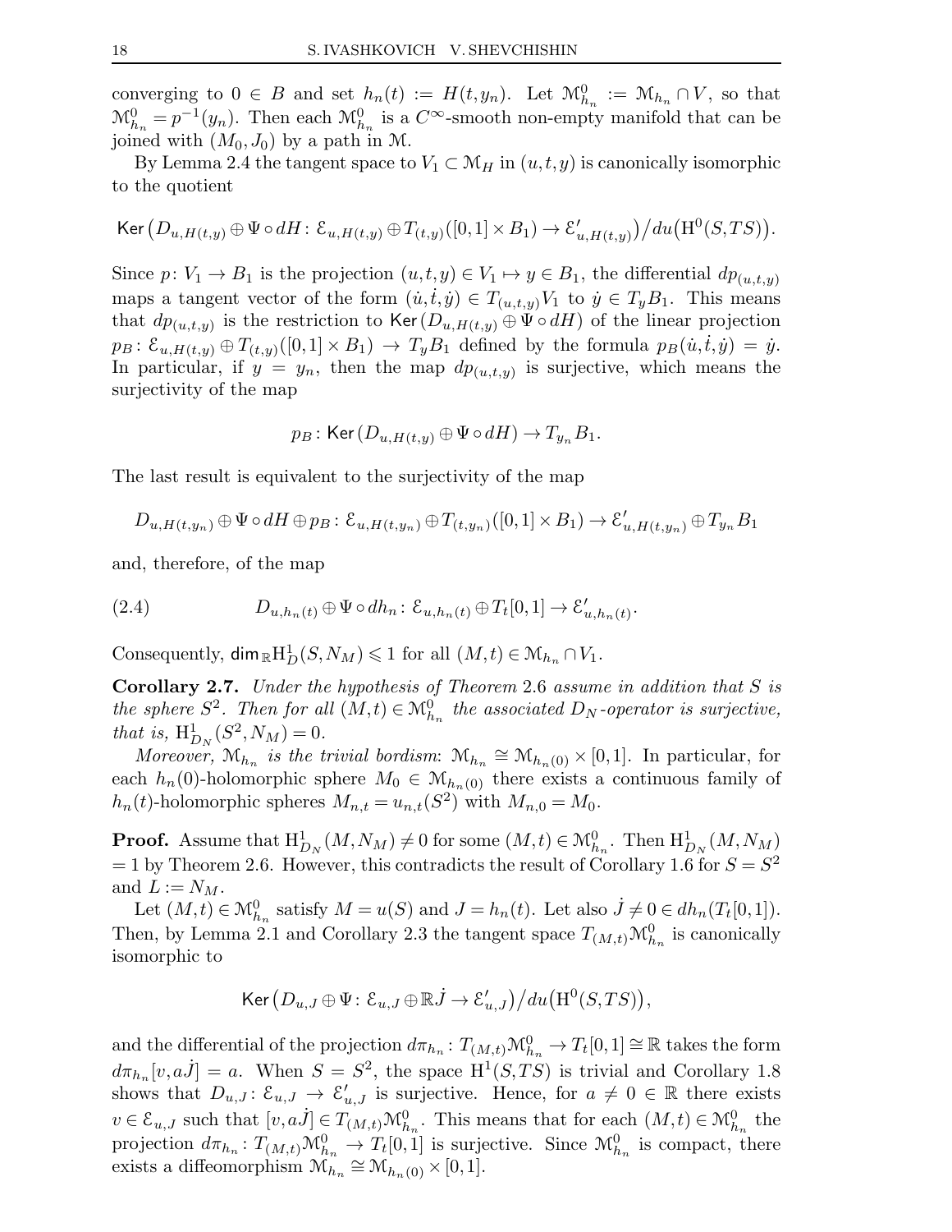converging to $0 \in B$ and set $h_n(t) := H(t, y_n)$. Let $\mathcal{M}^0_{h_n} := \mathcal{M}_{h_n} \cap V$, so that $\mathcal{M}^0_{h_n} = p^{-1}(y_n)$. Then each $\mathcal{M}^0_{h_n}$ is a $C^\infty$-smooth non-empty manifold that can be joined with $(M_0, J_0)$ by a path in $\mathcal{M}$.

By Lemma 2.4 the tangent space to $V_1 \subset \mathcal{M}_H$ in $(u,t,y)$ is canonically isomorphic to the quotient

$$\mathsf{Ker}\big(D_{u,H(t,y)} \oplus \Psi \circ dH \colon \mathcal{E}_{u,H(t,y)} \oplus T_{(t,y)}([0,1] \times B_1) \to \mathcal{E}'_{u,H(t,y)}\big) \big/ du\big(\mathrm{H}^0(S,TS)\big).$$

Since $p\colon V_1 \to B_1$ is the projection $(u,t,y) \in V_1 \mapsto y \in B_1$, the differential $dp_{(u,t,y)}$ maps a tangent vector of the form $(\dot u, \dot t, \dot y) \in T_{(u,t,y)}V_1$ to $\dot y \in T_y B_1$. This means that $dp_{(u,t,y)}$ is the restriction to $\mathsf{Ker}\,(D_{u,H(t,y)} \oplus \Psi \circ dH)$ of the linear projection $p_B\colon \mathcal{E}_{u,H(t,y)} \oplus T_{(t,y)}([0,1] \times B_1) \to T_y B_1$ defined by the formula $p_B(\dot u, \dot t, \dot y) = \dot y$. In particular, if $y = y_n$, then the map $dp_{(u,t,y)}$ is surjective, which means the surjectivity of the map

$$p_B \colon \mathsf{Ker}\,(D_{u,H(t,y)} \oplus \Psi \circ dH) \to T_{y_n} B_1.$$

The last result is equivalent to the surjectivity of the map

$$D_{u,H(t,y_n)} \oplus \Psi \circ dH \oplus p_B \colon \mathcal{E}_{u,H(t,y_n)} \oplus T_{(t,y_n)}([0,1] \times B_1) \to \mathcal{E}'_{u,H(t,y_n)} \oplus T_{y_n} B_1$$

and, therefore, of the map

$$D_{u,h_n(t)} \oplus \Psi \circ dh_n \colon \mathcal{E}_{u,h_n(t)} \oplus T_t[0,1] \to \mathcal{E}'_{u,h_n(t)}. \tag{2.4}$$

Consequently, $\mathsf{dim}_{\mathbb{R}}\mathrm{H}^1_D(S, N_M) \leqslant 1$ for all $(M,t) \in \mathcal{M}_{h_n} \cap V_1$.

**Corollary 2.7.** *Under the hypothesis of Theorem 2.6 assume in addition that $S$ is the sphere $S^2$. Then for all $(M,t) \in \mathcal{M}^0_{h_n}$ the associated $D_N$-operator is surjective, that is, $\mathrm{H}^1_{D_N}(S^2, N_M) = 0$.*

*Moreover, $\mathcal{M}_{h_n}$ is the trivial bordism: $\mathcal{M}_{h_n} \cong \mathcal{M}_{h_n(0)} \times [0,1]$. In particular, for each $h_n(0)$-holomorphic sphere $M_0 \in \mathcal{M}_{h_n(0)}$ there exists a continuous family of $h_n(t)$-holomorphic spheres $M_{n,t} = u_{n,t}(S^2)$ with $M_{n,0} = M_0$.*

**Proof.** Assume that $\mathrm{H}^1_{D_N}(M, N_M) \neq 0$ for some $(M,t) \in \mathcal{M}^0_{h_n}$. Then $\mathrm{H}^1_{D_N}(M, N_M) = 1$ by Theorem 2.6. However, this contradicts the result of Corollary 1.6 for $S = S^2$ and $L := N_M$.

Let $(M,t) \in \mathcal{M}^0_{h_n}$ satisfy $M = u(S)$ and $J = h_n(t)$. Let also $\dot J \neq 0 \in dh_n(T_t[0,1])$. Then, by Lemma 2.1 and Corollary 2.3 the tangent space $T_{(M,t)}\mathcal{M}^0_{h_n}$ is canonically isomorphic to

$$\mathsf{Ker}\big(D_{u,J} \oplus \Psi \colon \mathcal{E}_{u,J} \oplus \mathbb{R}\dot J \to \mathcal{E}'_{u,J}\big) \big/ du\big(\mathrm{H}^0(S,TS)\big),$$

and the differential of the projection $d\pi_{h_n}\colon T_{(M,t)}\mathcal{M}^0_{h_n} \to T_t[0,1] \cong \mathbb{R}$ takes the form $d\pi_{h_n}[v, a\dot J] = a$. When $S = S^2$, the space $\mathrm{H}^1(S,TS)$ is trivial and Corollary 1.8 shows that $D_{u,J}\colon \mathcal{E}_{u,J} \to \mathcal{E}'_{u,J}$ is surjective. Hence, for $a \neq 0 \in \mathbb{R}$ there exists $v \in \mathcal{E}_{u,J}$ such that $[v, a\dot J] \in T_{(M,t)}\mathcal{M}^0_{h_n}$. This means that for each $(M,t) \in \mathcal{M}^0_{h_n}$ the projection $d\pi_{h_n}\colon T_{(M,t)}\mathcal{M}^0_{h_n} \to T_t[0,1]$ is surjective. Since $\mathcal{M}^0_{h_n}$ is compact, there exists a diffeomorphism $\mathcal{M}_{h_n} \cong \mathcal{M}_{h_n(0)} \times [0,1]$.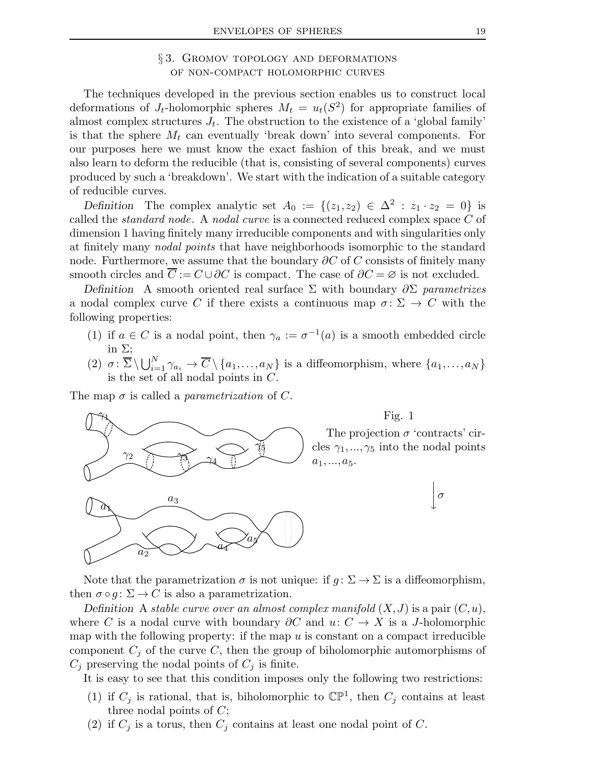## § 3. Gromov topology and deformations of non-compact holomorphic curves

The techniques developed in the previous section enables us to construct local deformations of $J_t$-holomorphic spheres $M_t = u_t(S^2)$ for appropriate families of almost complex structures $J_t$. The obstruction to the existence of a 'global family' is that the sphere $M_t$ can eventually 'break down' into several components. For our purposes here we must know the exact fashion of this break, and we must also learn to deform the reducible (that is, consisting of several components) curves produced by such a 'breakdown'. We start with the indication of a suitable category of reducible curves.

*Definition* The complex analytic set $A_0 := \{(z_1, z_2) \in \Delta^2 : z_1 \cdot z_2 = 0\}$ is called the *standard node*. A *nodal curve* is a connected reduced complex space $C$ of dimension 1 having finitely many irreducible components and with singularities only at finitely many *nodal points* that have neighborhoods isomorphic to the standard node. Furthermore, we assume that the boundary $\partial C$ of $C$ consists of finitely many smooth circles and $\overline{C} := C \cup \partial C$ is compact. The case of $\partial C = \varnothing$ is not excluded.

*Definition* A smooth oriented real surface $\Sigma$ with boundary $\partial\Sigma$ *parametrizes* a nodal complex curve $C$ if there exists a continuous map $\sigma\colon \Sigma \to C$ with the following properties:

1. if $a \in C$ is a nodal point, then $\gamma_a := \sigma^{-1}(a)$ is a smooth embedded circle in $\Sigma$;
2. $\sigma\colon \overline{\Sigma} \setminus \bigcup_{i=1}^{N} \gamma_{a_i} \to \overline{C} \setminus \{a_1, \ldots, a_N\}$ is a diffeomorphism, where $\{a_1, \ldots, a_N\}$ is the set of all nodal points in $C$.

The map $\sigma$ is called a *parametrization* of $C$.

Fig. 1

The projection $\sigma$ 'contracts' circles $\gamma_1, \ldots, \gamma_5$ into the nodal points $a_1, \ldots, a_5$.

Note that the parametrization $\sigma$ is not unique: if $g\colon \Sigma \to \Sigma$ is a diffeomorphism, then $\sigma \circ g\colon \Sigma \to C$ is also a parametrization.

*Definition* A *stable curve over an almost complex manifold* $(X, J)$ is a pair $(C, u)$, where $C$ is a nodal curve with boundary $\partial C$ and $u\colon C \to X$ is a $J$-holomorphic map with the following property: if the map $u$ is constant on a compact irreducible component $C_j$ of the curve $C$, then the group of biholomorphic automorphisms of $C_j$ preserving the nodal points of $C_j$ is finite.

It is easy to see that this condition imposes only the following two restrictions:

1. if $C_j$ is rational, that is, biholomorphic to $\mathbb{CP}^1$, then $C_j$ contains at least three nodal points of $C$;
2. if $C_j$ is a torus, then $C_j$ contains at least one nodal point of $C$.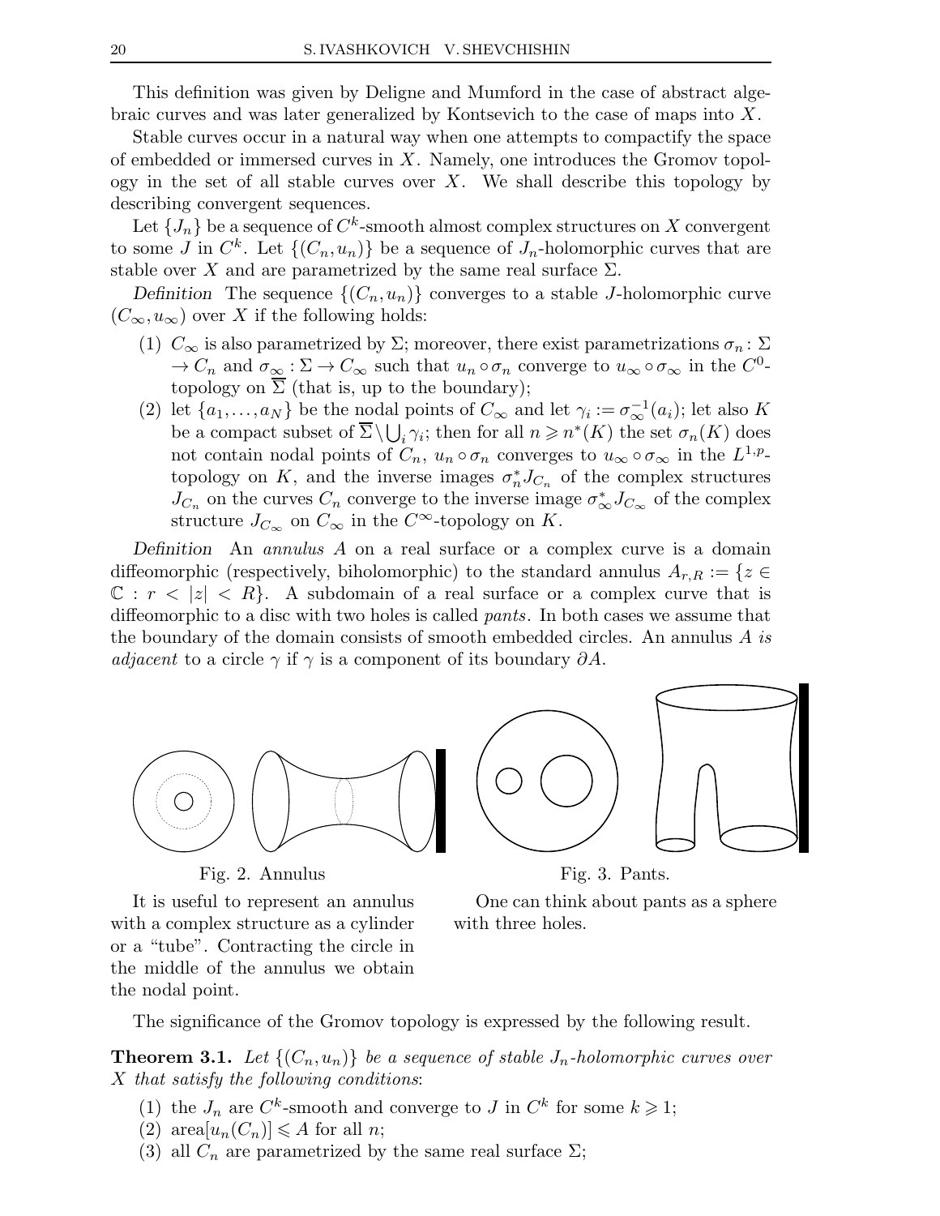This definition was given by Deligne and Mumford in the case of abstract algebraic curves and was later generalized by Kontsevich to the case of maps into $X$.

Stable curves occur in a natural way when one attempts to compactify the space of embedded or immersed curves in $X$. Namely, one introduces the Gromov topology in the set of all stable curves over $X$. We shall describe this topology by describing convergent sequences.

Let $\{J_n\}$ be a sequence of $C^k$-smooth almost complex structures on $X$ convergent to some $J$ in $C^k$. Let $\{(C_n, u_n)\}$ be a sequence of $J_n$-holomorphic curves that are stable over $X$ and are parametrized by the same real surface $\Sigma$.

*Definition* The sequence $\{(C_n, u_n)\}$ converges to a stable $J$-holomorphic curve $(C_\infty, u_\infty)$ over $X$ if the following holds:

1. $C_\infty$ is also parametrized by $\Sigma$; moreover, there exist parametrizations $\sigma_n : \Sigma \to C_n$ and $\sigma_\infty : \Sigma \to C_\infty$ such that $u_n \circ \sigma_n$ converge to $u_\infty \circ \sigma_\infty$ in the $C^0$-topology on $\overline{\Sigma}$ (that is, up to the boundary);
2. let $\{a_1, \ldots, a_N\}$ be the nodal points of $C_\infty$ and let $\gamma_i := \sigma_\infty^{-1}(a_i)$; let also $K$ be a compact subset of $\overline{\Sigma} \setminus \bigcup_i \gamma_i$; then for all $n \geqslant n^*(K)$ the set $\sigma_n(K)$ does not contain nodal points of $C_n$, $u_n \circ \sigma_n$ converges to $u_\infty \circ \sigma_\infty$ in the $L^{1,p}$-topology on $K$, and the inverse images $\sigma_n^* J_{C_n}$ of the complex structures $J_{C_n}$ on the curves $C_n$ converge to the inverse image $\sigma_\infty^* J_{C_\infty}$ of the complex structure $J_{C_\infty}$ on $C_\infty$ in the $C^\infty$-topology on $K$.

*Definition* An *annulus* $A$ on a real surface or a complex curve is a domain diffeomorphic (respectively, biholomorphic) to the standard annulus $A_{r,R} := \{z \in \mathbb{C} : r < |z| < R\}$. A subdomain of a real surface or a complex curve that is diffeomorphic to a disc with two holes is called *pants*. In both cases we assume that the boundary of the domain consists of smooth embedded circles. An annulus $A$ *is adjacent* to a circle $\gamma$ if $\gamma$ is a component of its boundary $\partial A$.

Fig. 2. Annulus

It is useful to represent an annulus with a complex structure as a cylinder or a "tube". Contracting the circle in the middle of the annulus we obtain the nodal point.

Fig. 3. Pants.

One can think about pants as a sphere with three holes.

The significance of the Gromov topology is expressed by the following result.

**Theorem 3.1.** *Let $\{(C_n, u_n)\}$ be a sequence of stable $J_n$-holomorphic curves over $X$ that satisfy the following conditions*:

1. the $J_n$ are $C^k$-smooth and converge to $J$ in $C^k$ for some $k \geqslant 1$;
2. $\text{area}[u_n(C_n)] \leqslant A$ for all $n$;
3. all $C_n$ are parametrized by the same real surface $\Sigma$;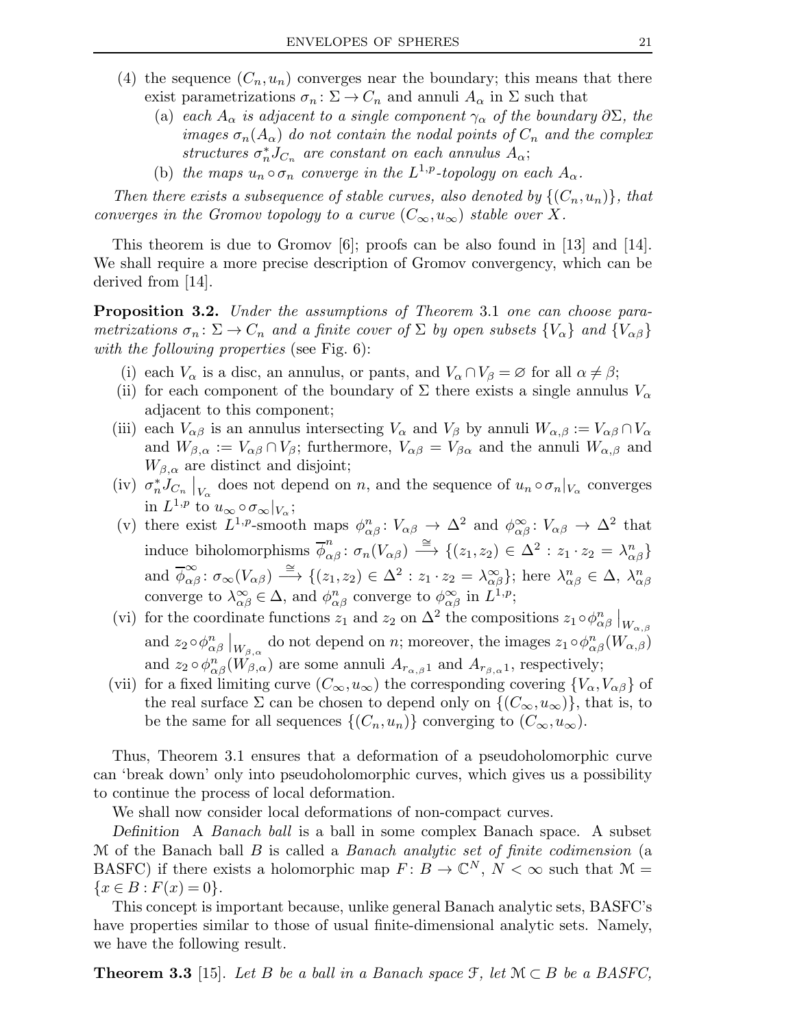(4) the sequence $(C_n, u_n)$ converges near the boundary; this means that there exist parametrizations $\sigma_n \colon \Sigma \to C_n$ and annuli $A_\alpha$ in $\Sigma$ such that

   (a) *each $A_\alpha$ is adjacent to a single component $\gamma_\alpha$ of the boundary $\partial\Sigma$, the images $\sigma_n(A_\alpha)$ do not contain the nodal points of $C_n$ and the complex structures $\sigma_n^* J_{C_n}$ are constant on each annulus $A_\alpha$;*

   (b) *the maps $u_n \circ \sigma_n$ converge in the $L^{1,p}$-topology on each $A_\alpha$.*

*Then there exists a subsequence of stable curves, also denoted by $\{(C_n, u_n)\}$, that converges in the Gromov topology to a curve $(C_\infty, u_\infty)$ stable over $X$.*

This theorem is due to Gromov [6]; proofs can be also found in [13] and [14]. We shall require a more precise description of Gromov convergency, which can be derived from [14].

**Proposition 3.2.** *Under the assumptions of Theorem* 3.1 *one can choose parametrizations $\sigma_n \colon \Sigma \to C_n$ and a finite cover of $\Sigma$ by open subsets $\{V_\alpha\}$ and $\{V_{\alpha\beta}\}$ with the following properties* (see Fig. 6):

(i) each $V_\alpha$ is a disc, an annulus, or pants, and $V_\alpha \cap V_\beta = \varnothing$ for all $\alpha \neq \beta$;

(ii) for each component of the boundary of $\Sigma$ there exists a single annulus $V_\alpha$ adjacent to this component;

(iii) each $V_{\alpha\beta}$ is an annulus intersecting $V_\alpha$ and $V_\beta$ by annuli $W_{\alpha,\beta} := V_{\alpha\beta} \cap V_\alpha$ and $W_{\beta,\alpha} := V_{\alpha\beta} \cap V_\beta$; furthermore, $V_{\alpha\beta} = V_{\beta\alpha}$ and the annuli $W_{\alpha,\beta}$ and $W_{\beta,\alpha}$ are distinct and disjoint;

(iv) $\sigma_n^* J_{C_n}\big|_{V_\alpha}$ does not depend on $n$, and the sequence of $u_n \circ \sigma_n|_{V_\alpha}$ converges in $L^{1,p}$ to $u_\infty \circ \sigma_\infty|_{V_\alpha}$;

(v) there exist $L^{1,p}$-smooth maps $\phi^n_{\alpha\beta} \colon V_{\alpha\beta} \to \Delta^2$ and $\phi^\infty_{\alpha\beta} \colon V_{\alpha\beta} \to \Delta^2$ that induce biholomorphisms $\overline{\phi}^n_{\alpha\beta} \colon \sigma_n(V_{\alpha\beta}) \xrightarrow{\cong} \{(z_1, z_2) \in \Delta^2 : z_1 \cdot z_2 = \lambda^n_{\alpha\beta}\}$ and $\overline{\phi}^\infty_{\alpha\beta} \colon \sigma_\infty(V_{\alpha\beta}) \xrightarrow{\cong} \{(z_1, z_2) \in \Delta^2 : z_1 \cdot z_2 = \lambda^\infty_{\alpha\beta}\}$; here $\lambda^n_{\alpha\beta} \in \Delta$, $\lambda^n_{\alpha\beta}$ converge to $\lambda^\infty_{\alpha\beta} \in \Delta$, and $\phi^n_{\alpha\beta}$ converge to $\phi^\infty_{\alpha\beta}$ in $L^{1,p}$;

(vi) for the coordinate functions $z_1$ and $z_2$ on $\Delta^2$ the compositions $z_1 \circ \phi^n_{\alpha\beta}\big|_{W_{\alpha,\beta}}$ and $z_2 \circ \phi^n_{\alpha\beta}\big|_{W_{\beta,\alpha}}$ do not depend on $n$; moreover, the images $z_1 \circ \phi^n_{\alpha\beta}(W_{\alpha,\beta})$ and $z_2 \circ \phi^n_{\alpha\beta}(W_{\beta,\alpha})$ are some annuli $A_{r_{\alpha,\beta}1}$ and $A_{r_{\beta,\alpha}1}$, respectively;

(vii) for a fixed limiting curve $(C_\infty, u_\infty)$ the corresponding covering $\{V_\alpha, V_{\alpha\beta}\}$ of the real surface $\Sigma$ can be chosen to depend only on $\{(C_\infty, u_\infty)\}$, that is, to be the same for all sequences $\{(C_n, u_n)\}$ converging to $(C_\infty, u_\infty)$.

Thus, Theorem 3.1 ensures that a deformation of a pseudoholomorphic curve can 'break down' only into pseudoholomorphic curves, which gives us a possibility to continue the process of local deformation.

We shall now consider local deformations of non-compact curves.

*Definition* A *Banach ball* is a ball in some complex Banach space. A subset $\mathcal{M}$ of the Banach ball $B$ is called a *Banach analytic set of finite codimension* (a BASFC) if there exists a holomorphic map $F \colon B \to \mathbb{C}^N$, $N < \infty$ such that $\mathcal{M} = \{x \in B : F(x) = 0\}$.

This concept is important because, unlike general Banach analytic sets, BASFC's have properties similar to those of usual finite-dimensional analytic sets. Namely, we have the following result.

**Theorem 3.3** [15]. *Let $B$ be a ball in a Banach space $\mathcal{F}$, let $\mathcal{M} \subset B$ be a BASFC,*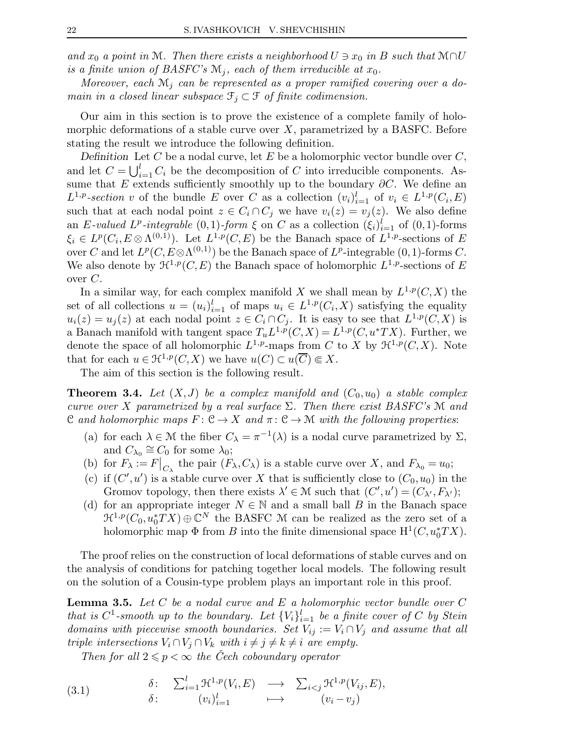*and $x_0$ a point in $\mathcal{M}$. Then there exists a neighborhood $U \ni x_0$ in $B$ such that $\mathcal{M} \cap U$ is a finite union of BASFC's $\mathcal{M}_j$, each of them irreducible at $x_0$.*

*Moreover, each $\mathcal{M}_j$ can be represented as a proper ramified covering over a domain in a closed linear subspace $\mathcal{F}_j \subset \mathcal{F}$ of finite codimension.*

Our aim in this section is to prove the existence of a complete family of holomorphic deformations of a stable curve over $X$, parametrized by a BASFC. Before stating the result we introduce the following definition.

*Definition* Let $C$ be a nodal curve, let $E$ be a holomorphic vector bundle over $C$, and let $C = \bigcup_{i=1}^{l} C_i$ be the decomposition of $C$ into irreducible components. Assume that $E$ extends sufficiently smoothly up to the boundary $\partial C$. We define an *$L^{1,p}$-section* $v$ of the bundle $E$ over $C$ as a collection $(v_i)_{i=1}^{l}$ of $v_i \in L^{1,p}(C_i, E)$ such that at each nodal point $z \in C_i \cap C_j$ we have $v_i(z) = v_j(z)$. We also define an *$E$-valued $L^p$-integrable $(0,1)$-form* $\xi$ on $C$ as a collection $(\xi_i)_{i=1}^{l}$ of $(0,1)$-forms $\xi_i \in L^p(C_i, E \otimes \Lambda^{(0,1)})$. Let $L^{1,p}(C,E)$ be the Banach space of $L^{1,p}$-sections of $E$ over $C$ and let $L^p(C, E \otimes \Lambda^{(0,1)})$ be the Banach space of $L^p$-integrable $(0,1)$-forms $C$. We also denote by $\mathcal{H}^{1,p}(C,E)$ the Banach space of holomorphic $L^{1,p}$-sections of $E$ over $C$.

In a similar way, for each complex manifold $X$ we shall mean by $L^{1,p}(C,X)$ the set of all collections $u = (u_i)_{i=1}^{l}$ of maps $u_i \in L^{1,p}(C_i, X)$ satisfying the equality $u_i(z) = u_j(z)$ at each nodal point $z \in C_i \cap C_j$. It is easy to see that $L^{1,p}(C,X)$ is a Banach manifold with tangent space $T_u L^{1,p}(C,X) = L^{1,p}(C, u^*TX)$. Further, we denote the space of all holomorphic $L^{1,p}$-maps from $C$ to $X$ by $\mathcal{H}^{1,p}(C,X)$. Note that for each $u \in \mathcal{H}^{1,p}(C,X)$ we have $u(C) \subset u(\overline{C}) \Subset X$.

The aim of this section is the following result.

**Theorem 3.4.** *Let $(X,J)$ be a complex manifold and $(C_0, u_0)$ a stable complex curve over $X$ parametrized by a real surface $\Sigma$. Then there exist BASFC's $\mathcal{M}$ and $\mathcal{C}$ and holomorphic maps $F\colon \mathcal{C} \to X$ and $\pi\colon \mathcal{C} \to \mathcal{M}$ with the following properties*:

- (a) *for each $\lambda \in \mathcal{M}$ the fiber $C_\lambda = \pi^{-1}(\lambda)$ is a nodal curve parametrized by $\Sigma$, and $C_{\lambda_0} \cong C_0$ for some $\lambda_0$;*
- (b) *for $F_\lambda := F\big|_{C_\lambda}$ the pair $(F_\lambda, C_\lambda)$ is a stable curve over $X$, and $F_{\lambda_0} = u_0$;*
- (c) *if $(C', u')$ is a stable curve over $X$ that is sufficiently close to $(C_0, u_0)$ in the Gromov topology, then there exists $\lambda' \in \mathcal{M}$ such that $(C', u') = (C_{\lambda'}, F_{\lambda'})$;*
- (d) *for an appropriate integer $N \in \mathbb{N}$ and a small ball $B$ in the Banach space $\mathcal{H}^{1,p}(C_0, u_0^*TX) \oplus \mathbb{C}^N$ the BASFC $\mathcal{M}$ can be realized as the zero set of a holomorphic map $\Phi$ from $B$ into the finite dimensional space $\mathrm{H}^1(C, u_0^*TX)$.*

The proof relies on the construction of local deformations of stable curves and on the analysis of conditions for patching together local models. The following result on the solution of a Cousin-type problem plays an important role in this proof.

**Lemma 3.5.** *Let $C$ be a nodal curve and $E$ a holomorphic vector bundle over $C$ that is $C^1$-smooth up to the boundary. Let $\{V_i\}_{i=1}^{l}$ be a finite cover of $C$ by Stein domains with piecewise smooth boundaries. Set $V_{ij} := V_i \cap V_j$ and assume that all triple intersections $V_i \cap V_j \cap V_k$ with $i \neq j \neq k \neq i$ are empty.*

*Then for all $2 \leqslant p < \infty$ the Čech coboundary operator*

$$
\begin{array}{llll}
(3.1) \qquad & \delta\colon & \sum_{i=1}^{l} \mathcal{H}^{1,p}(V_i, E) \longrightarrow & \sum_{i<j} \mathcal{H}^{1,p}(V_{ij}, E), \\
& \delta\colon & (v_i)_{i=1}^{l} \longmapsto & (v_i - v_j)
\end{array}
$$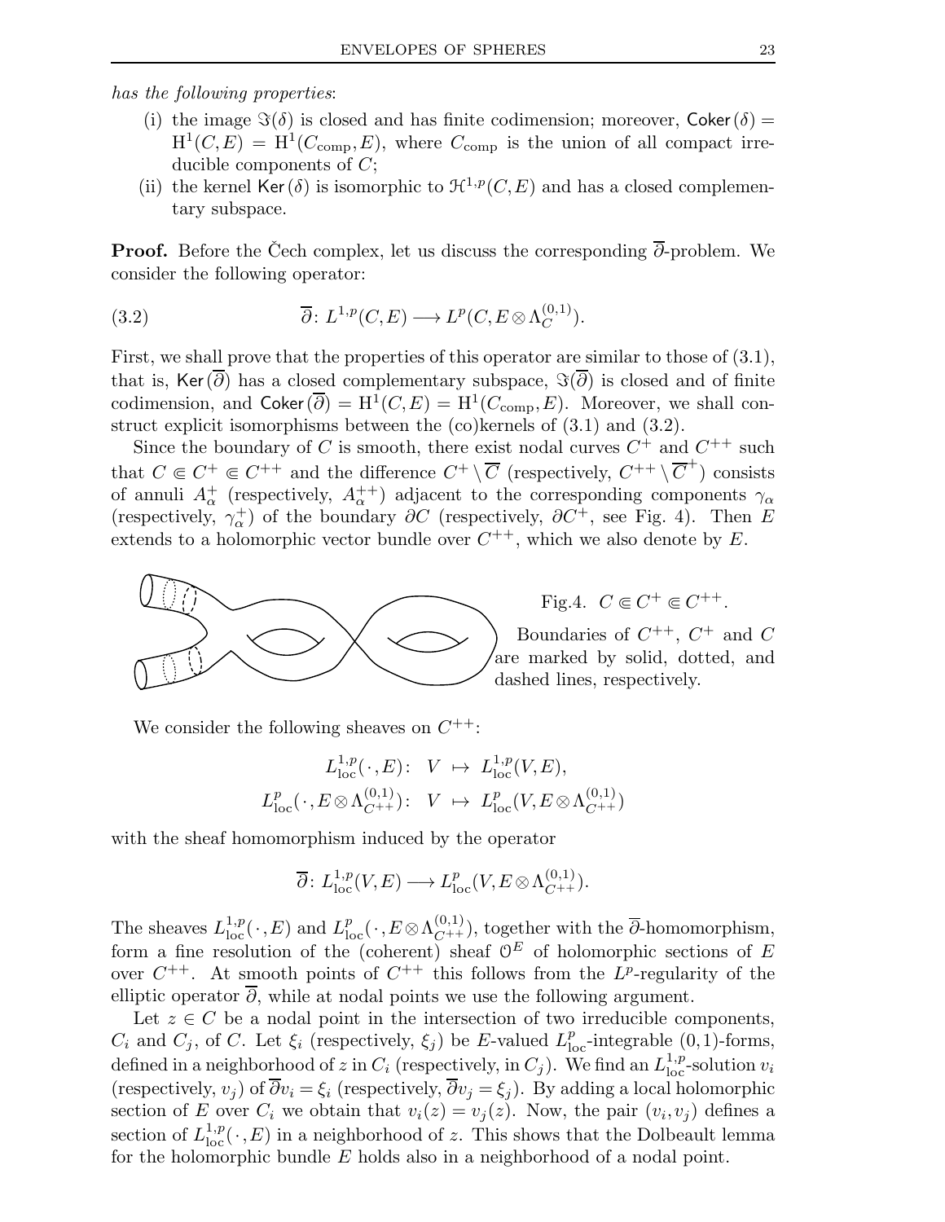*has the following properties*:

(i) the image $\Im(\delta)$ is closed and has finite codimension; moreover, $\mathsf{Coker}(\delta) = \mathrm{H}^1(C, E) = \mathrm{H}^1(C_{\mathrm{comp}}, E)$, where $C_{\mathrm{comp}}$ is the union of all compact irreducible components of $C$;

(ii) the kernel $\mathsf{Ker}(\delta)$ is isomorphic to $\mathcal{H}^{1,p}(C, E)$ and has a closed complementary subspace.

**Proof.** Before the Čech complex, let us discuss the corresponding $\overline{\partial}$-problem. We consider the following operator:

$$\overline{\partial}\colon L^{1,p}(C, E) \longrightarrow L^p(C, E \otimes \Lambda^{(0,1)}_C). \tag{3.2}$$

First, we shall prove that the properties of this operator are similar to those of (3.1), that is, $\mathsf{Ker}(\overline{\partial})$ has a closed complementary subspace, $\Im(\overline{\partial})$ is closed and of finite codimension, and $\mathsf{Coker}(\overline{\partial}) = \mathrm{H}^1(C, E) = \mathrm{H}^1(C_{\mathrm{comp}}, E)$. Moreover, we shall construct explicit isomorphisms between the (co)kernels of (3.1) and (3.2).

Since the boundary of $C$ is smooth, there exist nodal curves $C^+$ and $C^{++}$ such that $C \Subset C^+ \Subset C^{++}$ and the difference $C^+ \setminus \overline{C}$ (respectively, $C^{++} \setminus \overline{C}^+$) consists of annuli $A^+_\alpha$ (respectively, $A^{++}_\alpha$) adjacent to the corresponding components $\gamma_\alpha$ (respectively, $\gamma^+_\alpha$) of the boundary $\partial C$ (respectively, $\partial C^+$, see Fig. 4). Then $E$ extends to a holomorphic vector bundle over $C^{++}$, which we also denote by $E$.

Fig.4. $C \Subset C^+ \Subset C^{++}$. Boundaries of $C^{++}$, $C^+$ and $C$ are marked by solid, dotted, and dashed lines, respectively.

We consider the following sheaves on $C^{++}$:

$$L^{1,p}_{\mathrm{loc}}(\cdot, E)\colon \;\; V \;\mapsto\; L^{1,p}_{\mathrm{loc}}(V, E),$$
$$L^{p}_{\mathrm{loc}}(\cdot, E \otimes \Lambda^{(0,1)}_{C^{++}})\colon \;\; V \;\mapsto\; L^{p}_{\mathrm{loc}}(V, E \otimes \Lambda^{(0,1)}_{C^{++}})$$

with the sheaf homomorphism induced by the operator

$$\overline{\partial}\colon L^{1,p}_{\mathrm{loc}}(V, E) \longrightarrow L^{p}_{\mathrm{loc}}(V, E \otimes \Lambda^{(0,1)}_{C^{++}}).$$

The sheaves $L^{1,p}_{\mathrm{loc}}(\cdot, E)$ and $L^{p}_{\mathrm{loc}}(\cdot, E \otimes \Lambda^{(0,1)}_{C^{++}})$, together with the $\overline{\partial}$-homomorphism, form a fine resolution of the (coherent) sheaf $\mathcal{O}^E$ of holomorphic sections of $E$ over $C^{++}$. At smooth points of $C^{++}$ this follows from the $L^p$-regularity of the elliptic operator $\overline{\partial}$, while at nodal points we use the following argument.

Let $z \in C$ be a nodal point in the intersection of two irreducible components, $C_i$ and $C_j$, of $C$. Let $\xi_i$ (respectively, $\xi_j$) be $E$-valued $L^p_{\mathrm{loc}}$-integrable $(0,1)$-forms, defined in a neighborhood of $z$ in $C_i$ (respectively, in $C_j$). We find an $L^{1,p}_{\mathrm{loc}}$-solution $v_i$ (respectively, $v_j$) of $\overline{\partial} v_i = \xi_i$ (respectively, $\overline{\partial} v_j = \xi_j$). By adding a local holomorphic section of $E$ over $C_i$ we obtain that $v_i(z) = v_j(z)$. Now, the pair $(v_i, v_j)$ defines a section of $L^{1,p}_{\mathrm{loc}}(\cdot, E)$ in a neighborhood of $z$. This shows that the Dolbeault lemma for the holomorphic bundle $E$ holds also in a neighborhood of a nodal point.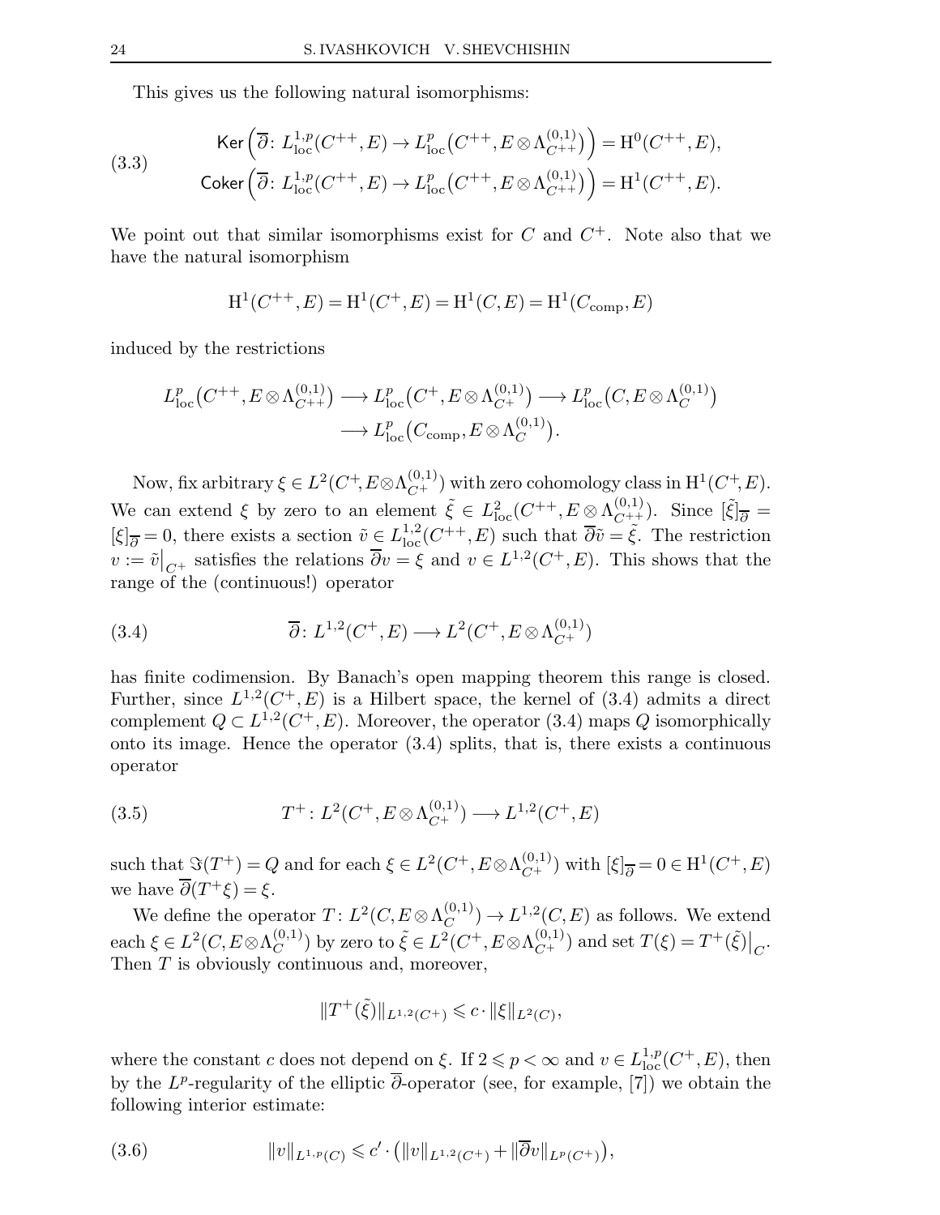This gives us the following natural isomorphisms:

$$
\begin{aligned}
&\mathsf{Ker}\Big(\overline{\partial}\colon L^{1,p}_{\mathrm{loc}}(C^{++},E)\to L^{p}_{\mathrm{loc}}\big(C^{++},E\otimes\Lambda^{(0,1)}_{C^{++}}\big)\Big)=\mathrm{H}^0(C^{++},E),\\
&\mathsf{Coker}\Big(\overline{\partial}\colon L^{1,p}_{\mathrm{loc}}(C^{++},E)\to L^{p}_{\mathrm{loc}}\big(C^{++},E\otimes\Lambda^{(0,1)}_{C^{++}}\big)\Big)=\mathrm{H}^1(C^{++},E).
\end{aligned}
\tag{3.3}
$$

We point out that similar isomorphisms exist for $C$ and $C^{+}$. Note also that we have the natural isomorphism

$$
\mathrm{H}^1(C^{++},E)=\mathrm{H}^1(C^{+},E)=\mathrm{H}^1(C,E)=\mathrm{H}^1(C_{\mathrm{comp}},E)
$$

induced by the restrictions

$$
\begin{aligned}
L^{p}_{\mathrm{loc}}\big(C^{++},E\otimes\Lambda^{(0,1)}_{C^{++}}\big)\longrightarrow L^{p}_{\mathrm{loc}}\big(C^{+},E\otimes\Lambda^{(0,1)}_{C^{+}}\big)\longrightarrow L^{p}_{\mathrm{loc}}\big(C,E\otimes\Lambda^{(0,1)}_{C}\big)\\
\longrightarrow L^{p}_{\mathrm{loc}}\big(C_{\mathrm{comp}},E\otimes\Lambda^{(0,1)}_{C}\big).
\end{aligned}
$$

Now, fix arbitrary $\xi\in L^2(C^{+},E\otimes\Lambda^{(0,1)}_{C^{+}})$ with zero cohomology class in $\mathrm{H}^1(C^{+},E)$. We can extend $\xi$ by zero to an element $\tilde{\xi}\in L^2_{\mathrm{loc}}(C^{++},E\otimes\Lambda^{(0,1)}_{C^{++}})$. Since $[\tilde{\xi}]_{\overline{\partial}}=[\xi]_{\overline{\partial}}=0$, there exists a section $\tilde{v}\in L^{1,2}_{\mathrm{loc}}(C^{++},E)$ such that $\overline{\partial}\tilde{v}=\tilde{\xi}$. The restriction $v:=\tilde{v}\big|_{C^{+}}$ satisfies the relations $\overline{\partial}v=\xi$ and $v\in L^{1,2}(C^{+},E)$. This shows that the range of the (continuous!) operator

$$
\overline{\partial}\colon L^{1,2}(C^{+},E)\longrightarrow L^2(C^{+},E\otimes\Lambda^{(0,1)}_{C^{+}})
\tag{3.4}
$$

has finite codimension. By Banach's open mapping theorem this range is closed. Further, since $L^{1,2}(C^{+},E)$ is a Hilbert space, the kernel of (3.4) admits a direct complement $Q\subset L^{1,2}(C^{+},E)$. Moreover, the operator (3.4) maps $Q$ isomorphically onto its image. Hence the operator (3.4) splits, that is, there exists a continuous operator

$$
T^{+}\colon L^2(C^{+},E\otimes\Lambda^{(0,1)}_{C^{+}})\longrightarrow L^{1,2}(C^{+},E)
\tag{3.5}
$$

such that $\Im(T^{+})=Q$ and for each $\xi\in L^2(C^{+},E\otimes\Lambda^{(0,1)}_{C^{+}})$ with $[\xi]_{\overline{\partial}}=0\in\mathrm{H}^1(C^{+},E)$ we have $\overline{\partial}(T^{+}\xi)=\xi$.

We define the operator $T\colon L^2(C,E\otimes\Lambda^{(0,1)}_{C})\to L^{1,2}(C,E)$ as follows. We extend each $\xi\in L^2(C,E\otimes\Lambda^{(0,1)}_{C})$ by zero to $\tilde{\xi}\in L^2(C^{+},E\otimes\Lambda^{(0,1)}_{C^{+}})$ and set $T(\xi)=T^{+}(\tilde{\xi})\big|_{C}$. Then $T$ is obviously continuous and, moreover,

$$
\|T^{+}(\tilde{\xi})\|_{L^{1,2}(C^{+})}\leqslant c\cdot\|\xi\|_{L^2(C)},
$$

where the constant $c$ does not depend on $\xi$. If $2\leqslant p<\infty$ and $v\in L^{1,p}_{\mathrm{loc}}(C^{+},E)$, then by the $L^p$-regularity of the elliptic $\overline{\partial}$-operator (see, for example, [7]) we obtain the following interior estimate:

$$
\|v\|_{L^{1,p}(C)}\leqslant c'\cdot\big(\|v\|_{L^{1,2}(C^{+})}+\|\overline{\partial}v\|_{L^{p}(C^{+})}\big),
\tag{3.6}
$$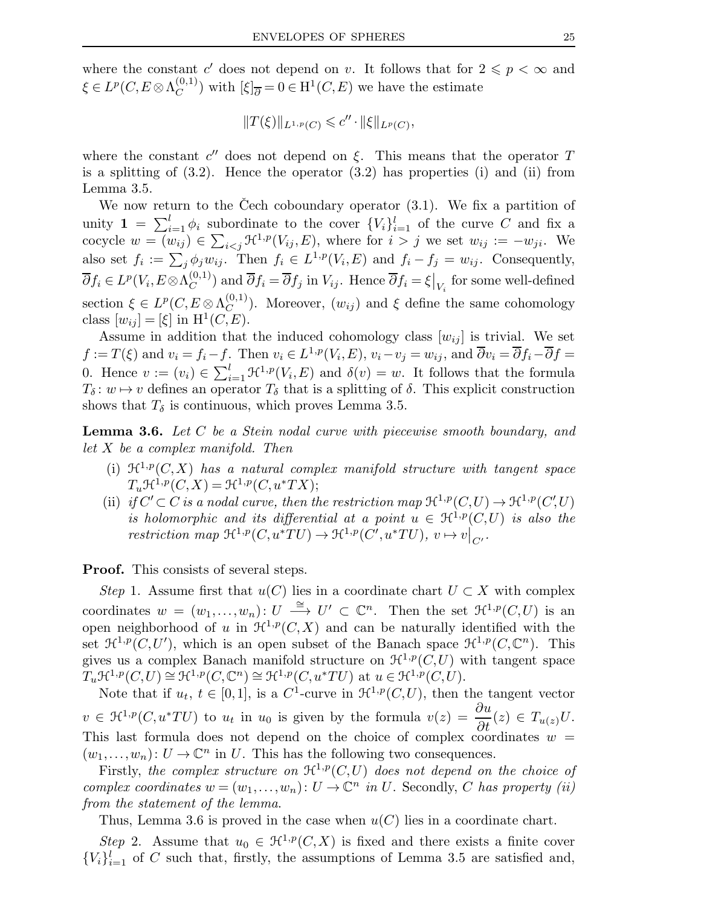where the constant $c'$ does not depend on $v$. It follows that for $2 \leqslant p < \infty$ and $\xi \in L^p(C, E \otimes \Lambda_C^{(0,1)})$ with $[\xi]_{\overline{\partial}} = 0 \in \mathrm{H}^1(C, E)$ we have the estimate

$$\|T(\xi)\|_{L^{1,p}(C)} \leqslant c'' \cdot \|\xi\|_{L^p(C)},$$

where the constant $c''$ does not depend on $\xi$. This means that the operator $T$ is a splitting of (3.2). Hence the operator (3.2) has properties (i) and (ii) from Lemma 3.5.

We now return to the Čech coboundary operator (3.1). We fix a partition of unity $\mathbf{1} = \sum_{i=1}^{l} \phi_i$ subordinate to the cover $\{V_i\}_{i=1}^{l}$ of the curve $C$ and fix a cocycle $w = (w_{ij}) \in \sum_{i<j} \mathcal{H}^{1,p}(V_{ij}, E)$, where for $i > j$ we set $w_{ij} := -w_{ji}$. We also set $f_i := \sum_j \phi_j w_{ij}$. Then $f_i \in L^{1,p}(V_i, E)$ and $f_i - f_j = w_{ij}$. Consequently, $\overline{\partial} f_i \in L^p(V_i, E \otimes \Lambda_C^{(0,1)})$ and $\overline{\partial} f_i = \overline{\partial} f_j$ in $V_{ij}$. Hence $\overline{\partial} f_i = \xi\big|_{V_i}$ for some well-defined section $\xi \in L^p(C, E \otimes \Lambda_C^{(0,1)})$. Moreover, $(w_{ij})$ and $\xi$ define the same cohomology class $[w_{ij}] = [\xi]$ in $\mathrm{H}^1(C, E)$.

Assume in addition that the induced cohomology class $[w_{ij}]$ is trivial. We set $f := T(\xi)$ and $v_i = f_i - f$. Then $v_i \in L^{1,p}(V_i, E)$, $v_i - v_j = w_{ij}$, and $\overline{\partial} v_i = \overline{\partial} f_i - \overline{\partial} f = 0$. Hence $v := (v_i) \in \sum_{i=1}^{l} \mathcal{H}^{1,p}(V_i, E)$ and $\delta(v) = w$. It follows that the formula $T_\delta \colon w \mapsto v$ defines an operator $T_\delta$ that is a splitting of $\delta$. This explicit construction shows that $T_\delta$ is continuous, which proves Lemma 3.5.

**Lemma 3.6.** *Let $C$ be a Stein nodal curve with piecewise smooth boundary, and let $X$ be a complex manifold. Then*

(i) *$\mathcal{H}^{1,p}(C,X)$ has a natural complex manifold structure with tangent space $T_u\mathcal{H}^{1,p}(C,X) = \mathcal{H}^{1,p}(C, u^*TX)$;*

(ii) *if $C' \subset C$ is a nodal curve, then the restriction map $\mathcal{H}^{1,p}(C,U) \to \mathcal{H}^{1,p}(C',U)$ is holomorphic and its differential at a point $u \in \mathcal{H}^{1,p}(C,U)$ is also the restriction map $\mathcal{H}^{1,p}(C, u^*TU) \to \mathcal{H}^{1,p}(C', u^*TU)$, $v \mapsto v\big|_{C'}$.*

**Proof.** This consists of several steps.

*Step* 1. Assume first that $u(C)$ lies in a coordinate chart $U \subset X$ with complex coordinates $w = (w_1, \ldots, w_n) \colon U \xrightarrow{\cong} U' \subset \mathbb{C}^n$. Then the set $\mathcal{H}^{1,p}(C,U)$ is an open neighborhood of $u$ in $\mathcal{H}^{1,p}(C,X)$ and can be naturally identified with the set $\mathcal{H}^{1,p}(C,U')$, which is an open subset of the Banach space $\mathcal{H}^{1,p}(C,\mathbb{C}^n)$. This gives us a complex Banach manifold structure on $\mathcal{H}^{1,p}(C,U)$ with tangent space $T_u\mathcal{H}^{1,p}(C,U) \cong \mathcal{H}^{1,p}(C,\mathbb{C}^n) \cong \mathcal{H}^{1,p}(C, u^*TU)$ at $u \in \mathcal{H}^{1,p}(C,U)$.

Note that if $u_t$, $t \in [0,1]$, is a $C^1$-curve in $\mathcal{H}^{1,p}(C,U)$, then the tangent vector $v \in \mathcal{H}^{1,p}(C, u^*TU)$ to $u_t$ in $u_0$ is given by the formula $v(z) = \dfrac{\partial u}{\partial t}(z) \in T_{u(z)}U$. This last formula does not depend on the choice of complex coordinates $w = (w_1, \ldots, w_n) \colon U \to \mathbb{C}^n$ in $U$. This has the following two consequences.

Firstly, *the complex structure on $\mathcal{H}^{1,p}(C,U)$ does not depend on the choice of complex coordinates $w = (w_1, \ldots, w_n) \colon U \to \mathbb{C}^n$ in $U$.* Secondly, *$C$ has property (ii) from the statement of the lemma.*

Thus, Lemma 3.6 is proved in the case when $u(C)$ lies in a coordinate chart.

*Step* 2. Assume that $u_0 \in \mathcal{H}^{1,p}(C,X)$ is fixed and there exists a finite cover $\{V_i\}_{i=1}^{l}$ of $C$ such that, firstly, the assumptions of Lemma 3.5 are satisfied and,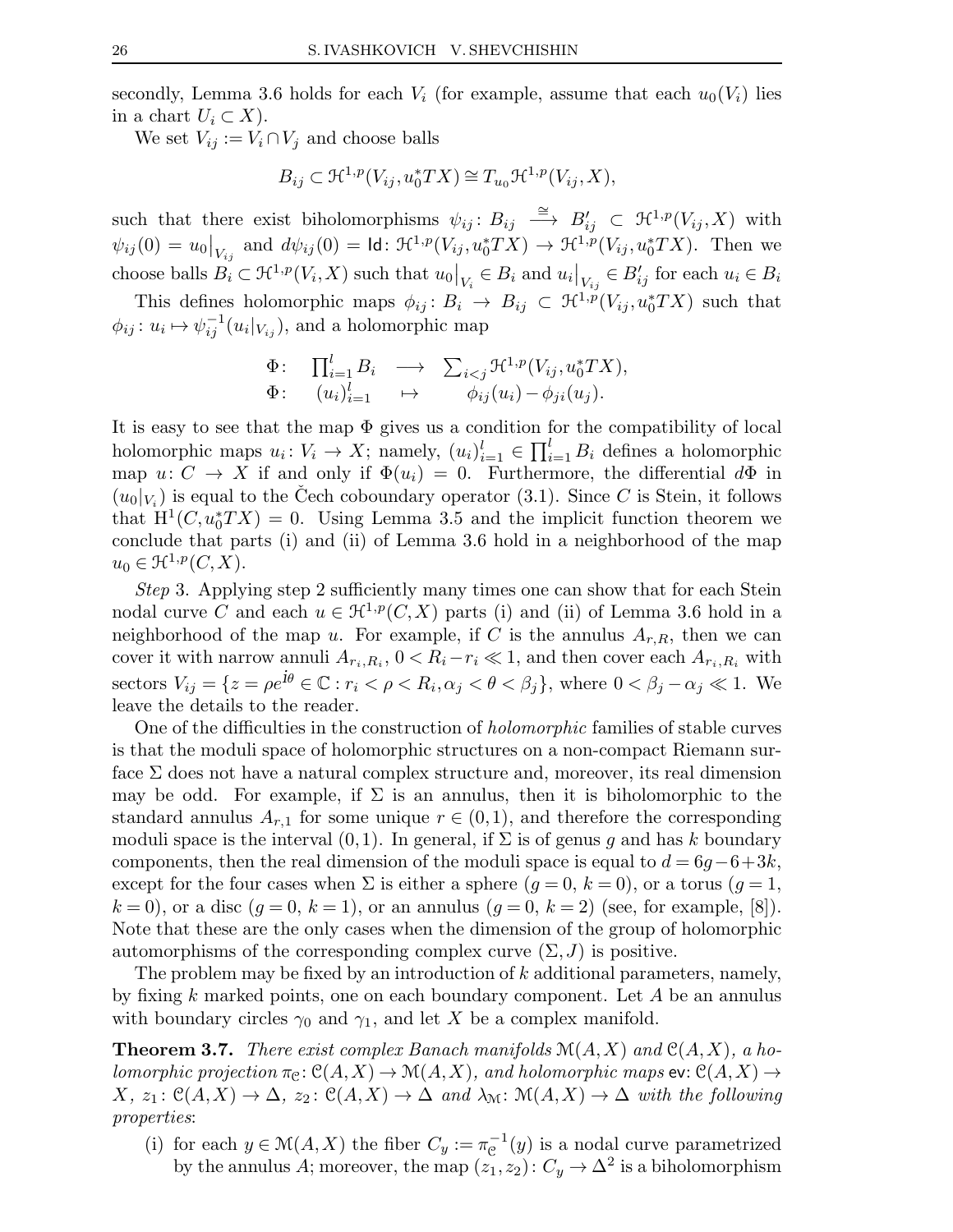secondly, Lemma 3.6 holds for each $V_i$ (for example, assume that each $u_0(V_i)$ lies in a chart $U_i \subset X$).

We set $V_{ij} := V_i \cap V_j$ and choose balls

$$B_{ij} \subset \mathcal{H}^{1,p}(V_{ij}, u_0^*TX) \cong T_{u_0}\mathcal{H}^{1,p}(V_{ij}, X),$$

such that there exist biholomorphisms $\psi_{ij}\colon B_{ij} \xrightarrow{\cong} B'_{ij} \subset \mathcal{H}^{1,p}(V_{ij}, X)$ with $\psi_{ij}(0) = u_0\big|_{V_{ij}}$ and $d\psi_{ij}(0) = \mathsf{Id}\colon \mathcal{H}^{1,p}(V_{ij}, u_0^*TX) \to \mathcal{H}^{1,p}(V_{ij}, u_0^*TX)$. Then we choose balls $B_i \subset \mathcal{H}^{1,p}(V_i, X)$ such that $u_0\big|_{V_i} \in B_i$ and $u_i\big|_{V_{ij}} \in B'_{ij}$ for each $u_i \in B_i$

This defines holomorphic maps $\phi_{ij}\colon B_i \to B_{ij} \subset \mathcal{H}^{1,p}(V_{ij}, u_0^*TX)$ such that $\phi_{ij}\colon u_i \mapsto \psi_{ij}^{-1}(u_i|_{V_{ij}})$, and a holomorphic map

$$\begin{array}{llll} \Phi\colon & \prod_{i=1}^{l} B_i & \longrightarrow & \sum_{i<j} \mathcal{H}^{1,p}(V_{ij}, u_0^*TX), \\ \Phi\colon & (u_i)_{i=1}^{l} & \mapsto & \phi_{ij}(u_i) - \phi_{ji}(u_j). \end{array}$$

It is easy to see that the map $\Phi$ gives us a condition for the compatibility of local holomorphic maps $u_i\colon V_i \to X$; namely, $(u_i)_{i=1}^{l} \in \prod_{i=1}^{l} B_i$ defines a holomorphic map $u\colon C \to X$ if and only if $\Phi(u_i) = 0$. Furthermore, the differential $d\Phi$ in $(u_0|_{V_i})$ is equal to the Čech coboundary operator (3.1). Since $C$ is Stein, it follows that $\mathrm{H}^1(C, u_0^*TX) = 0$. Using Lemma 3.5 and the implicit function theorem we conclude that parts (i) and (ii) of Lemma 3.6 hold in a neighborhood of the map $u_0 \in \mathcal{H}^{1,p}(C, X)$.

*Step* 3. Applying step 2 sufficiently many times one can show that for each Stein nodal curve $C$ and each $u \in \mathcal{H}^{1,p}(C, X)$ parts (i) and (ii) of Lemma 3.6 hold in a neighborhood of the map $u$. For example, if $C$ is the annulus $A_{r,R}$, then we can cover it with narrow annuli $A_{r_i,R_i}$, $0 < R_i - r_i \ll 1$, and then cover each $A_{r_i,R_i}$ with sectors $V_{ij} = \{z = \rho e^{i\theta} \in \mathbb{C} : r_i < \rho < R_i, \alpha_j < \theta < \beta_j\}$, where $0 < \beta_j - \alpha_j \ll 1$. We leave the details to the reader.

One of the difficulties in the construction of *holomorphic* families of stable curves is that the moduli space of holomorphic structures on a non-compact Riemann surface $\Sigma$ does not have a natural complex structure and, moreover, its real dimension may be odd. For example, if $\Sigma$ is an annulus, then it is biholomorphic to the standard annulus $A_{r,1}$ for some unique $r \in (0,1)$, and therefore the corresponding moduli space is the interval $(0,1)$. In general, if $\Sigma$ is of genus $g$ and has $k$ boundary components, then the real dimension of the moduli space is equal to $d = 6g - 6 + 3k$, except for the four cases when $\Sigma$ is either a sphere ($g = 0$, $k = 0$), or a torus ($g = 1$, $k = 0$), or a disc ($g = 0$, $k = 1$), or an annulus ($g = 0$, $k = 2$) (see, for example, [8]). Note that these are the only cases when the dimension of the group of holomorphic automorphisms of the corresponding complex curve $(\Sigma, J)$ is positive.

The problem may be fixed by an introduction of $k$ additional parameters, namely, by fixing $k$ marked points, one on each boundary component. Let $A$ be an annulus with boundary circles $\gamma_0$ and $\gamma_1$, and let $X$ be a complex manifold.

**Theorem 3.7.** *There exist complex Banach manifolds $\mathcal{M}(A, X)$ and $\mathcal{C}(A, X)$, a holomorphic projection $\pi_{\mathcal{C}}\colon \mathcal{C}(A, X) \to \mathcal{M}(A, X)$, and holomorphic maps $\mathsf{ev}\colon \mathcal{C}(A, X) \to X$, $z_1\colon \mathcal{C}(A, X) \to \Delta$, $z_2\colon \mathcal{C}(A, X) \to \Delta$ and $\lambda_{\mathcal{M}}\colon \mathcal{M}(A, X) \to \Delta$ with the following properties*:

(i) for each $y \in \mathcal{M}(A, X)$ the fiber $C_y := \pi_{\mathcal{C}}^{-1}(y)$ is a nodal curve parametrized by the annulus $A$; moreover, the map $(z_1, z_2)\colon C_y \to \Delta^2$ is a biholomorphism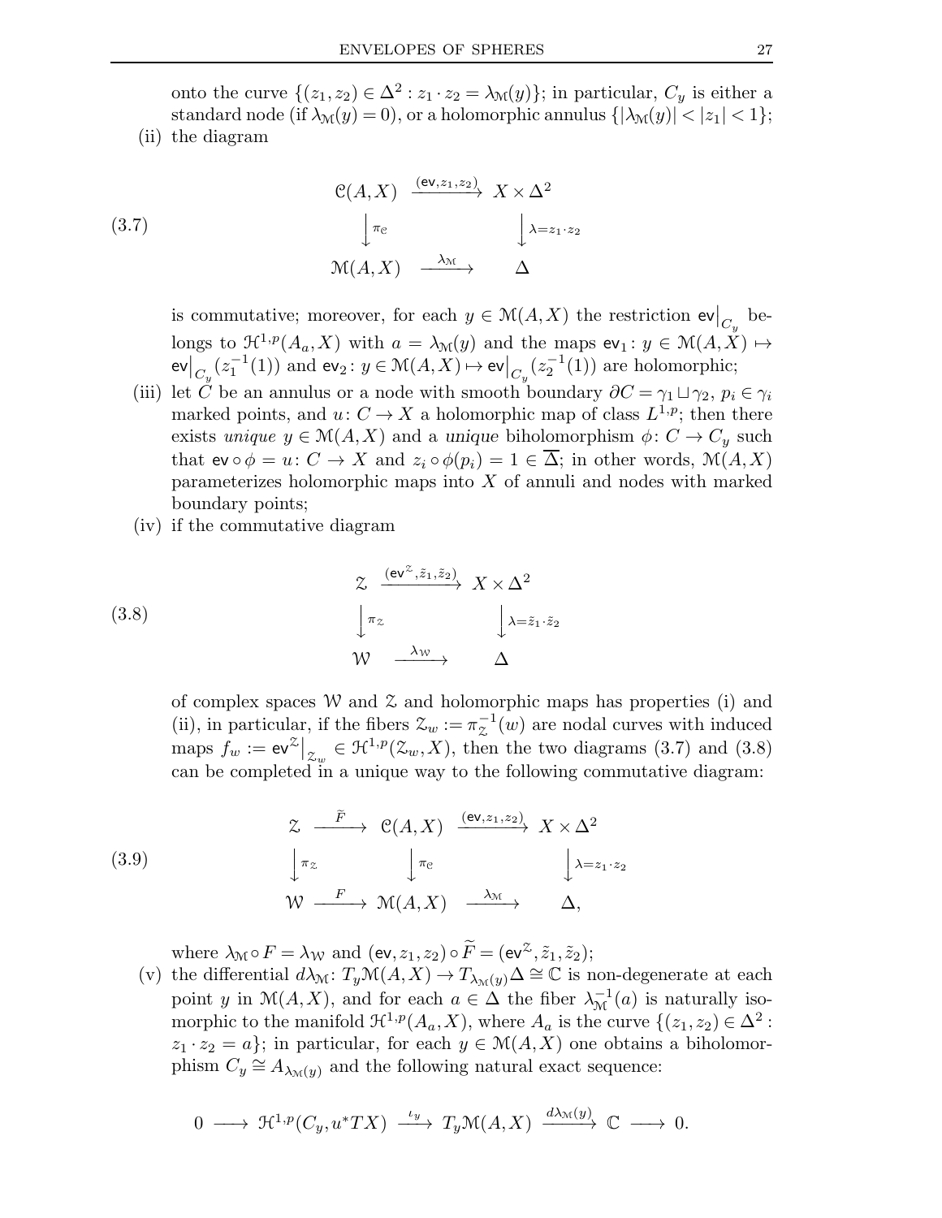onto the curve $\{(z_1, z_2) \in \Delta^2 : z_1 \cdot z_2 = \lambda_{\mathcal{M}}(y)\}$; in particular, $C_y$ is either a standard node (if $\lambda_{\mathcal{M}}(y) = 0$), or a holomorphic annulus $\{|\lambda_{\mathcal{M}}(y)| < |z_1| < 1\}$;

(ii) the diagram

$$
\begin{array}{ccc}
\mathcal{C}(A, X) & \xrightarrow{(\mathsf{ev}, z_1, z_2)} & X \times \Delta^2 \\
\Big\downarrow \pi_{\mathcal{C}} & & \Big\downarrow \lambda = z_1 \cdot z_2 \\
\mathcal{M}(A, X) & \xrightarrow{\lambda_{\mathcal{M}}} & \Delta
\end{array}
\tag{3.7}
$$

is commutative; moreover, for each $y \in \mathcal{M}(A, X)$ the restriction $\mathsf{ev}\big|_{C_y}$ belongs to $\mathcal{H}^{1,p}(A_a, X)$ with $a = \lambda_{\mathcal{M}}(y)$ and the maps $\mathsf{ev}_1 : y \in \mathcal{M}(A, X) \mapsto \mathsf{ev}\big|_{C_y}(z_1^{-1}(1))$ and $\mathsf{ev}_2 : y \in \mathcal{M}(A, X) \mapsto \mathsf{ev}\big|_{C_y}(z_2^{-1}(1))$ are holomorphic;

(iii) let $C$ be an annulus or a node with smooth boundary $\partial C = \gamma_1 \sqcup \gamma_2$, $p_i \in \gamma_i$ marked points, and $u : C \to X$ a holomorphic map of class $L^{1,p}$; then there exists *unique* $y \in \mathcal{M}(A, X)$ and a *unique* biholomorphism $\phi : C \to C_y$ such that $\mathsf{ev} \circ \phi = u : C \to X$ and $z_i \circ \phi(p_i) = 1 \in \overline{\Delta}$; in other words, $\mathcal{M}(A, X)$ parameterizes holomorphic maps into $X$ of annuli and nodes with marked boundary points;

(iv) if the commutative diagram

$$
\begin{array}{ccc}
\mathcal{Z} & \xrightarrow{(\mathsf{ev}^{\mathcal{Z}}, \tilde{z}_1, \tilde{z}_2)} & X \times \Delta^2 \\
\Big\downarrow \pi_{\mathcal{Z}} & & \Big\downarrow \lambda = \tilde{z}_1 \cdot \tilde{z}_2 \\
\mathcal{W} & \xrightarrow{\lambda_{\mathcal{W}}} & \Delta
\end{array}
\tag{3.8}
$$

of complex spaces $\mathcal{W}$ and $\mathcal{Z}$ and holomorphic maps has properties (i) and (ii), in particular, if the fibers $\mathcal{Z}_w := \pi_{\mathcal{Z}}^{-1}(w)$ are nodal curves with induced maps $f_w := \mathsf{ev}^{\mathcal{Z}}\big|_{\mathcal{Z}_w} \in \mathcal{H}^{1,p}(\mathcal{Z}_w, X)$, then the two diagrams (3.7) and (3.8) can be completed in a unique way to the following commutative diagram:

$$
\begin{array}{ccccc}
\mathcal{Z} & \xrightarrow{\widetilde{F}} & \mathcal{C}(A, X) & \xrightarrow{(\mathsf{ev}, z_1, z_2)} & X \times \Delta^2 \\
\Big\downarrow \pi_{\mathcal{Z}} & & \Big\downarrow \pi_{\mathcal{C}} & & \Big\downarrow \lambda = z_1 \cdot z_2 \\
\mathcal{W} & \xrightarrow{F} & \mathcal{M}(A, X) & \xrightarrow{\lambda_{\mathcal{M}}} & \Delta,
\end{array}
\tag{3.9}
$$

where $\lambda_{\mathcal{M}} \circ F = \lambda_{\mathcal{W}}$ and $(\mathsf{ev}, z_1, z_2) \circ \widetilde{F} = (\mathsf{ev}^{\mathcal{Z}}, \tilde{z}_1, \tilde{z}_2)$;

(v) the differential $d\lambda_{\mathcal{M}} : T_y \mathcal{M}(A, X) \to T_{\lambda_{\mathcal{M}}(y)} \Delta \cong \mathbb{C}$ is non-degenerate at each point $y$ in $\mathcal{M}(A, X)$, and for each $a \in \Delta$ the fiber $\lambda_{\mathcal{M}}^{-1}(a)$ is naturally isomorphic to the manifold $\mathcal{H}^{1,p}(A_a, X)$, where $A_a$ is the curve $\{(z_1, z_2) \in \Delta^2 : z_1 \cdot z_2 = a\}$; in particular, for each $y \in \mathcal{M}(A, X)$ one obtains a biholomorphism $C_y \cong A_{\lambda_{\mathcal{M}}(y)}$ and the following natural exact sequence:

$$
0 \longrightarrow \mathcal{H}^{1,p}(C_y, u^* TX) \xrightarrow{\iota_y} T_y \mathcal{M}(A, X) \xrightarrow{d\lambda_{\mathcal{M}}(y)} \mathbb{C} \longrightarrow 0.
$$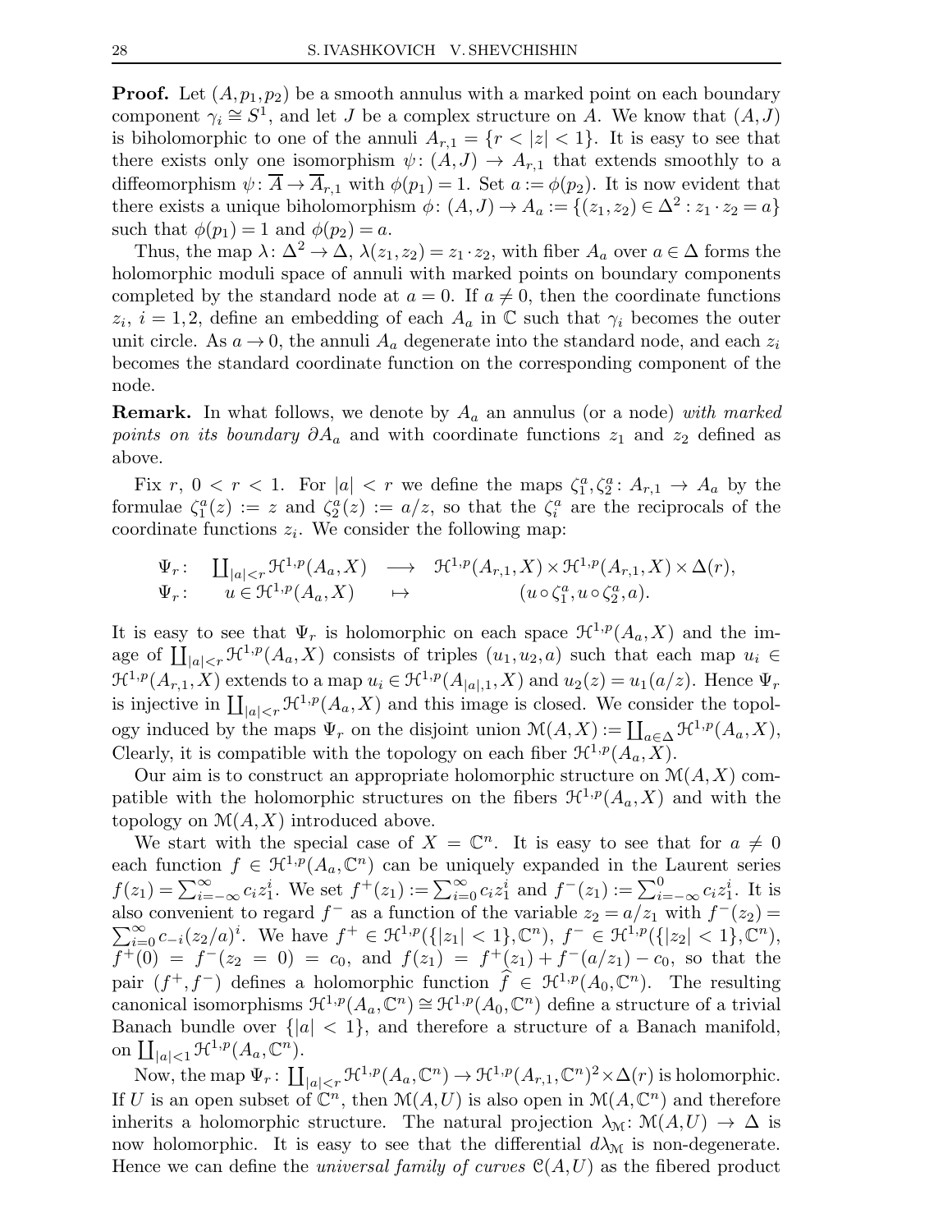**Proof.** Let $(A, p_1, p_2)$ be a smooth annulus with a marked point on each boundary component $\gamma_i \cong S^1$, and let $J$ be a complex structure on $A$. We know that $(A, J)$ is biholomorphic to one of the annuli $A_{r,1} = \{r < |z| < 1\}$. It is easy to see that there exists only one isomorphism $\psi\colon (A, J) \to A_{r,1}$ that extends smoothly to a diffeomorphism $\psi\colon \overline{A} \to \overline{A}_{r,1}$ with $\phi(p_1) = 1$. Set $a := \phi(p_2)$. It is now evident that there exists a unique biholomorphism $\phi\colon (A, J) \to A_a := \{(z_1, z_2) \in \Delta^2 : z_1 \cdot z_2 = a\}$ such that $\phi(p_1) = 1$ and $\phi(p_2) = a$.

Thus, the map $\lambda\colon \Delta^2 \to \Delta$, $\lambda(z_1, z_2) = z_1 \cdot z_2$, with fiber $A_a$ over $a \in \Delta$ forms the holomorphic moduli space of annuli with marked points on boundary components completed by the standard node at $a = 0$. If $a \neq 0$, then the coordinate functions $z_i$, $i = 1, 2$, define an embedding of each $A_a$ in $\mathbb{C}$ such that $\gamma_i$ becomes the outer unit circle. As $a \to 0$, the annuli $A_a$ degenerate into the standard node, and each $z_i$ becomes the standard coordinate function on the corresponding component of the node.

**Remark.** In what follows, we denote by $A_a$ an annulus (or a node) *with marked points on its boundary* $\partial A_a$ and with coordinate functions $z_1$ and $z_2$ defined as above.

Fix $r$, $0 < r < 1$. For $|a| < r$ we define the maps $\zeta_1^a, \zeta_2^a\colon A_{r,1} \to A_a$ by the formulae $\zeta_1^a(z) := z$ and $\zeta_2^a(z) := a/z$, so that the $\zeta_i^a$ are the reciprocals of the coordinate functions $z_i$. We consider the following map:

$$
\begin{array}{llcl}
\Psi_r\colon & \coprod_{|a|<r} \mathcal{H}^{1,p}(A_a, X) & \longrightarrow & \mathcal{H}^{1,p}(A_{r,1}, X) \times \mathcal{H}^{1,p}(A_{r,1}, X) \times \Delta(r), \\
\Psi_r\colon & u \in \mathcal{H}^{1,p}(A_a, X) & \mapsto & (u \circ \zeta_1^a, u \circ \zeta_2^a, a).
\end{array}
$$

It is easy to see that $\Psi_r$ is holomorphic on each space $\mathcal{H}^{1,p}(A_a, X)$ and the image of $\coprod_{|a|<r} \mathcal{H}^{1,p}(A_a, X)$ consists of triples $(u_1, u_2, a)$ such that each map $u_i \in \mathcal{H}^{1,p}(A_{r,1}, X)$ extends to a map $u_i \in \mathcal{H}^{1,p}(A_{|a|,1}, X)$ and $u_2(z) = u_1(a/z)$. Hence $\Psi_r$ is injective in $\coprod_{|a|<r} \mathcal{H}^{1,p}(A_a, X)$ and this image is closed. We consider the topology induced by the maps $\Psi_r$ on the disjoint union $\mathcal{M}(A, X) := \coprod_{a \in \Delta} \mathcal{H}^{1,p}(A_a, X)$, Clearly, it is compatible with the topology on each fiber $\mathcal{H}^{1,p}(A_a, X)$.

Our aim is to construct an appropriate holomorphic structure on $\mathcal{M}(A, X)$ compatible with the holomorphic structures on the fibers $\mathcal{H}^{1,p}(A_a, X)$ and with the topology on $\mathcal{M}(A, X)$ introduced above.

We start with the special case of $X = \mathbb{C}^n$. It is easy to see that for $a \neq 0$ each function $f \in \mathcal{H}^{1,p}(A_a, \mathbb{C}^n)$ can be uniquely expanded in the Laurent series $f(z_1) = \sum_{i=-\infty}^{\infty} c_i z_1^i$. We set $f^+(z_1) := \sum_{i=0}^{\infty} c_i z_1^i$ and $f^-(z_1) := \sum_{i=-\infty}^{0} c_i z_1^i$. It is also convenient to regard $f^-$ as a function of the variable $z_2 = a/z_1$ with $f^-(z_2) = \sum_{i=0}^{\infty} c_{-i}(z_2/a)^i$. We have $f^+ \in \mathcal{H}^{1,p}(\{|z_1| < 1\}, \mathbb{C}^n)$, $f^- \in \mathcal{H}^{1,p}(\{|z_2| < 1\}, \mathbb{C}^n)$, $f^+(0) = f^-(z_2 = 0) = c_0$, and $f(z_1) = f^+(z_1) + f^-(a/z_1) - c_0$, so that the pair $(f^+, f^-)$ defines a holomorphic function $\widehat{f} \in \mathcal{H}^{1,p}(A_0, \mathbb{C}^n)$. The resulting canonical isomorphisms $\mathcal{H}^{1,p}(A_a, \mathbb{C}^n) \cong \mathcal{H}^{1,p}(A_0, \mathbb{C}^n)$ define a structure of a trivial Banach bundle over $\{|a| < 1\}$, and therefore a structure of a Banach manifold, on $\coprod_{|a|<1} \mathcal{H}^{1,p}(A_a, \mathbb{C}^n)$.

Now, the map $\Psi_r\colon \coprod_{|a|<r} \mathcal{H}^{1,p}(A_a, \mathbb{C}^n) \to \mathcal{H}^{1,p}(A_{r,1}, \mathbb{C}^n)^2 \times \Delta(r)$ is holomorphic. If $U$ is an open subset of $\mathbb{C}^n$, then $\mathcal{M}(A, U)$ is also open in $\mathcal{M}(A, \mathbb{C}^n)$ and therefore inherits a holomorphic structure. The natural projection $\lambda_{\mathcal{M}}\colon \mathcal{M}(A, U) \to \Delta$ is now holomorphic. It is easy to see that the differential $d\lambda_{\mathcal{M}}$ is non-degenerate. Hence we can define the *universal family of curves* $\mathcal{C}(A, U)$ as the fibered product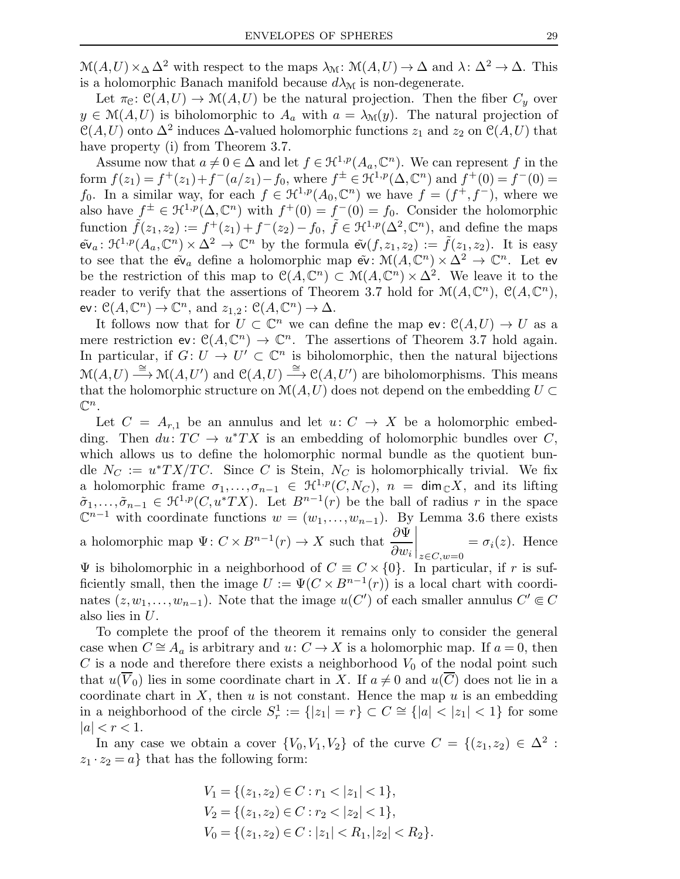$\mathcal{M}(A,U) \times_\Delta \Delta^2$ with respect to the maps $\lambda_\mathcal{M}: \mathcal{M}(A,U) \to \Delta$ and $\lambda: \Delta^2 \to \Delta$. This is a holomorphic Banach manifold because $d\lambda_\mathcal{M}$ is non-degenerate.

Let $\pi_\mathcal{C}: \mathcal{C}(A,U) \to \mathcal{M}(A,U)$ be the natural projection. Then the fiber $C_y$ over $y \in \mathcal{M}(A,U)$ is biholomorphic to $A_a$ with $a = \lambda_\mathcal{M}(y)$. The natural projection of $\mathcal{C}(A,U)$ onto $\Delta^2$ induces $\Delta$-valued holomorphic functions $z_1$ and $z_2$ on $\mathcal{C}(A,U)$ that have property (i) from Theorem 3.7.

Assume now that $a \neq 0 \in \Delta$ and let $f \in \mathcal{H}^{1,p}(A_a, \mathbb{C}^n)$. We can represent $f$ in the form $f(z_1) = f^+(z_1) + f^-(a/z_1) - f_0$, where $f^\pm \in \mathcal{H}^{1,p}(\Delta, \mathbb{C}^n)$ and $f^+(0) = f^-(0) = f_0$. In a similar way, for each $f \in \mathcal{H}^{1,p}(A_0, \mathbb{C}^n)$ we have $f = (f^+, f^-)$, where we also have $f^\pm \in \mathcal{H}^{1,p}(\Delta, \mathbb{C}^n)$ with $f^+(0) = f^-(0) = f_0$. Consider the holomorphic function $\tilde{f}(z_1, z_2) := f^+(z_1) + f^-(z_2) - f_0$, $\tilde{f} \in \mathcal{H}^{1,p}(\Delta^2, \mathbb{C}^n)$, and define the maps $\tilde{\mathsf{ev}}_a: \mathcal{H}^{1,p}(A_a, \mathbb{C}^n) \times \Delta^2 \to \mathbb{C}^n$ by the formula $\tilde{\mathsf{ev}}(f, z_1, z_2) := \tilde{f}(z_1, z_2)$. It is easy to see that the $\tilde{\mathsf{ev}}_a$ define a holomorphic map $\tilde{\mathsf{ev}}: \mathcal{M}(A, \mathbb{C}^n) \times \Delta^2 \to \mathbb{C}^n$. Let $\mathsf{ev}$ be the restriction of this map to $\mathcal{C}(A, \mathbb{C}^n) \subset \mathcal{M}(A, \mathbb{C}^n) \times \Delta^2$. We leave it to the reader to verify that the assertions of Theorem 3.7 hold for $\mathcal{M}(A, \mathbb{C}^n)$, $\mathcal{C}(A, \mathbb{C}^n)$, $\mathsf{ev}: \mathcal{C}(A, \mathbb{C}^n) \to \mathbb{C}^n$, and $z_{1,2}: \mathcal{C}(A, \mathbb{C}^n) \to \Delta$.

It follows now that for $U \subset \mathbb{C}^n$ we can define the map $\mathsf{ev}: \mathcal{C}(A,U) \to U$ as a mere restriction $\mathsf{ev}: \mathcal{C}(A, \mathbb{C}^n) \to \mathbb{C}^n$. The assertions of Theorem 3.7 hold again. In particular, if $G: U \to U' \subset \mathbb{C}^n$ is biholomorphic, then the natural bijections $\mathcal{M}(A,U) \xrightarrow{\cong} \mathcal{M}(A,U')$ and $\mathcal{C}(A,U) \xrightarrow{\cong} \mathcal{C}(A,U')$ are biholomorphisms. This means that the holomorphic structure on $\mathcal{M}(A,U)$ does not depend on the embedding $U \subset \mathbb{C}^n$.

Let $C = A_{r,1}$ be an annulus and let $u: C \to X$ be a holomorphic embedding. Then $du: TC \to u^*TX$ is an embedding of holomorphic bundles over $C$, which allows us to define the holomorphic normal bundle as the quotient bundle $N_C := u^*TX/TC$. Since $C$ is Stein, $N_C$ is holomorphically trivial. We fix a holomorphic frame $\sigma_1, \ldots, \sigma_{n-1} \in \mathcal{H}^{1,p}(C, N_C)$, $n = \mathsf{dim}_\mathbb{C} X$, and its lifting $\tilde{\sigma}_1, \ldots, \tilde{\sigma}_{n-1} \in \mathcal{H}^{1,p}(C, u^*TX)$. Let $B^{n-1}(r)$ be the ball of radius $r$ in the space $\mathbb{C}^{n-1}$ with coordinate functions $w = (w_1, \ldots, w_{n-1})$. By Lemma 3.6 there exists a holomorphic map $\Psi: C \times B^{n-1}(r) \to X$ such that $\left.\dfrac{\partial \Psi}{\partial w_i}\right|_{z \in C, w=0} = \sigma_i(z)$. Hence $\Psi$ is biholomorphic in a neighborhood of $C \equiv C \times \{0\}$. In particular, if $r$ is sufficiently small, then the image $U := \Psi(C \times B^{n-1}(r))$ is a local chart with coordinates $(z, w_1, \ldots, w_{n-1})$. Note that the image $u(C')$ of each smaller annulus $C' \Subset C$ also lies in $U$.

To complete the proof of the theorem it remains only to consider the general case when $C \cong A_a$ is arbitrary and $u: C \to X$ is a holomorphic map. If $a = 0$, then $C$ is a node and therefore there exists a neighborhood $V_0$ of the nodal point such that $u(\overline{V}_0)$ lies in some coordinate chart in $X$. If $a \neq 0$ and $u(\overline{C})$ does not lie in a coordinate chart in $X$, then $u$ is not constant. Hence the map $u$ is an embedding in a neighborhood of the circle $S^1_r := \{|z_1| = r\} \subset C \cong \{|a| < |z_1| < 1\}$ for some $|a| < r < 1$.

In any case we obtain a cover $\{V_0, V_1, V_2\}$ of the curve $C = \{(z_1, z_2) \in \Delta^2 : z_1 \cdot z_2 = a\}$ that has the following form:

$$
\begin{aligned}
V_1 &= \{(z_1, z_2) \in C : r_1 < |z_1| < 1\}, \\
V_2 &= \{(z_1, z_2) \in C : r_2 < |z_2| < 1\}, \\
V_0 &= \{(z_1, z_2) \in C : |z_1| < R_1, |z_2| < R_2\}.
\end{aligned}
$$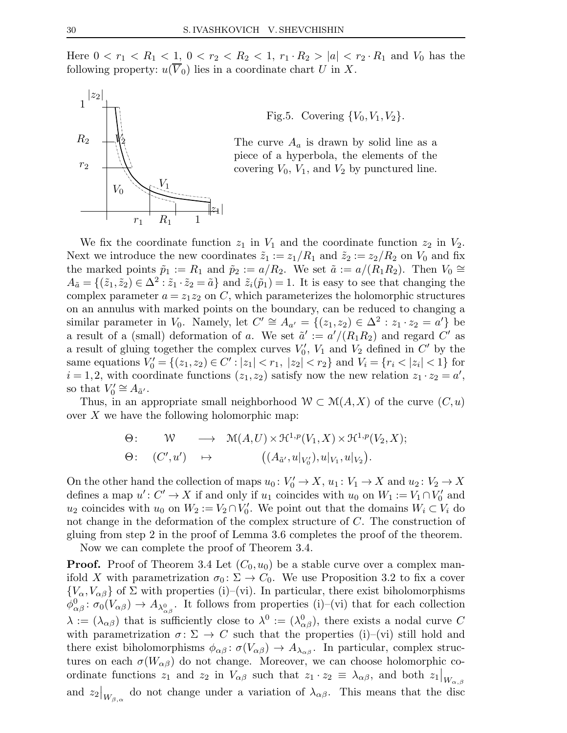Here $0 < r_1 < R_1 < 1$, $0 < r_2 < R_2 < 1$, $r_1 \cdot R_2 > |a| < r_2 \cdot R_1$ and $V_0$ has the following property: $u(\overline{V}_0)$ lies in a coordinate chart $U$ in $X$.

Fig.5. Covering $\{V_0, V_1, V_2\}$.

The curve $A_a$ is drawn by solid line as a piece of a hyperbola, the elements of the covering $V_0$, $V_1$, and $V_2$ by punctured line.

We fix the coordinate function $z_1$ in $V_1$ and the coordinate function $z_2$ in $V_2$. Next we introduce the new coordinates $\tilde{z}_1 := z_1/R_1$ and $\tilde{z}_2 := z_2/R_2$ on $V_0$ and fix the marked points $\tilde{p}_1 := R_1$ and $\tilde{p}_2 := a/R_2$. We set $\tilde{a} := a/(R_1 R_2)$. Then $V_0 \cong A_{\tilde{a}} = \{(\tilde{z}_1, \tilde{z}_2) \in \Delta^2 : \tilde{z}_1 \cdot \tilde{z}_2 = \tilde{a}\}$ and $\tilde{z}_i(\tilde{p}_1) = 1$. It is easy to see that changing the complex parameter $a = z_1 z_2$ on $C$, which parameterizes the holomorphic structures on an annulus with marked points on the boundary, can be reduced to changing a similar parameter in $V_0$. Namely, let $C' \cong A_{a'} = \{(z_1, z_2) \in \Delta^2 : z_1 \cdot z_2 = a'\}$ be a result of a (small) deformation of $a$. We set $\tilde{a}' := a'/(R_1 R_2)$ and regard $C'$ as a result of gluing together the complex curves $V_0'$, $V_1$ and $V_2$ defined in $C'$ by the same equations $V_0' = \{(z_1, z_2) \in C' : |z_1| < r_1,\ |z_2| < r_2\}$ and $V_i = \{r_i < |z_i| < 1\}$ for $i = 1, 2$, with coordinate functions $(z_1, z_2)$ satisfy now the new relation $z_1 \cdot z_2 = a'$, so that $V_0' \cong A_{\tilde{a}'}$.

Thus, in an appropriate small neighborhood $\mathcal{W} \subset \mathcal{M}(A, X)$ of the curve $(C, u)$ over $X$ we have the following holomorphic map:

$$
\begin{aligned}
\Theta\colon \quad & \mathcal{W} && \longrightarrow \quad \mathcal{M}(A, U) \times \mathcal{H}^{1,p}(V_1, X) \times \mathcal{H}^{1,p}(V_2, X); \\
\Theta\colon \quad & (C', u') && \mapsto \qquad \big( (A_{\tilde{a}'}, u|_{V_0'}), u|_{V_1}, u|_{V_2} \big).
\end{aligned}
$$

On the other hand the collection of maps $u_0 \colon V_0' \to X$, $u_1 \colon V_1 \to X$ and $u_2 \colon V_2 \to X$ defines a map $u' \colon C' \to X$ if and only if $u_1$ coincides with $u_0$ on $W_1 := V_1 \cap V_0'$ and $u_2$ coincides with $u_0$ on $W_2 := V_2 \cap V_0'$. We point out that the domains $W_i \subset V_i$ do not change in the deformation of the complex structure of $C$. The construction of gluing from step 2 in the proof of Lemma 3.6 completes the proof of the theorem.

Now we can complete the proof of Theorem 3.4.

**Proof.** Proof of Theorem 3.4 Let $(C_0, u_0)$ be a stable curve over a complex manifold $X$ with parametrization $\sigma_0 \colon \Sigma \to C_0$. We use Proposition 3.2 to fix a cover $\{V_\alpha, V_{\alpha\beta}\}$ of $\Sigma$ with properties (i)–(vi). In particular, there exist biholomorphisms $\phi^0_{\alpha\beta} \colon \sigma_0(V_{\alpha\beta}) \to A_{\lambda^0_{\alpha\beta}}$. It follows from properties (i)–(vi) that for each collection $\lambda := (\lambda_{\alpha\beta})$ that is sufficiently close to $\lambda^0 := (\lambda^0_{\alpha\beta})$, there exists a nodal curve $C$ with parametrization $\sigma \colon \Sigma \to C$ such that the properties (i)–(vi) still hold and there exist biholomorphisms $\phi_{\alpha\beta} \colon \sigma(V_{\alpha\beta}) \to A_{\lambda_{\alpha\beta}}$. In particular, complex structures on each $\sigma(W_{\alpha\beta})$ do not change. Moreover, we can choose holomorphic coordinate functions $z_1$ and $z_2$ in $V_{\alpha\beta}$ such that $z_1 \cdot z_2 \equiv \lambda_{\alpha\beta}$, and both $z_1\big|_{W_{\alpha,\beta}}$ and $z_2\big|_{W_{\beta,\alpha}}$ do not change under a variation of $\lambda_{\alpha\beta}$. This means that the disc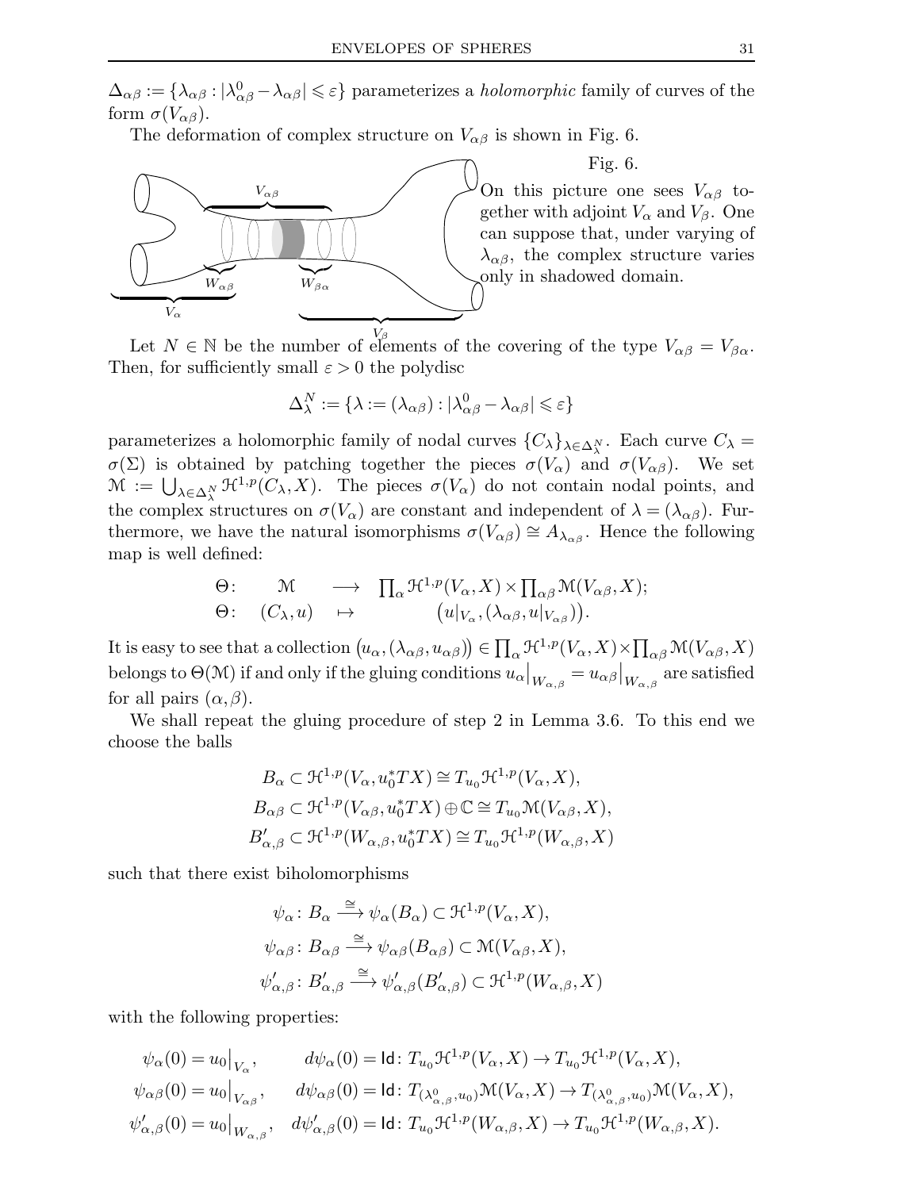$\Delta_{\alpha\beta} := \{\lambda_{\alpha\beta} : |\lambda^0_{\alpha\beta} - \lambda_{\alpha\beta}| \leqslant \varepsilon\}$ parameterizes a *holomorphic* family of curves of the form $\sigma(V_{\alpha\beta})$.

The deformation of complex structure on $V_{\alpha\beta}$ is shown in Fig. 6.

Fig. 6.

On this picture one sees $V_{\alpha\beta}$ together with adjoint $V_\alpha$ and $V_\beta$. One can suppose that, under varying of $\lambda_{\alpha\beta}$, the complex structure varies only in shadowed domain.

Let $N \in \mathbb{N}$ be the number of elements of the covering of the type $V_{\alpha\beta} = V_{\beta\alpha}$. Then, for sufficiently small $\varepsilon > 0$ the polydisc

$$\Delta^N_\lambda := \{\lambda := (\lambda_{\alpha\beta}) : |\lambda^0_{\alpha\beta} - \lambda_{\alpha\beta}| \leqslant \varepsilon\}$$

parameterizes a holomorphic family of nodal curves $\{C_\lambda\}_{\lambda\in\Delta^N_\lambda}$. Each curve $C_\lambda = \sigma(\Sigma)$ is obtained by patching together the pieces $\sigma(V_\alpha)$ and $\sigma(V_{\alpha\beta})$. We set $\mathcal{M} := \bigcup_{\lambda\in\Delta^N_\lambda} \mathcal{H}^{1,p}(C_\lambda, X)$. The pieces $\sigma(V_\alpha)$ do not contain nodal points, and the complex structures on $\sigma(V_\alpha)$ are constant and independent of $\lambda = (\lambda_{\alpha\beta})$. Furthermore, we have the natural isomorphisms $\sigma(V_{\alpha\beta}) \cong A_{\lambda_{\alpha\beta}}$. Hence the following map is well defined:

$$\begin{array}{rccc} \Theta\colon & \mathcal{M} & \longrightarrow & \prod_\alpha \mathcal{H}^{1,p}(V_\alpha, X) \times \prod_{\alpha\beta} \mathcal{M}(V_{\alpha\beta}, X); \\ \Theta\colon & (C_\lambda, u) & \mapsto & \big(u|_{V_\alpha}, (\lambda_{\alpha\beta}, u|_{V_{\alpha\beta}})\big). \end{array}$$

It is easy to see that a collection $\big(u_\alpha, (\lambda_{\alpha\beta}, u_{\alpha\beta})\big) \in \prod_\alpha \mathcal{H}^{1,p}(V_\alpha, X) \times \prod_{\alpha\beta} \mathcal{M}(V_{\alpha\beta}, X)$ belongs to $\Theta(\mathcal{M})$ if and only if the gluing conditions $u_\alpha\big|_{W_{\alpha,\beta}} = u_{\alpha\beta}\big|_{W_{\alpha,\beta}}$ are satisfied for all pairs $(\alpha, \beta)$.

We shall repeat the gluing procedure of step 2 in Lemma 3.6. To this end we choose the balls

$$B_\alpha \subset \mathcal{H}^{1,p}(V_\alpha, u_0^*TX) \cong T_{u_0}\mathcal{H}^{1,p}(V_\alpha, X),$$
$$B_{\alpha\beta} \subset \mathcal{H}^{1,p}(V_{\alpha\beta}, u_0^*TX) \oplus \mathbb{C} \cong T_{u_0}\mathcal{M}(V_{\alpha\beta}, X),$$
$$B'_{\alpha,\beta} \subset \mathcal{H}^{1,p}(W_{\alpha,\beta}, u_0^*TX) \cong T_{u_0}\mathcal{H}^{1,p}(W_{\alpha,\beta}, X)$$

such that there exist biholomorphisms

$$\psi_\alpha \colon B_\alpha \xrightarrow{\cong} \psi_\alpha(B_\alpha) \subset \mathcal{H}^{1,p}(V_\alpha, X),$$
$$\psi_{\alpha\beta} \colon B_{\alpha\beta} \xrightarrow{\cong} \psi_{\alpha\beta}(B_{\alpha\beta}) \subset \mathcal{M}(V_{\alpha\beta}, X),$$
$$\psi'_{\alpha,\beta} \colon B'_{\alpha,\beta} \xrightarrow{\cong} \psi'_{\alpha,\beta}(B'_{\alpha,\beta}) \subset \mathcal{H}^{1,p}(W_{\alpha,\beta}, X)$$

with the following properties:

$$\psi_\alpha(0) = u_0\big|_{V_\alpha}, \qquad d\psi_\alpha(0) = \mathsf{Id}\colon T_{u_0}\mathcal{H}^{1,p}(V_\alpha, X) \to T_{u_0}\mathcal{H}^{1,p}(V_\alpha, X),$$
$$\psi_{\alpha\beta}(0) = u_0\big|_{V_{\alpha\beta}}, \qquad d\psi_{\alpha\beta}(0) = \mathsf{Id}\colon T_{(\lambda^0_{\alpha,\beta}, u_0)}\mathcal{M}(V_\alpha, X) \to T_{(\lambda^0_{\alpha,\beta}, u_0)}\mathcal{M}(V_\alpha, X),$$
$$\psi'_{\alpha,\beta}(0) = u_0\big|_{W_{\alpha,\beta}}, \quad d\psi'_{\alpha,\beta}(0) = \mathsf{Id}\colon T_{u_0}\mathcal{H}^{1,p}(W_{\alpha,\beta}, X) \to T_{u_0}\mathcal{H}^{1,p}(W_{\alpha,\beta}, X).$$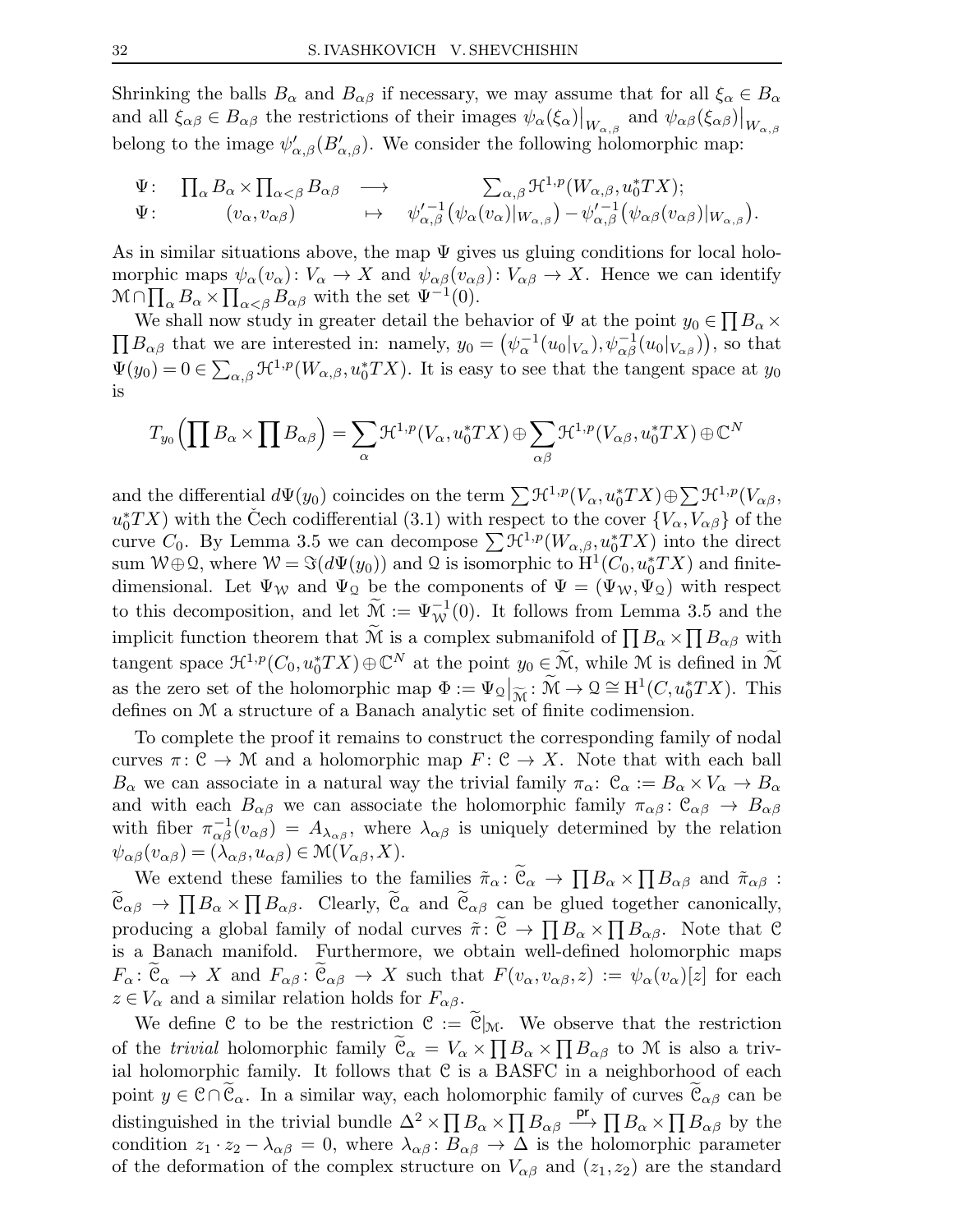Shrinking the balls $B_\alpha$ and $B_{\alpha\beta}$ if necessary, we may assume that for all $\xi_\alpha \in B_\alpha$ and all $\xi_{\alpha\beta} \in B_{\alpha\beta}$ the restrictions of their images $\psi_\alpha(\xi_\alpha)\big|_{W_{\alpha,\beta}}$ and $\psi_{\alpha\beta}(\xi_{\alpha\beta})\big|_{W_{\alpha,\beta}}$ belong to the image $\psi'_{\alpha,\beta}(B'_{\alpha,\beta})$. We consider the following holomorphic map:

$$
\begin{array}{rccc}
\Psi\colon & \prod_\alpha B_\alpha \times \prod_{\alpha<\beta} B_{\alpha\beta} & \longrightarrow & \sum_{\alpha,\beta} \mathcal{H}^{1,p}(W_{\alpha,\beta}, u_0^* TX); \\
\Psi\colon & (v_\alpha, v_{\alpha\beta}) & \mapsto & \psi'^{-1}_{\alpha,\beta}\big(\psi_\alpha(v_\alpha)|_{W_{\alpha,\beta}}\big) - \psi'^{-1}_{\alpha,\beta}\big(\psi_{\alpha\beta}(v_{\alpha\beta})|_{W_{\alpha,\beta}}\big).
\end{array}
$$

As in similar situations above, the map $\Psi$ gives us gluing conditions for local holomorphic maps $\psi_\alpha(v_\alpha)\colon V_\alpha \to X$ and $\psi_{\alpha\beta}(v_{\alpha\beta})\colon V_{\alpha\beta} \to X$. Hence we can identify $\mathcal{M} \cap \prod_\alpha B_\alpha \times \prod_{\alpha<\beta} B_{\alpha\beta}$ with the set $\Psi^{-1}(0)$.

We shall now study in greater detail the behavior of $\Psi$ at the point $y_0 \in \prod B_\alpha \times \prod B_{\alpha\beta}$ that we are interested in: namely, $y_0 = \big(\psi_\alpha^{-1}(u_0|_{V_\alpha}), \psi_{\alpha\beta}^{-1}(u_0|_{V_{\alpha\beta}})\big)$, so that $\Psi(y_0) = 0 \in \sum_{\alpha,\beta} \mathcal{H}^{1,p}(W_{\alpha,\beta}, u_0^* TX)$. It is easy to see that the tangent space at $y_0$ is

$$
T_{y_0}\Big(\prod B_\alpha \times \prod B_{\alpha\beta}\Big) = \sum_\alpha \mathcal{H}^{1,p}(V_\alpha, u_0^* TX) \oplus \sum_{\alpha\beta} \mathcal{H}^{1,p}(V_{\alpha\beta}, u_0^* TX) \oplus \mathbb{C}^N
$$

and the differential $d\Psi(y_0)$ coincides on the term $\sum \mathcal{H}^{1,p}(V_\alpha, u_0^* TX) \oplus \sum \mathcal{H}^{1,p}(V_{\alpha\beta}, u_0^* TX)$ with the Čech codifferential (3.1) with respect to the cover $\{V_\alpha, V_{\alpha\beta}\}$ of the curve $C_0$. By Lemma 3.5 we can decompose $\sum \mathcal{H}^{1,p}(W_{\alpha,\beta}, u_0^* TX)$ into the direct sum $\mathcal{W} \oplus \mathcal{Q}$, where $\mathcal{W} = \Im(d\Psi(y_0))$ and $\mathcal{Q}$ is isomorphic to $\mathrm{H}^1(C_0, u_0^* TX)$ and finite-dimensional. Let $\Psi_\mathcal{W}$ and $\Psi_\mathcal{Q}$ be the components of $\Psi = (\Psi_\mathcal{W}, \Psi_\mathcal{Q})$ with respect to this decomposition, and let $\widetilde{\mathcal{M}} := \Psi_\mathcal{W}^{-1}(0)$. It follows from Lemma 3.5 and the implicit function theorem that $\widetilde{\mathcal{M}}$ is a complex submanifold of $\prod B_\alpha \times \prod B_{\alpha\beta}$ with tangent space $\mathcal{H}^{1,p}(C_0, u_0^* TX) \oplus \mathbb{C}^N$ at the point $y_0 \in \widetilde{\mathcal{M}}$, while $\mathcal{M}$ is defined in $\widetilde{\mathcal{M}}$ as the zero set of the holomorphic map $\Phi := \Psi_\mathcal{Q}\big|_{\widetilde{\mathcal{M}}}\colon \widetilde{\mathcal{M}} \to \mathcal{Q} \cong \mathrm{H}^1(C, u_0^* TX)$. This defines on $\mathcal{M}$ a structure of a Banach analytic set of finite codimension.

To complete the proof it remains to construct the corresponding family of nodal curves $\pi\colon \mathcal{C} \to \mathcal{M}$ and a holomorphic map $F\colon \mathcal{C} \to X$. Note that with each ball $B_\alpha$ we can associate in a natural way the trivial family $\pi_\alpha\colon \mathcal{C}_\alpha := B_\alpha \times V_\alpha \to B_\alpha$ and with each $B_{\alpha\beta}$ we can associate the holomorphic family $\pi_{\alpha\beta}\colon \mathcal{C}_{\alpha\beta} \to B_{\alpha\beta}$ with fiber $\pi_{\alpha\beta}^{-1}(v_{\alpha\beta}) = A_{\lambda_{\alpha\beta}}$, where $\lambda_{\alpha\beta}$ is uniquely determined by the relation $\psi_{\alpha\beta}(v_{\alpha\beta}) = (\lambda_{\alpha\beta}, u_{\alpha\beta}) \in \mathcal{M}(V_{\alpha\beta}, X)$.

We extend these families to the families $\tilde{\pi}_\alpha\colon \widetilde{\mathcal{C}}_\alpha \to \prod B_\alpha \times \prod B_{\alpha\beta}$ and $\tilde{\pi}_{\alpha\beta}: \widetilde{\mathcal{C}}_{\alpha\beta} \to \prod B_\alpha \times \prod B_{\alpha\beta}$. Clearly, $\widetilde{\mathcal{C}}_\alpha$ and $\widetilde{\mathcal{C}}_{\alpha\beta}$ can be glued together canonically, producing a global family of nodal curves $\tilde{\pi}\colon \widetilde{\mathcal{C}} \to \prod B_\alpha \times \prod B_{\alpha\beta}$. Note that $\mathcal{C}$ is a Banach manifold. Furthermore, we obtain well-defined holomorphic maps $F_\alpha\colon \widetilde{\mathcal{C}}_\alpha \to X$ and $F_{\alpha\beta}\colon \widetilde{\mathcal{C}}_{\alpha\beta} \to X$ such that $F(v_\alpha, v_{\alpha\beta}, z) := \psi_\alpha(v_\alpha)[z]$ for each $z \in V_\alpha$ and a similar relation holds for $F_{\alpha\beta}$.

We define $\mathcal{C}$ to be the restriction $\mathcal{C} := \widetilde{\mathcal{C}}|_\mathcal{M}$. We observe that the restriction of the *trivial* holomorphic family $\widetilde{\mathcal{C}}_\alpha = V_\alpha \times \prod B_\alpha \times \prod B_{\alpha\beta}$ to $\mathcal{M}$ is also a trivial holomorphic family. It follows that $\mathcal{C}$ is a BASFC in a neighborhood of each point $y \in \mathcal{C} \cap \widetilde{\mathcal{C}}_\alpha$. In a similar way, each holomorphic family of curves $\widetilde{\mathcal{C}}_{\alpha\beta}$ can be distinguished in the trivial bundle $\Delta^2 \times \prod B_\alpha \times \prod B_{\alpha\beta} \xrightarrow{\mathsf{pr}} \prod B_\alpha \times \prod B_{\alpha\beta}$ by the condition $z_1 \cdot z_2 - \lambda_{\alpha\beta} = 0$, where $\lambda_{\alpha\beta}\colon B_{\alpha\beta} \to \Delta$ is the holomorphic parameter of the deformation of the complex structure on $V_{\alpha\beta}$ and $(z_1, z_2)$ are the standard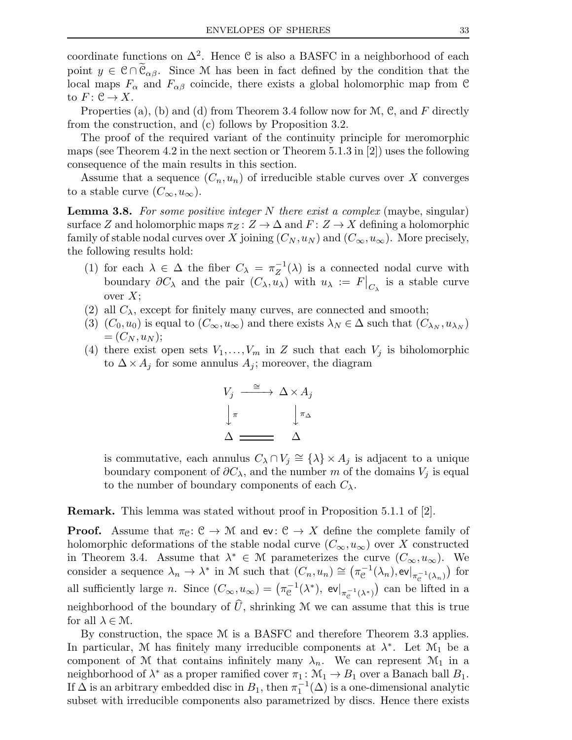coordinate functions on $\Delta^2$. Hence $\mathcal{C}$ is also a BASFC in a neighborhood of each point $y \in \mathcal{C} \cap \widetilde{\mathcal{C}}_{\alpha\beta}$. Since $\mathcal{M}$ has been in fact defined by the condition that the local maps $F_\alpha$ and $F_{\alpha\beta}$ coincide, there exists a global holomorphic map from $\mathcal{C}$ to $F\colon \mathcal{C} \to X$.

Properties (a), (b) and (d) from Theorem 3.4 follow now for $\mathcal{M}$, $\mathcal{C}$, and $F$ directly from the construction, and (c) follows by Proposition 3.2.

The proof of the required variant of the continuity principle for meromorphic maps (see Theorem 4.2 in the next section or Theorem 5.1.3 in [2]) uses the following consequence of the main results in this section.

Assume that a sequence $(C_n, u_n)$ of irreducible stable curves over $X$ converges to a stable curve $(C_\infty, u_\infty)$.

**Lemma 3.8.** *For some positive integer $N$ there exist a complex* (maybe, singular) *surface $Z$ and holomorphic maps $\pi_Z\colon Z \to \Delta$ and $F\colon Z \to X$ defining a holomorphic family of stable nodal curves over $X$ joining $(C_N, u_N)$ and $(C_\infty, u_\infty)$. More precisely, the following results hold:*

1. *for each $\lambda \in \Delta$ the fiber $C_\lambda = \pi_Z^{-1}(\lambda)$ is a connected nodal curve with boundary $\partial C_\lambda$ and the pair $(C_\lambda, u_\lambda)$ with $u_\lambda := F\big|_{C_\lambda}$ is a stable curve over $X$;*
2. *all $C_\lambda$, except for finitely many curves, are connected and smooth;*
3. *$(C_0, u_0)$ is equal to $(C_\infty, u_\infty)$ and there exists $\lambda_N \in \Delta$ such that $(C_{\lambda_N}, u_{\lambda_N}) = (C_N, u_N)$;*
4. *there exist open sets $V_1, \dots, V_m$ in $Z$ such that each $V_j$ is biholomorphic to $\Delta \times A_j$ for some annulus $A_j$; moreover, the diagram*

$$\begin{array}{ccc} V_j & \xrightarrow{\ \cong\ } & \Delta \times A_j \\ \Big\downarrow{\scriptstyle \pi} & & \Big\downarrow{\scriptstyle \pi_\Delta} \\ \Delta & = & \Delta \end{array}$$

   *is commutative, each annulus $C_\lambda \cap V_j \cong \{\lambda\} \times A_j$ is adjacent to a unique boundary component of $\partial C_\lambda$, and the number $m$ of the domains $V_j$ is equal to the number of boundary components of each $C_\lambda$.*

**Remark.** This lemma was stated without proof in Proposition 5.1.1 of [2].

**Proof.** Assume that $\pi_{\mathcal{C}}\colon \mathcal{C} \to \mathcal{M}$ and $\mathsf{ev}\colon \mathcal{C} \to X$ define the complete family of holomorphic deformations of the stable nodal curve $(C_\infty, u_\infty)$ over $X$ constructed in Theorem 3.4. Assume that $\lambda^* \in \mathcal{M}$ parameterizes the curve $(C_\infty, u_\infty)$. We consider a sequence $\lambda_n \to \lambda^*$ in $\mathcal{M}$ such that $(C_n, u_n) \cong \big(\pi_{\mathcal{C}}^{-1}(\lambda_n), \mathsf{ev}|_{\pi_{\mathcal{C}}^{-1}(\lambda_n)}\big)$ for all sufficiently large $n$. Since $(C_\infty, u_\infty) = \big(\pi_{\mathcal{C}}^{-1}(\lambda^*),\ \mathsf{ev}|_{\pi_{\mathcal{C}}^{-1}(\lambda^*)}\big)$ can be lifted in a neighborhood of the boundary of $\widehat{U}$, shrinking $\mathcal{M}$ we can assume that this is true for all $\lambda \in \mathcal{M}$.

By construction, the space $\mathcal{M}$ is a BASFC and therefore Theorem 3.3 applies. In particular, $\mathcal{M}$ has finitely many irreducible components at $\lambda^*$. Let $\mathcal{M}_1$ be a component of $\mathcal{M}$ that contains infinitely many $\lambda_n$. We can represent $\mathcal{M}_1$ in a neighborhood of $\lambda^*$ as a proper ramified cover $\pi_1\colon \mathcal{M}_1 \to B_1$ over a Banach ball $B_1$. If $\Delta$ is an arbitrary embedded disc in $B_1$, then $\pi_1^{-1}(\Delta)$ is a one-dimensional analytic subset with irreducible components also parametrized by discs. Hence there exists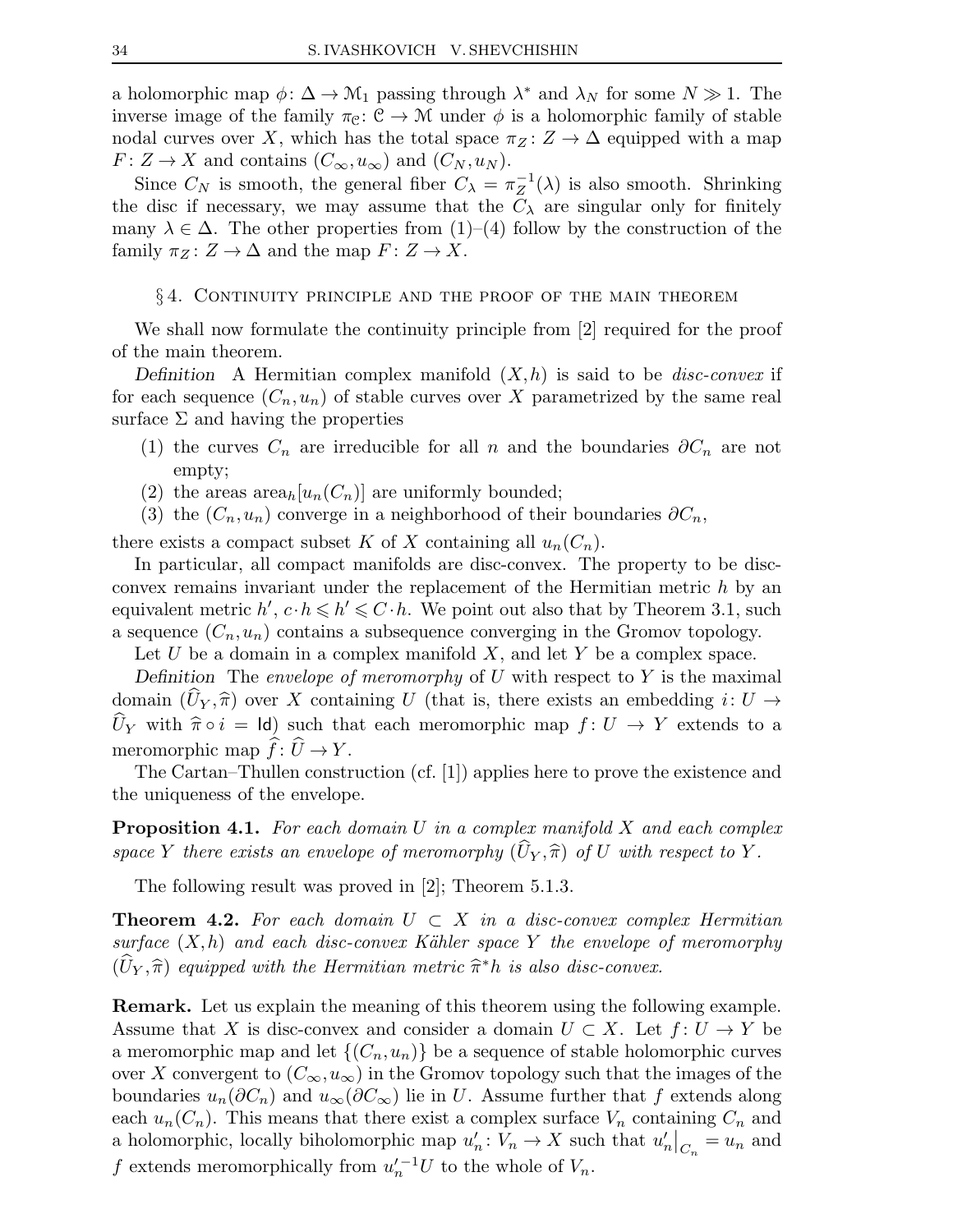a holomorphic map $\phi\colon \Delta \to \mathcal{M}_1$ passing through $\lambda^*$ and $\lambda_N$ for some $N \gg 1$. The inverse image of the family $\pi_{\mathcal{C}}\colon \mathcal{C} \to \mathcal{M}$ under $\phi$ is a holomorphic family of stable nodal curves over $X$, which has the total space $\pi_Z\colon Z \to \Delta$ equipped with a map $F\colon Z \to X$ and contains $(C_\infty, u_\infty)$ and $(C_N, u_N)$.

Since $C_N$ is smooth, the general fiber $C_\lambda = \pi_Z^{-1}(\lambda)$ is also smooth. Shrinking the disc if necessary, we may assume that the $C_\lambda$ are singular only for finitely many $\lambda \in \Delta$. The other properties from (1)–(4) follow by the construction of the family $\pi_Z\colon Z \to \Delta$ and the map $F\colon Z \to X$.

## § 4. Continuity principle and the proof of the main theorem

We shall now formulate the continuity principle from [2] required for the proof of the main theorem.

*Definition* A Hermitian complex manifold $(X, h)$ is said to be *disc-convex* if for each sequence $(C_n, u_n)$ of stable curves over $X$ parametrized by the same real surface $\Sigma$ and having the properties

1. the curves $C_n$ are irreducible for all $n$ and the boundaries $\partial C_n$ are not empty;
2. the areas $\mathrm{area}_h[u_n(C_n)]$ are uniformly bounded;
3. the $(C_n, u_n)$ converge in a neighborhood of their boundaries $\partial C_n$,

there exists a compact subset $K$ of $X$ containing all $u_n(C_n)$.

In particular, all compact manifolds are disc-convex. The property to be disc-convex remains invariant under the replacement of the Hermitian metric $h$ by an equivalent metric $h'$, $c \cdot h \leqslant h' \leqslant C \cdot h$. We point out also that by Theorem 3.1, such a sequence $(C_n, u_n)$ contains a subsequence converging in the Gromov topology.

Let $U$ be a domain in a complex manifold $X$, and let $Y$ be a complex space.

*Definition* The *envelope of meromorphy* of $U$ with respect to $Y$ is the maximal domain $(\widehat{U}_Y, \widehat{\pi})$ over $X$ containing $U$ (that is, there exists an embedding $i\colon U \to \widehat{U}_Y$ with $\widehat{\pi} \circ i = \mathsf{Id}$) such that each meromorphic map $f\colon U \to Y$ extends to a meromorphic map $\widehat{f}\colon \widehat{U} \to Y$.

The Cartan–Thullen construction (cf. [1]) applies here to prove the existence and the uniqueness of the envelope.

**Proposition 4.1.** *For each domain $U$ in a complex manifold $X$ and each complex space $Y$ there exists an envelope of meromorphy $(\widehat{U}_Y, \widehat{\pi})$ of $U$ with respect to $Y$.*

The following result was proved in [2]; Theorem 5.1.3.

**Theorem 4.2.** *For each domain $U \subset X$ in a disc-convex complex Hermitian surface $(X, h)$ and each disc-convex Kähler space $Y$ the envelope of meromorphy $(\widehat{U}_Y, \widehat{\pi})$ equipped with the Hermitian metric $\widehat{\pi}^* h$ is also disc-convex.*

**Remark.** Let us explain the meaning of this theorem using the following example. Assume that $X$ is disc-convex and consider a domain $U \subset X$. Let $f\colon U \to Y$ be a meromorphic map and let $\{(C_n, u_n)\}$ be a sequence of stable holomorphic curves over $X$ convergent to $(C_\infty, u_\infty)$ in the Gromov topology such that the images of the boundaries $u_n(\partial C_n)$ and $u_\infty(\partial C_\infty)$ lie in $U$. Assume further that $f$ extends along each $u_n(C_n)$. This means that there exist a complex surface $V_n$ containing $C_n$ and a holomorphic, locally biholomorphic map $u_n'\colon V_n \to X$ such that $u_n'\big|_{C_n} = u_n$ and $f$ extends meromorphically from $u_n'^{-1} U$ to the whole of $V_n$.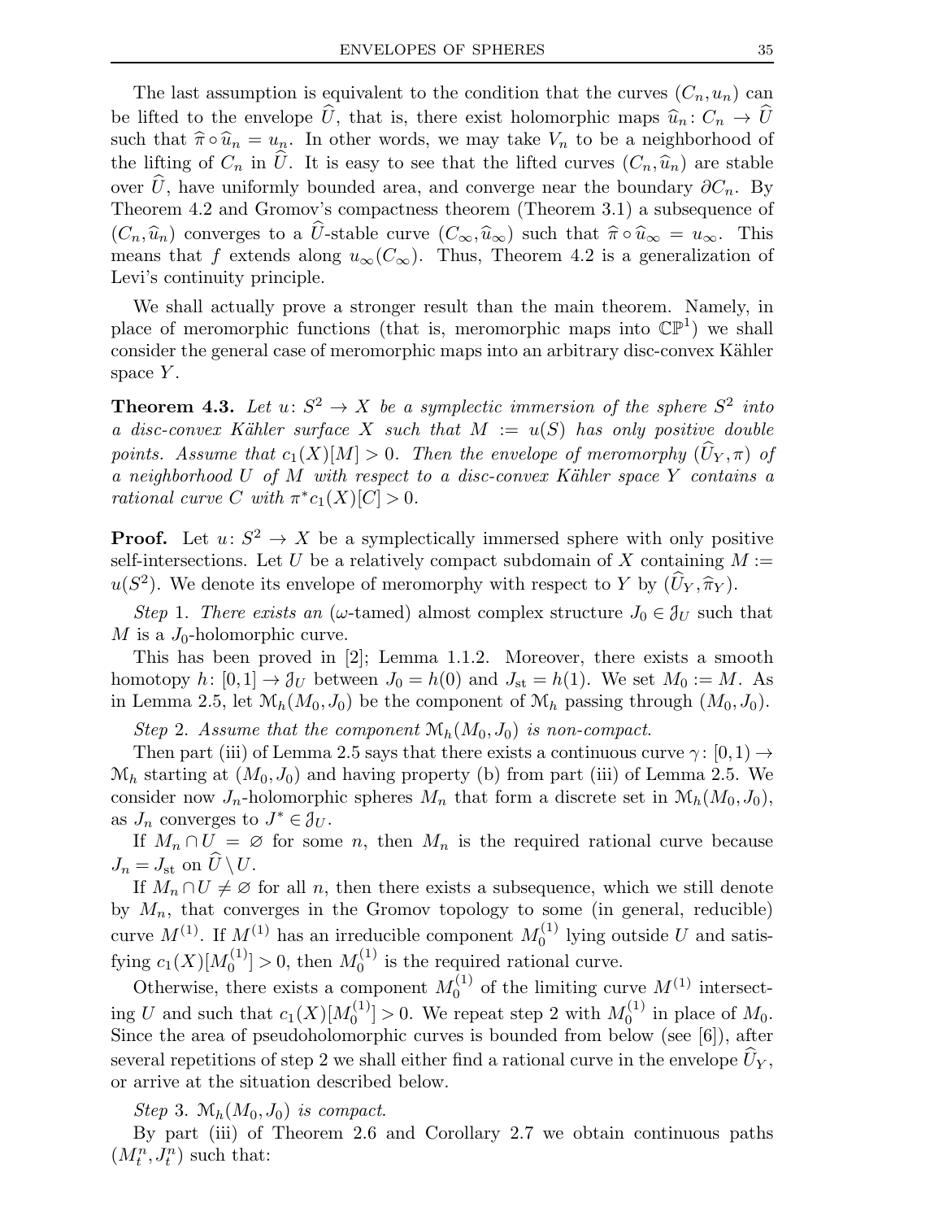The last assumption is equivalent to the condition that the curves $(C_n, u_n)$ can be lifted to the envelope $\widehat{U}$, that is, there exist holomorphic maps $\widehat{u}_n\colon C_n \to \widehat{U}$ such that $\widehat{\pi} \circ \widehat{u}_n = u_n$. In other words, we may take $V_n$ to be a neighborhood of the lifting of $C_n$ in $\widehat{U}$. It is easy to see that the lifted curves $(C_n, \widehat{u}_n)$ are stable over $\widehat{U}$, have uniformly bounded area, and converge near the boundary $\partial C_n$. By Theorem 4.2 and Gromov's compactness theorem (Theorem 3.1) a subsequence of $(C_n, \widehat{u}_n)$ converges to a $\widehat{U}$-stable curve $(C_\infty, \widehat{u}_\infty)$ such that $\widehat{\pi} \circ \widehat{u}_\infty = u_\infty$. This means that $f$ extends along $u_\infty(C_\infty)$. Thus, Theorem 4.2 is a generalization of Levi's continuity principle.

We shall actually prove a stronger result than the main theorem. Namely, in place of meromorphic functions (that is, meromorphic maps into $\mathbb{CP}^1$) we shall consider the general case of meromorphic maps into an arbitrary disc-convex Kähler space $Y$.

**Theorem 4.3.** *Let $u\colon S^2 \to X$ be a symplectic immersion of the sphere $S^2$ into a disc-convex Kähler surface $X$ such that $M := u(S)$ has only positive double points. Assume that $c_1(X)[M] > 0$. Then the envelope of meromorphy $(\widehat{U}_Y, \pi)$ of a neighborhood $U$ of $M$ with respect to a disc-convex Kähler space $Y$ contains a rational curve $C$ with $\pi^* c_1(X)[C] > 0$.*

**Proof.** Let $u\colon S^2 \to X$ be a symplectically immersed sphere with only positive self-intersections. Let $U$ be a relatively compact subdomain of $X$ containing $M := u(S^2)$. We denote its envelope of meromorphy with respect to $Y$ by $(\widehat{U}_Y, \widehat{\pi}_Y)$.

*Step* 1. *There exists an* ($\omega$-tamed) *almost complex structure $J_0 \in \mathcal{J}_U$ such that $M$ is a $J_0$-holomorphic curve.*

This has been proved in [2]; Lemma 1.1.2. Moreover, there exists a smooth homotopy $h\colon [0,1] \to \mathcal{J}_U$ between $J_0 = h(0)$ and $J_{\mathrm{st}} = h(1)$. We set $M_0 := M$. As in Lemma 2.5, let $\mathcal{M}_h(M_0, J_0)$ be the component of $\mathcal{M}_h$ passing through $(M_0, J_0)$.

*Step* 2. *Assume that the component $\mathcal{M}_h(M_0, J_0)$ is non-compact.*

Then part (iii) of Lemma 2.5 says that there exists a continuous curve $\gamma\colon [0,1) \to \mathcal{M}_h$ starting at $(M_0, J_0)$ and having property (b) from part (iii) of Lemma 2.5. We consider now $J_n$-holomorphic spheres $M_n$ that form a discrete set in $\mathcal{M}_h(M_0, J_0)$, as $J_n$ converges to $J^* \in \mathcal{J}_U$.

If $M_n \cap U = \varnothing$ for some $n$, then $M_n$ is the required rational curve because $J_n = J_{\mathrm{st}}$ on $\widehat{U} \setminus U$.

If $M_n \cap U \neq \varnothing$ for all $n$, then there exists a subsequence, which we still denote by $M_n$, that converges in the Gromov topology to some (in general, reducible) curve $M^{(1)}$. If $M^{(1)}$ has an irreducible component $M_0^{(1)}$ lying outside $U$ and satisfying $c_1(X)[M_0^{(1)}] > 0$, then $M_0^{(1)}$ is the required rational curve.

Otherwise, there exists a component $M_0^{(1)}$ of the limiting curve $M^{(1)}$ intersecting $U$ and such that $c_1(X)[M_0^{(1)}] > 0$. We repeat step 2 with $M_0^{(1)}$ in place of $M_0$. Since the area of pseudoholomorphic curves is bounded from below (see [6]), after several repetitions of step 2 we shall either find a rational curve in the envelope $\widehat{U}_Y$, or arrive at the situation described below.

*Step* 3. *$\mathcal{M}_h(M_0, J_0)$ is compact.*

By part (iii) of Theorem 2.6 and Corollary 2.7 we obtain continuous paths $(M_t^n, J_t^n)$ such that: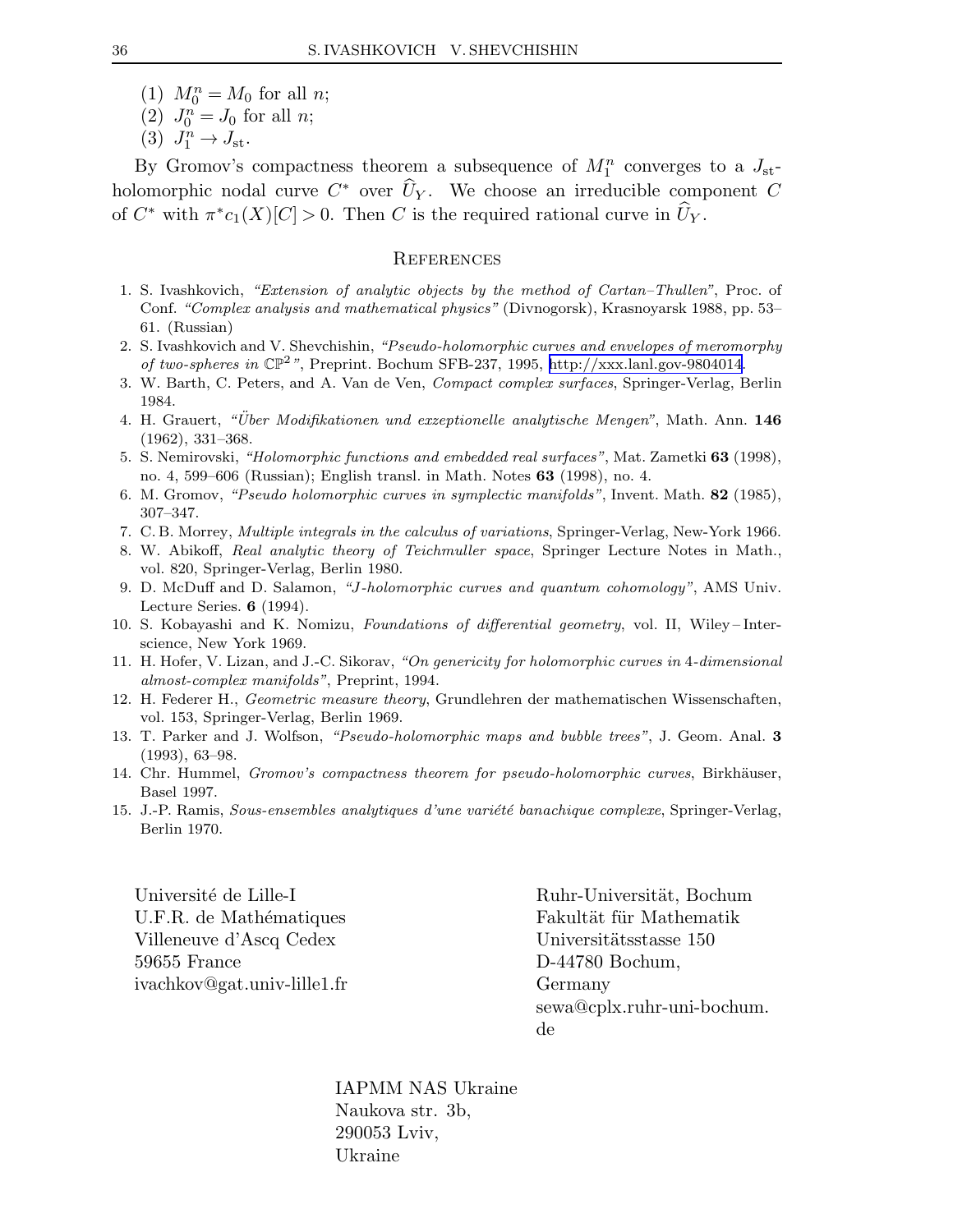(1) $M_0^n = M_0$ for all $n$;
(2) $J_0^n = J_0$ for all $n$;
(3) $J_1^n \to J_{\mathrm{st}}$.

By Gromov's compactness theorem a subsequence of $M_1^n$ converges to a $J_{\mathrm{st}}$-holomorphic nodal curve $C^*$ over $\widehat{U}_Y$. We choose an irreducible component $C$ of $C^*$ with $\pi^* c_1(X)[C] > 0$. Then $C$ is the required rational curve in $\widehat{U}_Y$.

## References

1. S. Ivashkovich, *"Extension of analytic objects by the method of Cartan–Thullen"*, Proc. of Conf. *"Complex analysis and mathematical physics"* (Divnogorsk), Krasnoyarsk 1988, pp. 53–61. (Russian)
2. S. Ivashkovich and V. Shevchishin, *"Pseudo-holomorphic curves and envelopes of meromorphy of two-spheres in $\mathbb{CP}^2$"*, Preprint. Bochum SFB-237, 1995, http://xxx.lanl.gov-9804014.
3. W. Barth, C. Peters, and A. Van de Ven, *Compact complex surfaces*, Springer-Verlag, Berlin 1984.
4. H. Grauert, *"Über Modifikationen und exzeptionelle analytische Mengen"*, Math. Ann. **146** (1962), 331–368.
5. S. Nemirovski, *"Holomorphic functions and embedded real surfaces"*, Mat. Zametki **63** (1998), no. 4, 599–606 (Russian); English transl. in Math. Notes **63** (1998), no. 4.
6. M. Gromov, *"Pseudo holomorphic curves in symplectic manifolds"*, Invent. Math. **82** (1985), 307–347.
7. C. B. Morrey, *Multiple integrals in the calculus of variations*, Springer-Verlag, New-York 1966.
8. W. Abikoff, *Real analytic theory of Teichmuller space*, Springer Lecture Notes in Math., vol. 820, Springer-Verlag, Berlin 1980.
9. D. McDuff and D. Salamon, *"J-holomorphic curves and quantum cohomology"*, AMS Univ. Lecture Series. **6** (1994).
10. S. Kobayashi and K. Nomizu, *Foundations of differential geometry*, vol. II, Wiley – Interscience, New York 1969.
11. H. Hofer, V. Lizan, and J.-C. Sikorav, *"On genericity for holomorphic curves in 4-dimensional almost-complex manifolds"*, Preprint, 1994.
12. H. Federer H., *Geometric measure theory*, Grundlehren der mathematischen Wissenschaften, vol. 153, Springer-Verlag, Berlin 1969.
13. T. Parker and J. Wolfson, *"Pseudo-holomorphic maps and bubble trees"*, J. Geom. Anal. **3** (1993), 63–98.
14. Chr. Hummel, *Gromov's compactness theorem for pseudo-holomorphic curves*, Birkhäuser, Basel 1997.
15. J.-P. Ramis, *Sous-ensembles analytiques d'une variété banachique complexe*, Springer-Verlag, Berlin 1970.

Université de Lille-I
U.F.R. de Mathématiques
Villeneuve d'Ascq Cedex
59655 France
ivachkov@gat.univ-lille1.fr

Ruhr-Universität, Bochum
Fakultät für Mathematik
Universitätsstasse 150
D-44780 Bochum,
Germany
sewa@cplx.ruhr-uni-bochum.de

IAPMM NAS Ukraine
Naukova str. 3b,
290053 Lviv,
Ukraine